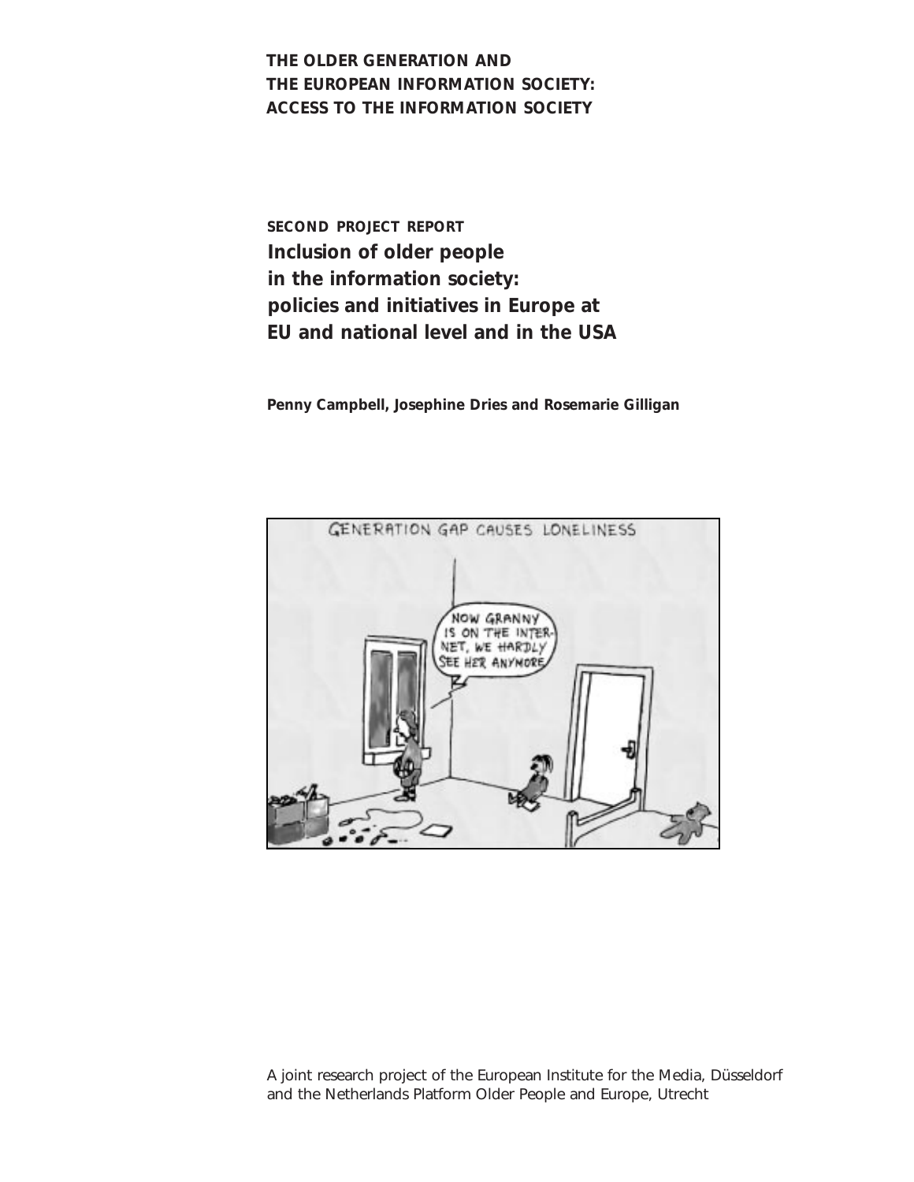**THE OLDER GENERATION AND**
**THE EUROPEAN INFORMATION SOCIETY:**
**ACCESS TO THE INFORMATION SOCIETY**

**SECOND PROJECT REPORT**

# Inclusion of older people in the information society: policies and initiatives in Europe at EU and national level and in the USA

**Penny Campbell, Josephine Dries and Rosemarie Gilligan**

A joint research project of the European Institute for the Media, Düsseldorf and the Netherlands Platform Older People and Europe, Utrecht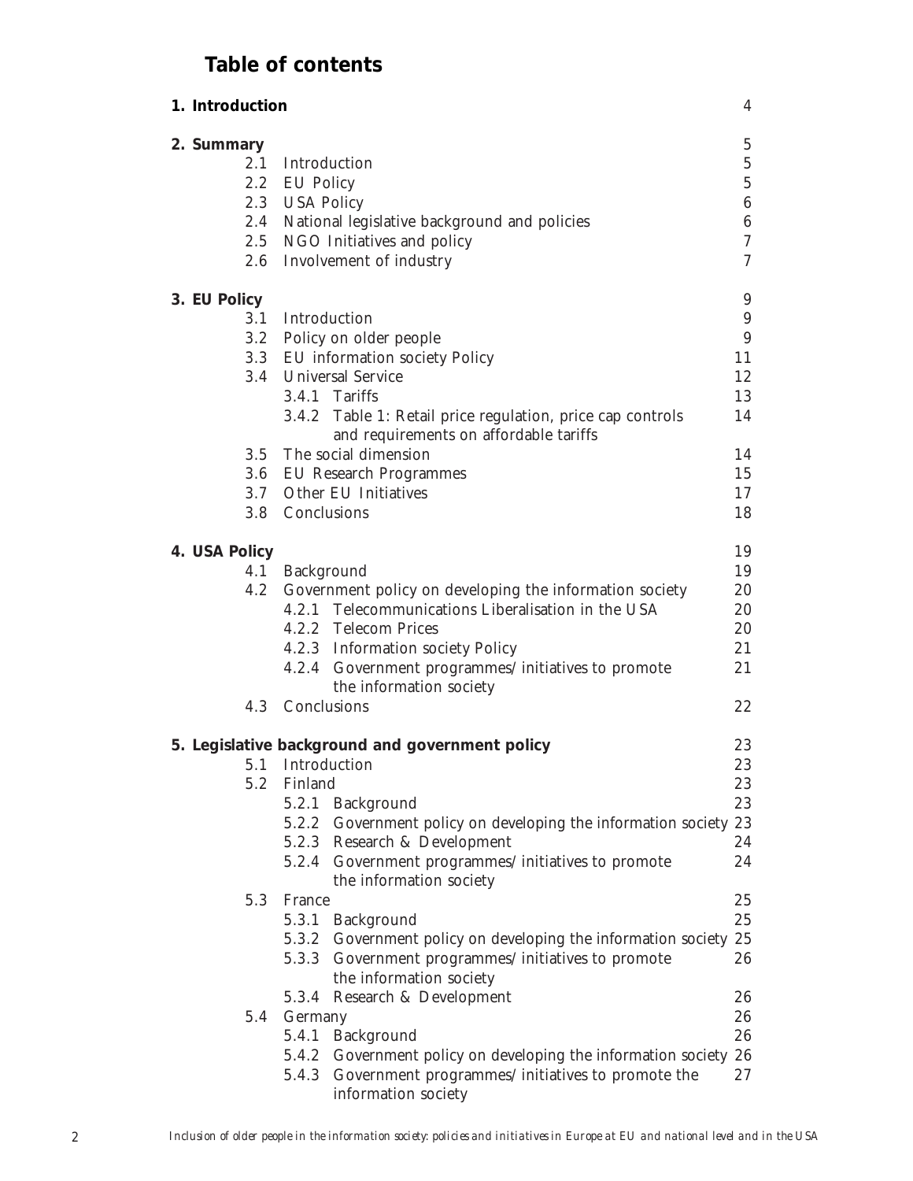# Table of contents

| | | |
|---|---|---|
| **1. Introduction** | | 4 |
| **2. Summary** | | 5 |
| 2.1 | Introduction | 5 |
| 2.2 | EU Policy | 5 |
| 2.3 | USA Policy | 6 |
| 2.4 | National legislative background and policies | 6 |
| 2.5 | NGO Initiatives and policy | 7 |
| 2.6 | Involvement of industry | 7 |
| **3. EU Policy** | | 9 |
| 3.1 | Introduction | 9 |
| 3.2 | Policy on older people | 9 |
| 3.3 | EU information society Policy | 11 |
| 3.4 | Universal Service | 12 |
| | 3.4.1 Tariffs | 13 |
| | 3.4.2 Table 1: Retail price regulation, price cap controls and requirements on affordable tariffs | 14 |
| 3.5 | The social dimension | 14 |
| 3.6 | EU Research Programmes | 15 |
| 3.7 | Other EU Initiatives | 17 |
| 3.8 | Conclusions | 18 |
| **4. USA Policy** | | 19 |
| 4.1 | Background | 19 |
| 4.2 | Government policy on developing the information society | 20 |
| | 4.2.1 Telecommunications Liberalisation in the USA | 20 |
| | 4.2.2 Telecom Prices | 20 |
| | 4.2.3 Information society Policy | 21 |
| | 4.2.4 Government programmes/ initiatives to promote the information society | 21 |
| 4.3 | Conclusions | 22 |
| **5. Legislative background and government policy** | | 23 |
| 5.1 | Introduction | 23 |
| 5.2 | Finland | 23 |
| | 5.2.1 Background | 23 |
| | 5.2.2 Government policy on developing the information society | 23 |
| | 5.2.3 Research & Development | 24 |
| | 5.2.4 Government programmes/ initiatives to promote the information society | 24 |
| 5.3 | France | 25 |
| | 5.3.1 Background | 25 |
| | 5.3.2 Government policy on developing the information society | 25 |
| | 5.3.3 Government programmes/ initiatives to promote the information society | 26 |
| | 5.3.4 Research & Development | 26 |
| 5.4 | Germany | 26 |
| | 5.4.1 Background | 26 |
| | 5.4.2 Government policy on developing the information society | 26 |
| | 5.4.3 Government programmes/ initiatives to promote the information society | 27 |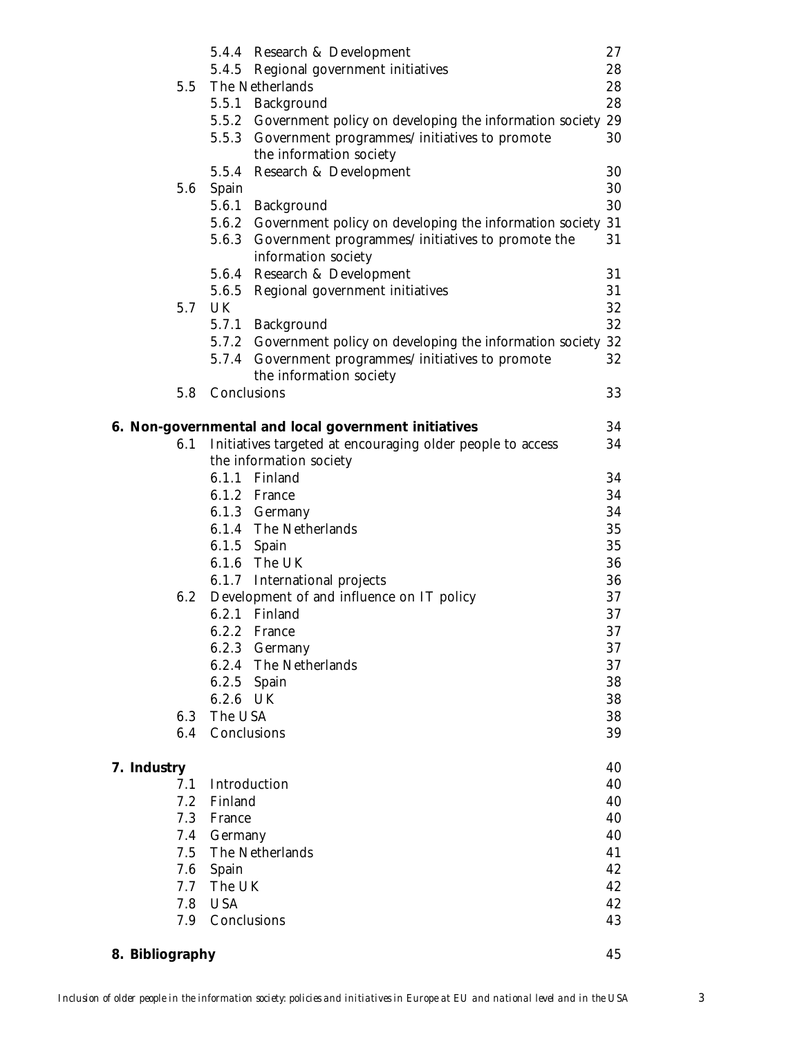| | | |
|---|---|---|
| 5.4.4 | Research & Development | 27 |
| 5.4.5 | Regional government initiatives | 28 |
| 5.5 | The Netherlands | 28 |
| 5.5.1 | Background | 28 |
| 5.5.2 | Government policy on developing the information society | 29 |
| 5.5.3 | Government programmes/ initiatives to promote the information society | 30 |
| 5.5.4 | Research & Development | 30 |
| 5.6 | Spain | 30 |
| 5.6.1 | Background | 30 |
| 5.6.2 | Government policy on developing the information society | 31 |
| 5.6.3 | Government programmes/ initiatives to promote the information society | 31 |
| 5.6.4 | Research & Development | 31 |
| 5.6.5 | Regional government initiatives | 31 |
| 5.7 | UK | 32 |
| 5.7.1 | Background | 32 |
| 5.7.2 | Government policy on developing the information society | 32 |
| 5.7.4 | Government programmes/ initiatives to promote the information society | 32 |
| 5.8 | Conclusions | 33 |
| **6.** | **Non-governmental and local government initiatives** | **34** |
| 6.1 | Initiatives targeted at encouraging older people to access the information society | 34 |
| 6.1.1 | Finland | 34 |
| 6.1.2 | France | 34 |
| 6.1.3 | Germany | 34 |
| 6.1.4 | The Netherlands | 35 |
| 6.1.5 | Spain | 35 |
| 6.1.6 | The UK | 36 |
| 6.1.7 | International projects | 36 |
| 6.2 | Development of and influence on IT policy | 37 |
| 6.2.1 | Finland | 37 |
| 6.2.2 | France | 37 |
| 6.2.3 | Germany | 37 |
| 6.2.4 | The Netherlands | 37 |
| 6.2.5 | Spain | 38 |
| 6.2.6 | UK | 38 |
| 6.3 | The USA | 38 |
| 6.4 | Conclusions | 39 |
| **7.** | **Industry** | **40** |
| 7.1 | Introduction | 40 |
| 7.2 | Finland | 40 |
| 7.3 | France | 40 |
| 7.4 | Germany | 40 |
| 7.5 | The Netherlands | 41 |
| 7.6 | Spain | 42 |
| 7.7 | The UK | 42 |
| 7.8 | USA | 42 |
| 7.9 | Conclusions | 43 |
| **8.** | **Bibliography** | **45** |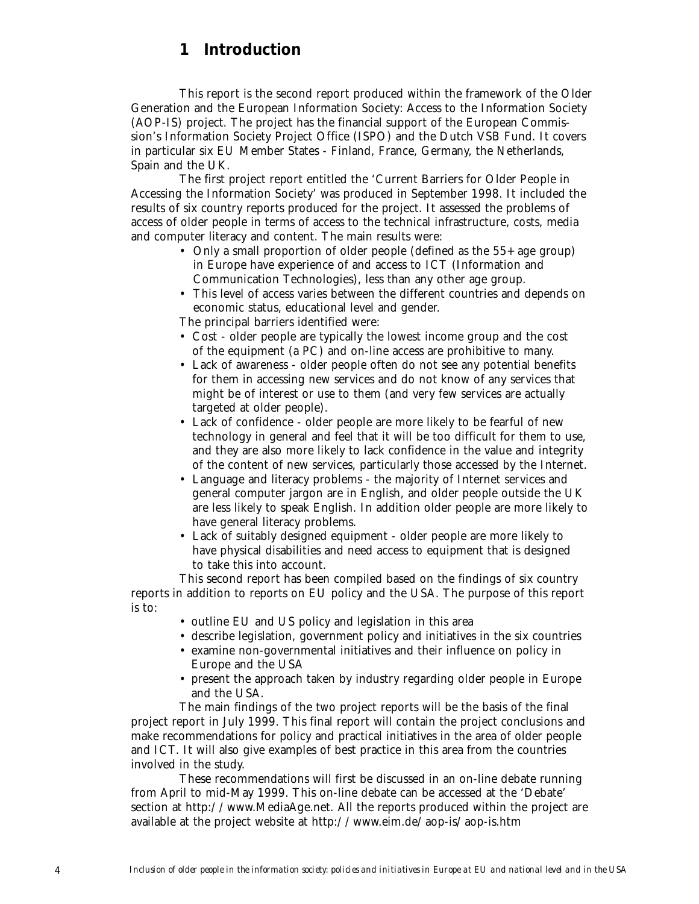# 1 Introduction

This report is the second report produced within the framework of the Older Generation and the European Information Society: Access to the Information Society (AOP-IS) project. The project has the financial support of the European Commission's Information Society Project Office (ISPO) and the Dutch VSB Fund. It covers in particular six EU Member States - Finland, France, Germany, the Netherlands, Spain and the UK.

The first project report entitled the 'Current Barriers for Older People in Accessing the Information Society' was produced in September 1998. It included the results of six country reports produced for the project. It assessed the problems of access of older people in terms of access to the technical infrastructure, costs, media and computer literacy and content. The main results were:

- Only a small proportion of older people (defined as the 55+ age group) in Europe have experience of and access to ICT (Information and Communication Technologies), less than any other age group.
- This level of access varies between the different countries and depends on economic status, educational level and gender.

The principal barriers identified were:

- Cost - older people are typically the lowest income group and the cost of the equipment (a PC) and on-line access are prohibitive to many.
- Lack of awareness - older people often do not see any potential benefits for them in accessing new services and do not know of any services that might be of interest or use to them (and very few services are actually targeted at older people).
- Lack of confidence - older people are more likely to be fearful of new technology in general and feel that it will be too difficult for them to use, and they are also more likely to lack confidence in the value and integrity of the content of new services, particularly those accessed by the Internet.
- Language and literacy problems - the majority of Internet services and general computer jargon are in English, and older people outside the UK are less likely to speak English. In addition older people are more likely to have general literacy problems.
- Lack of suitably designed equipment - older people are more likely to have physical disabilities and need access to equipment that is designed to take this into account.

This second report has been compiled based on the findings of six country reports in addition to reports on EU policy and the USA. The purpose of this report is to:

- outline EU and US policy and legislation in this area
- describe legislation, government policy and initiatives in the six countries
- examine non-governmental initiatives and their influence on policy in Europe and the USA
- present the approach taken by industry regarding older people in Europe and the USA.

The main findings of the two project reports will be the basis of the final project report in July 1999. This final report will contain the project conclusions and make recommendations for policy and practical initiatives in the area of older people and ICT. It will also give examples of best practice in this area from the countries involved in the study.

These recommendations will first be discussed in an on-line debate running from April to mid-May 1999. This on-line debate can be accessed at the 'Debate' section at http://www.MediaAge.net. All the reports produced within the project are available at the project website at http://www.eim.de/aop-is/aop-is.htm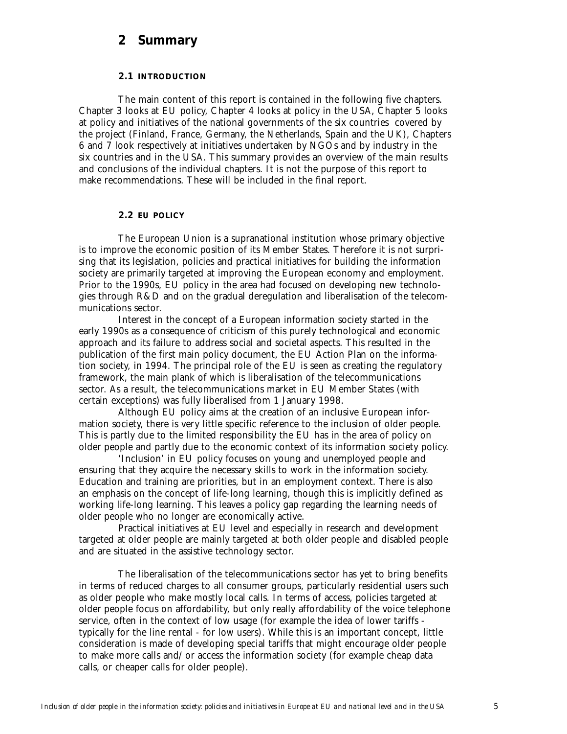# 2 Summary

### 2.1 INTRODUCTION

The main content of this report is contained in the following five chapters. Chapter 3 looks at EU policy, Chapter 4 looks at policy in the USA, Chapter 5 looks at policy and initiatives of the national governments of the six countries covered by the project (Finland, France, Germany, the Netherlands, Spain and the UK), Chapters 6 and 7 look respectively at initiatives undertaken by NGOs and by industry in the six countries and in the USA. This summary provides an overview of the main results and conclusions of the individual chapters. It is not the purpose of this report to make recommendations. These will be included in the final report.

### 2.2 EU POLICY

The European Union is a supranational institution whose primary objective is to improve the economic position of its Member States. Therefore it is not surprising that its legislation, policies and practical initiatives for building the information society are primarily targeted at improving the European economy and employment. Prior to the 1990s, EU policy in the area had focused on developing new technologies through R&D and on the gradual deregulation and liberalisation of the telecommunications sector.

Interest in the concept of a European information society started in the early 1990s as a consequence of criticism of this purely technological and economic approach and its failure to address social and societal aspects. This resulted in the publication of the first main policy document, the EU Action Plan on the information society, in 1994. The principal role of the EU is seen as creating the regulatory framework, the main plank of which is liberalisation of the telecommunications sector. As a result, the telecommunications market in EU Member States (with certain exceptions) was fully liberalised from 1 January 1998.

Although EU policy aims at the creation of an inclusive European information society, there is very little specific reference to the inclusion of older people. This is partly due to the limited responsibility the EU has in the area of policy on older people and partly due to the economic context of its information society policy.

'Inclusion' in EU policy focuses on young and unemployed people and ensuring that they acquire the necessary skills to work in the information society. Education and training are priorities, but in an employment context. There is also an emphasis on the concept of life-long learning, though this is implicitly defined as working life-long learning. This leaves a policy gap regarding the learning needs of older people who no longer are economically active.

Practical initiatives at EU level and especially in research and development targeted at older people are mainly targeted at both older people and disabled people and are situated in the assistive technology sector.

The liberalisation of the telecommunications sector has yet to bring benefits in terms of reduced charges to all consumer groups, particularly residential users such as older people who make mostly local calls. In terms of access, policies targeted at older people focus on affordability, but only really affordability of the voice telephone service, often in the context of low usage (for example the idea of lower tariffs - typically for the line rental - for low users). While this is an important concept, little consideration is made of developing special tariffs that might encourage older people to make more calls and/or access the information society (for example cheap data calls, or cheaper calls for older people).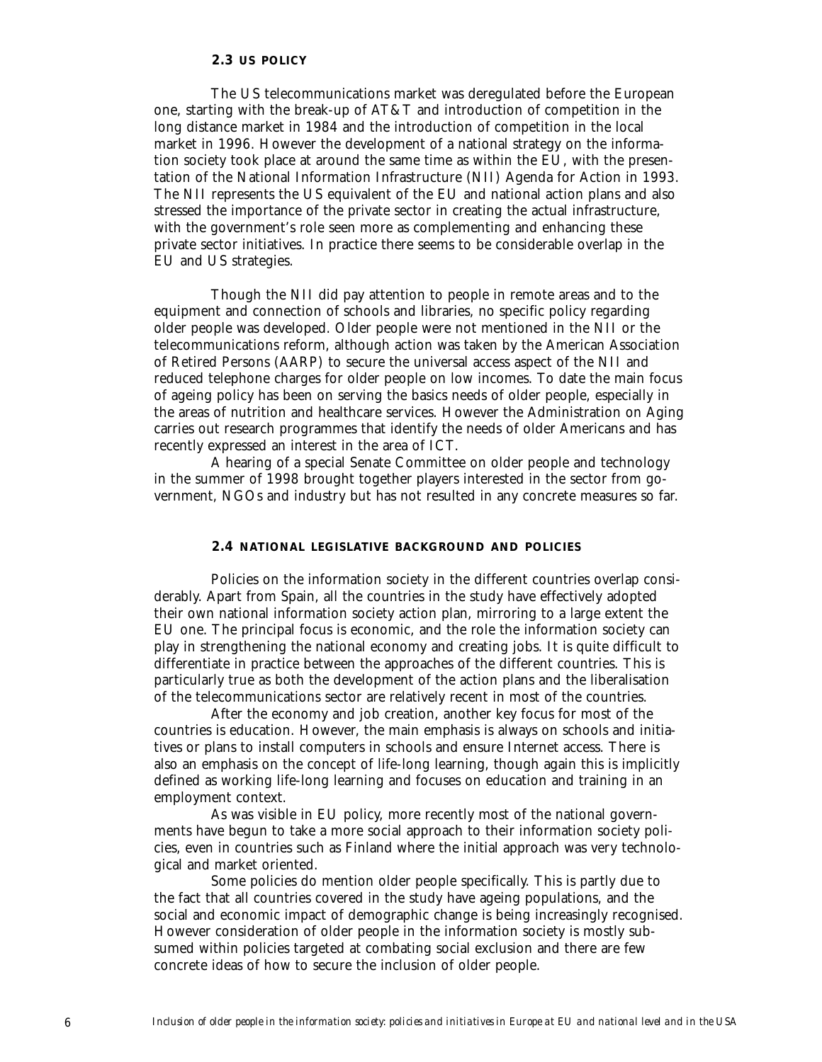### 2.3 US POLICY

The US telecommunications market was deregulated before the European one, starting with the break-up of AT&T and introduction of competition in the long distance market in 1984 and the introduction of competition in the local market in 1996. However the development of a national strategy on the information society took place at around the same time as within the EU, with the presentation of the National Information Infrastructure (NII) Agenda for Action in 1993. The NII represents the US equivalent of the EU and national action plans and also stressed the importance of the private sector in creating the actual infrastructure, with the government's role seen more as complementing and enhancing these private sector initiatives. In practice there seems to be considerable overlap in the EU and US strategies.

Though the NII did pay attention to people in remote areas and to the equipment and connection of schools and libraries, no specific policy regarding older people was developed. Older people were not mentioned in the NII or the telecommunications reform, although action was taken by the American Association of Retired Persons (AARP) to secure the universal access aspect of the NII and reduced telephone charges for older people on low incomes. To date the main focus of ageing policy has been on serving the basics needs of older people, especially in the areas of nutrition and healthcare services. However the Administration on Aging carries out research programmes that identify the needs of older Americans and has recently expressed an interest in the area of ICT.

A hearing of a special Senate Committee on older people and technology in the summer of 1998 brought together players interested in the sector from government, NGOs and industry but has not resulted in any concrete measures so far.

### 2.4 NATIONAL LEGISLATIVE BACKGROUND AND POLICIES

Policies on the information society in the different countries overlap considerably. Apart from Spain, all the countries in the study have effectively adopted their own national information society action plan, mirroring to a large extent the EU one. The principal focus is economic, and the role the information society can play in strengthening the national economy and creating jobs. It is quite difficult to differentiate in practice between the approaches of the different countries. This is particularly true as both the development of the action plans and the liberalisation of the telecommunications sector are relatively recent in most of the countries.

After the economy and job creation, another key focus for most of the countries is education. However, the main emphasis is always on schools and initiatives or plans to install computers in schools and ensure Internet access. There is also an emphasis on the concept of life-long learning, though again this is implicitly defined as working life-long learning and focuses on education and training in an employment context.

As was visible in EU policy, more recently most of the national governments have begun to take a more social approach to their information society policies, even in countries such as Finland where the initial approach was very technological and market oriented.

Some policies do mention older people specifically. This is partly due to the fact that all countries covered in the study have ageing populations, and the social and economic impact of demographic change is being increasingly recognised. However consideration of older people in the information society is mostly subsumed within policies targeted at combating social exclusion and there are few concrete ideas of how to secure the inclusion of older people.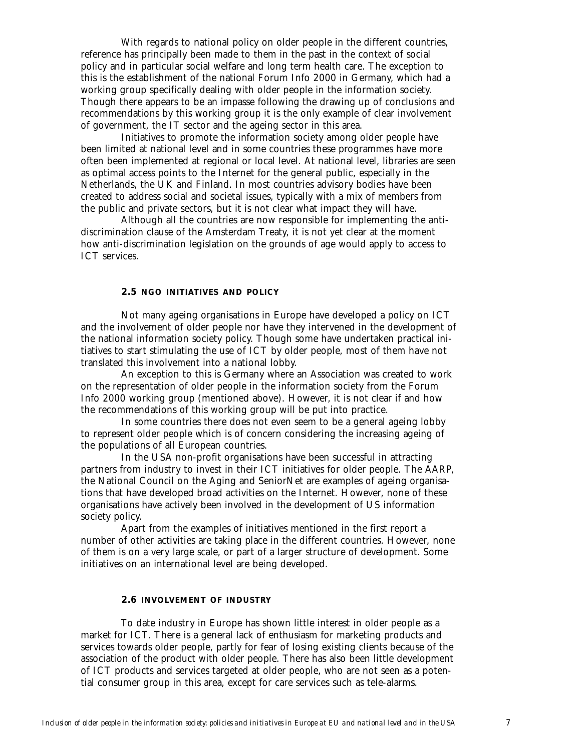With regards to national policy on older people in the different countries, reference has principally been made to them in the past in the context of social policy and in particular social welfare and long term health care. The exception to this is the establishment of the national Forum Info 2000 in Germany, which had a working group specifically dealing with older people in the information society. Though there appears to be an impasse following the drawing up of conclusions and recommendations by this working group it is the only example of clear involvement of government, the IT sector and the ageing sector in this area.

Initiatives to promote the information society among older people have been limited at national level and in some countries these programmes have more often been implemented at regional or local level. At national level, libraries are seen as optimal access points to the Internet for the general public, especially in the Netherlands, the UK and Finland. In most countries advisory bodies have been created to address social and societal issues, typically with a mix of members from the public and private sectors, but it is not clear what impact they will have.

Although all the countries are now responsible for implementing the anti-discrimination clause of the Amsterdam Treaty, it is not yet clear at the moment how anti-discrimination legislation on the grounds of age would apply to access to ICT services.

### 2.5 NGO INITIATIVES AND POLICY

Not many ageing organisations in Europe have developed a policy on ICT and the involvement of older people nor have they intervened in the development of the national information society policy. Though some have undertaken practical initiatives to start stimulating the use of ICT by older people, most of them have not translated this involvement into a national lobby.

An exception to this is Germany where an Association was created to work on the representation of older people in the information society from the Forum Info 2000 working group (mentioned above). However, it is not clear if and how the recommendations of this working group will be put into practice.

In some countries there does not even seem to be a general ageing lobby to represent older people which is of concern considering the increasing ageing of the populations of all European countries.

In the USA non-profit organisations have been successful in attracting partners from industry to invest in their ICT initiatives for older people. The AARP, the National Council on the Aging and SeniorNet are examples of ageing organisations that have developed broad activities on the Internet. However, none of these organisations have actively been involved in the development of US information society policy.

Apart from the examples of initiatives mentioned in the first report a number of other activities are taking place in the different countries. However, none of them is on a very large scale, or part of a larger structure of development. Some initiatives on an international level are being developed.

### 2.6 INVOLVEMENT OF INDUSTRY

To date industry in Europe has shown little interest in older people as a market for ICT. There is a general lack of enthusiasm for marketing products and services towards older people, partly for fear of losing existing clients because of the association of the product with older people. There has also been little development of ICT products and services targeted at older people, who are not seen as a potential consumer group in this area, except for care services such as tele-alarms.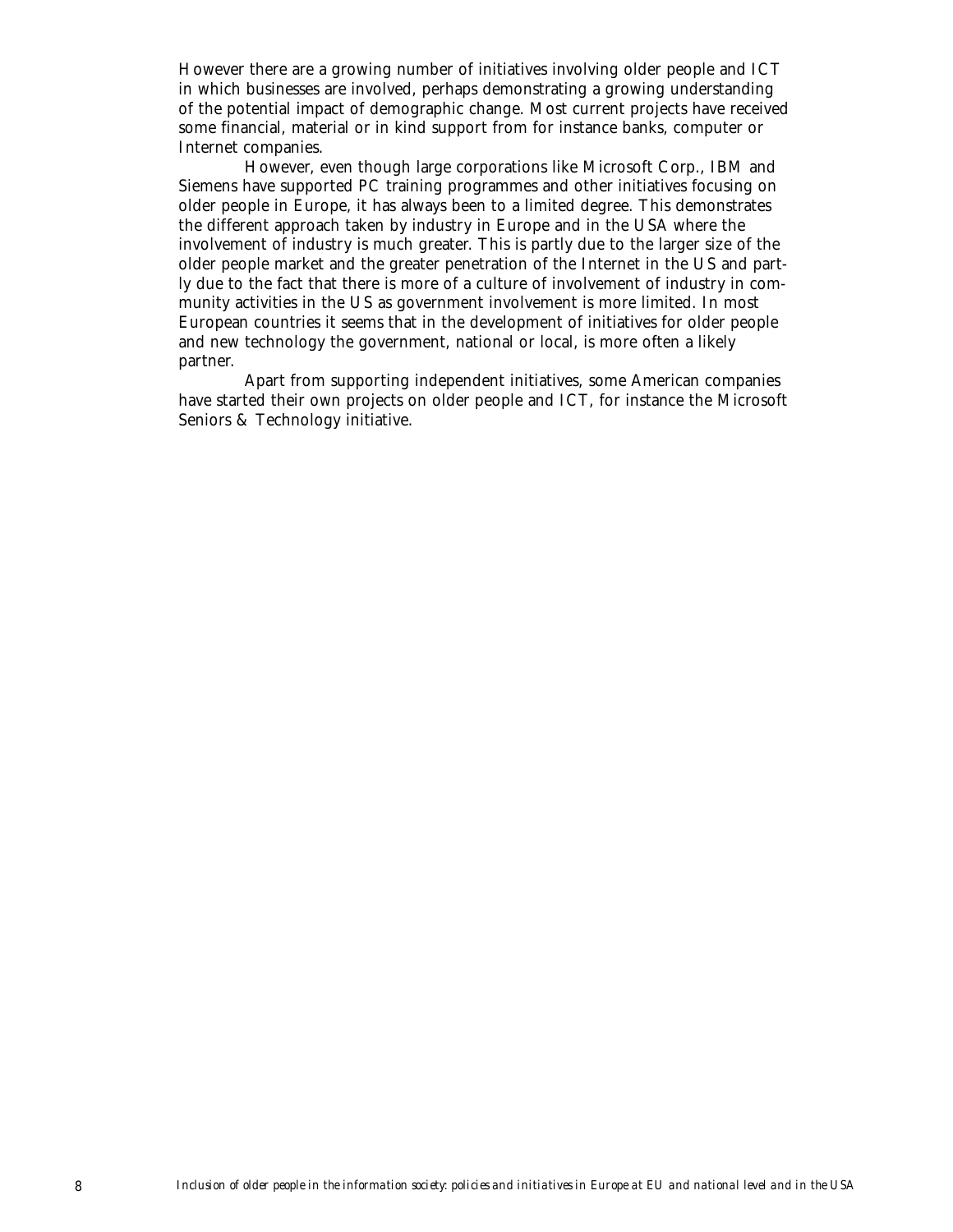However there are a growing number of initiatives involving older people and ICT in which businesses are involved, perhaps demonstrating a growing understanding of the potential impact of demographic change. Most current projects have received some financial, material or in kind support from for instance banks, computer or Internet companies.

However, even though large corporations like Microsoft Corp., IBM and Siemens have supported PC training programmes and other initiatives focusing on older people in Europe, it has always been to a limited degree. This demonstrates the different approach taken by industry in Europe and in the USA where the involvement of industry is much greater. This is partly due to the larger size of the older people market and the greater penetration of the Internet in the US and partly due to the fact that there is more of a culture of involvement of industry in community activities in the US as government involvement is more limited. In most European countries it seems that in the development of initiatives for older people and new technology the government, national or local, is more often a likely partner.

Apart from supporting independent initiatives, some American companies have started their own projects on older people and ICT, for instance the Microsoft Seniors & Technology initiative.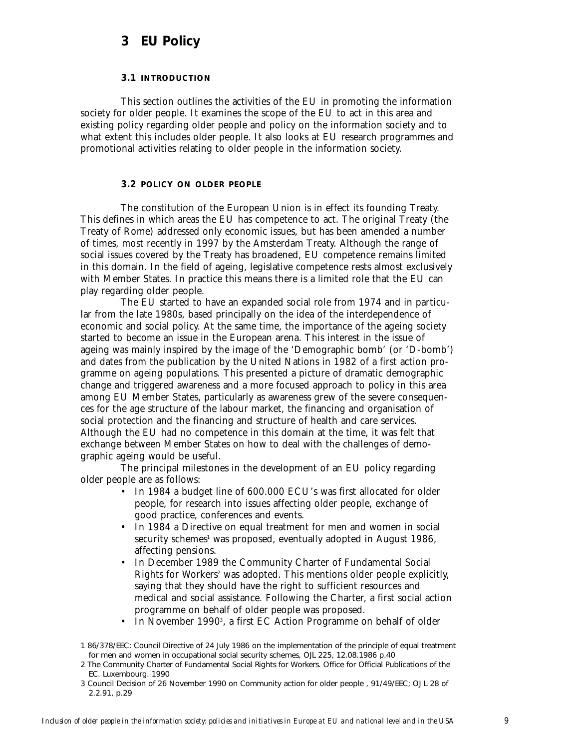# 3 EU Policy

### 3.1 INTRODUCTION

This section outlines the activities of the EU in promoting the information society for older people. It examines the scope of the EU to act in this area and existing policy regarding older people and policy on the information society and to what extent this includes older people. It also looks at EU research programmes and promotional activities relating to older people in the information society.

### 3.2 POLICY ON OLDER PEOPLE

The constitution of the European Union is in effect its founding Treaty. This defines in which areas the EU has competence to act. The original Treaty (the Treaty of Rome) addressed only economic issues, but has been amended a number of times, most recently in 1997 by the Amsterdam Treaty. Although the range of social issues covered by the Treaty has broadened, EU competence remains limited in this domain. In the field of ageing, legislative competence rests almost exclusively with Member States. In practice this means there is a limited role that the EU can play regarding older people.

The EU started to have an expanded social role from 1974 and in particular from the late 1980s, based principally on the idea of the interdependence of economic and social policy. At the same time, the importance of the ageing society started to become an issue in the European arena. This interest in the issue of ageing was mainly inspired by the image of the 'Demographic bomb' (or 'D-bomb') and dates from the publication by the United Nations in 1982 of a first action programme on ageing populations. This presented a picture of dramatic demographic change and triggered awareness and a more focused approach to policy in this area among EU Member States, particularly as awareness grew of the severe consequences for the age structure of the labour market, the financing and organisation of social protection and the financing and structure of health and care services. Although the EU had no competence in this domain at the time, it was felt that exchange between Member States on how to deal with the challenges of demographic ageing would be useful.

The principal milestones in the development of an EU policy regarding older people are as follows:

- In 1984 a budget line of 600.000 ECU's was first allocated for older people, for research into issues affecting older people, exchange of good practice, conferences and events.
- In 1984 a Directive on equal treatment for men and women in social security schemes[1] was proposed, eventually adopted in August 1986, affecting pensions.
- In December 1989 the Community Charter of Fundamental Social Rights for Workers[2] was adopted. This mentions older people explicitly, saying that they should have the right to sufficient resources and medical and social assistance. Following the Charter, a first social action programme on behalf of older people was proposed.
- In November 1990[3], a first EC Action Programme on behalf of older

1 86/378/EEC: Council Directive of 24 July 1986 on the implementation of the principle of equal treatment for men and women in occupational social security schemes, OJL 225, 12.08.1986 p.40

2 The Community Charter of Fundamental Social Rights for Workers. Office for Official Publications of the EC. Luxembourg. 1990

3 Council Decision of 26 November 1990 on Community action for older people , 91/49/EEC; OJ L 28 of 2.2.91, p.29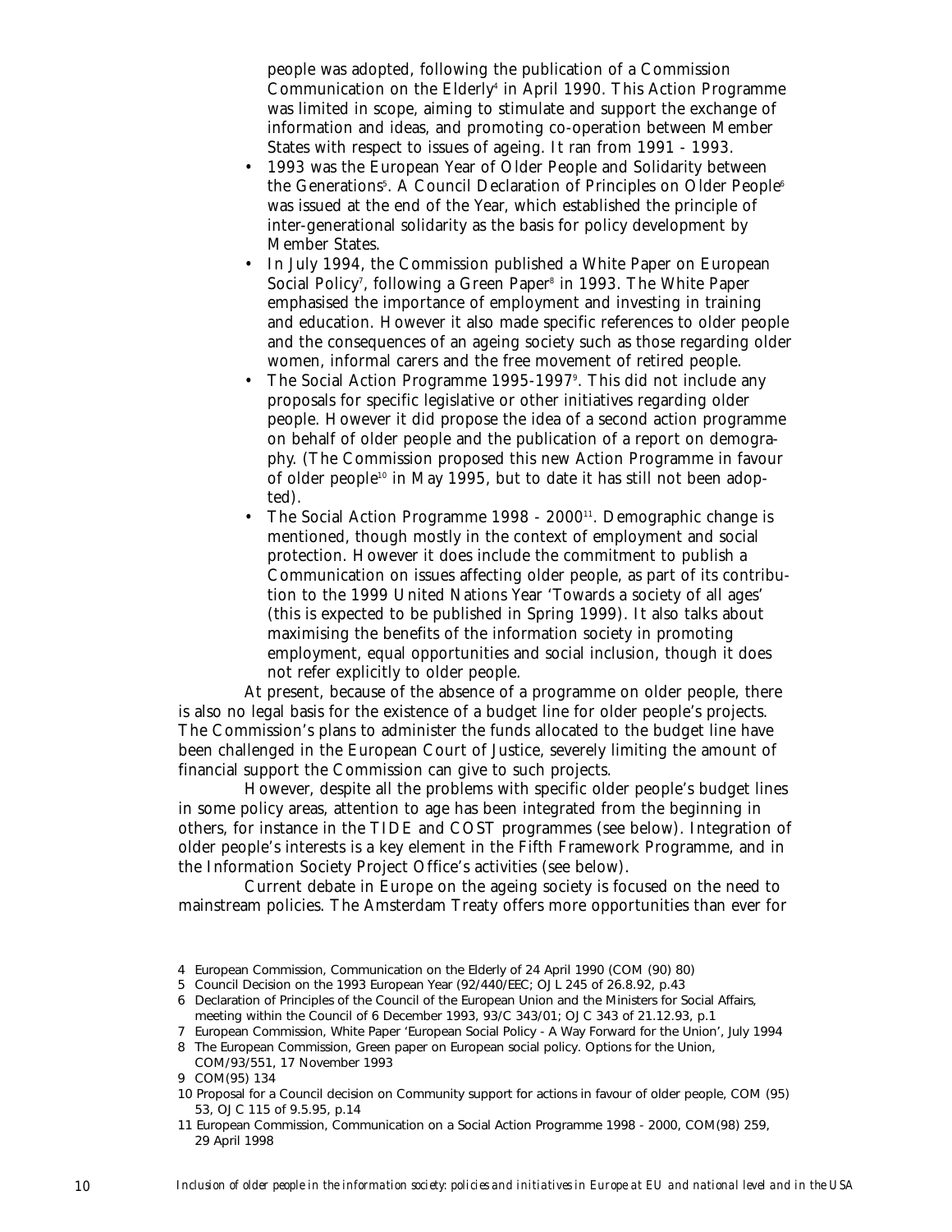people was adopted, following the publication of a Commission Communication on the Elderly[4] in April 1990. This Action Programme was limited in scope, aiming to stimulate and support the exchange of information and ideas, and promoting co-operation between Member States with respect to issues of ageing. It ran from 1991 - 1993.

- 1993 was the European Year of Older People and Solidarity between the Generations[5]. A Council Declaration of Principles on Older People[6] was issued at the end of the Year, which established the principle of inter-generational solidarity as the basis for policy development by Member States.
- In July 1994, the Commission published a White Paper on European Social Policy[7], following a Green Paper[8] in 1993. The White Paper emphasised the importance of employment and investing in training and education. However it also made specific references to older people and the consequences of an ageing society such as those regarding older women, informal carers and the free movement of retired people.
- The Social Action Programme 1995-1997[9]. This did not include any proposals for specific legislative or other initiatives regarding older people. However it did propose the idea of a second action programme on behalf of older people and the publication of a report on demography. (The Commission proposed this new Action Programme in favour of older people[10] in May 1995, but to date it has still not been adopted).
- The Social Action Programme 1998 - 2000[11]. Demographic change is mentioned, though mostly in the context of employment and social protection. However it does include the commitment to publish a Communication on issues affecting older people, as part of its contribution to the 1999 United Nations Year 'Towards a society of all ages' (this is expected to be published in Spring 1999). It also talks about maximising the benefits of the information society in promoting employment, equal opportunities and social inclusion, though it does not refer explicitly to older people.

At present, because of the absence of a programme on older people, there is also no legal basis for the existence of a budget line for older people's projects. The Commission's plans to administer the funds allocated to the budget line have been challenged in the European Court of Justice, severely limiting the amount of financial support the Commission can give to such projects.

However, despite all the problems with specific older people's budget lines in some policy areas, attention to age has been integrated from the beginning in others, for instance in the TIDE and COST programmes (see below). Integration of older people's interests is a key element in the Fifth Framework Programme, and in the Information Society Project Office's activities (see below).

Current debate in Europe on the ageing society is focused on the need to mainstream policies. The Amsterdam Treaty offers more opportunities than ever for

4 European Commission, Communication on the Elderly of 24 April 1990 (COM (90) 80)

5 Council Decision on the 1993 European Year (92/440/EEC; OJ L 245 of 26.8.92, p.43

6 Declaration of Principles of the Council of the European Union and the Ministers for Social Affairs, meeting within the Council of 6 December 1993, 93/C 343/01; OJ C 343 of 21.12.93, p.1

7 European Commission, White Paper 'European Social Policy - A Way Forward for the Union', July 1994

8 The European Commission, Green paper on European social policy. Options for the Union, COM/93/551, 17 November 1993

9 COM(95) 134

10 Proposal for a Council decision on Community support for actions in favour of older people, COM (95) 53, OJ C 115 of 9.5.95, p.14

11 European Commission, Communication on a Social Action Programme 1998 - 2000, COM(98) 259, 29 April 1998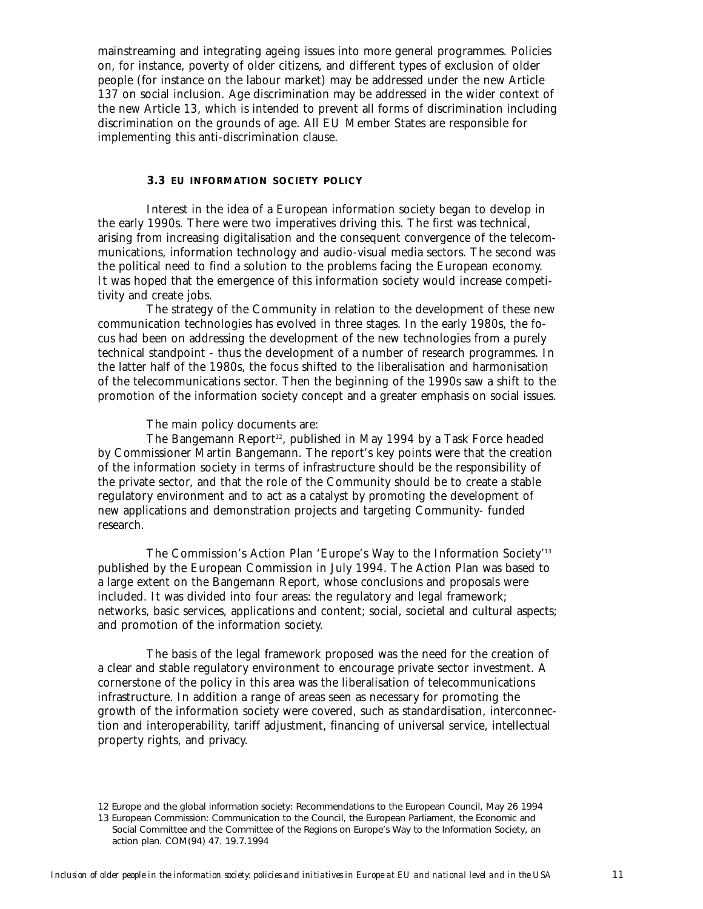mainstreaming and integrating ageing issues into more general programmes. Policies on, for instance, poverty of older citizens, and different types of exclusion of older people (for instance on the labour market) may be addressed under the new Article 137 on social inclusion. Age discrimination may be addressed in the wider context of the new Article 13, which is intended to prevent all forms of discrimination including discrimination on the grounds of age. All EU Member States are responsible for implementing this anti-discrimination clause.

### 3.3 EU INFORMATION SOCIETY POLICY

Interest in the idea of a European information society began to develop in the early 1990s. There were two imperatives driving this. The first was technical, arising from increasing digitalisation and the consequent convergence of the telecommunications, information technology and audio-visual media sectors. The second was the political need to find a solution to the problems facing the European economy. It was hoped that the emergence of this information society would increase competitivity and create jobs.

The strategy of the Community in relation to the development of these new communication technologies has evolved in three stages. In the early 1980s, the focus had been on addressing the development of the new technologies from a purely technical standpoint - thus the development of a number of research programmes. In the latter half of the 1980s, the focus shifted to the liberalisation and harmonisation of the telecommunications sector. Then the beginning of the 1990s saw a shift to the promotion of the information society concept and a greater emphasis on social issues.

The main policy documents are:

The Bangemann Report[12], published in May 1994 by a Task Force headed by Commissioner Martin Bangemann. The report's key points were that the creation of the information society in terms of infrastructure should be the responsibility of the private sector, and that the role of the Community should be to create a stable regulatory environment and to act as a catalyst by promoting the development of new applications and demonstration projects and targeting Community- funded research.

The Commission's Action Plan 'Europe's Way to the Information Society'[13] published by the European Commission in July 1994. The Action Plan was based to a large extent on the Bangemann Report, whose conclusions and proposals were included. It was divided into four areas: the regulatory and legal framework; networks, basic services, applications and content; social, societal and cultural aspects; and promotion of the information society.

The basis of the legal framework proposed was the need for the creation of a clear and stable regulatory environment to encourage private sector investment. A cornerstone of the policy in this area was the liberalisation of telecommunications infrastructure. In addition a range of areas seen as necessary for promoting the growth of the information society were covered, such as standardisation, interconnection and interoperability, tariff adjustment, financing of universal service, intellectual property rights, and privacy.

12 Europe and the global information society: Recommendations to the European Council, May 26 1994

13 European Commission: Communication to the Council, the European Parliament, the Economic and Social Committee and the Committee of the Regions on Europe's Way to the Information Society, an action plan. COM(94) 47. 19.7.1994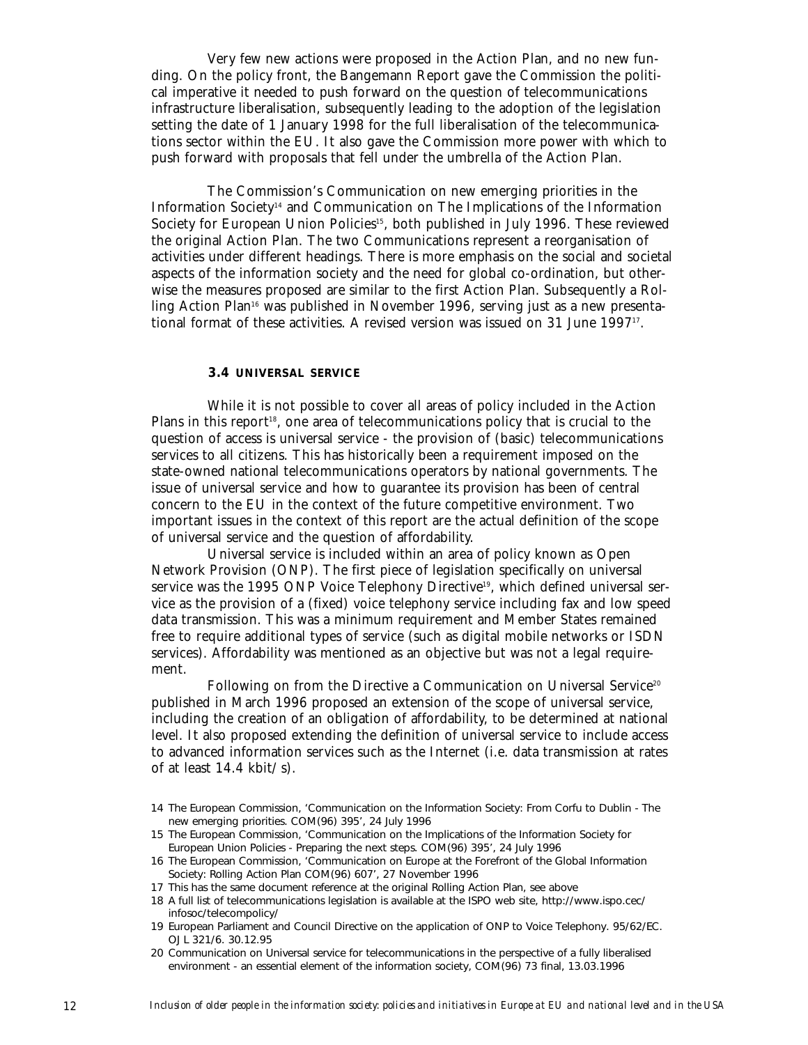Very few new actions were proposed in the Action Plan, and no new funding. On the policy front, the Bangemann Report gave the Commission the political imperative it needed to push forward on the question of telecommunications infrastructure liberalisation, subsequently leading to the adoption of the legislation setting the date of 1 January 1998 for the full liberalisation of the telecommunications sector within the EU. It also gave the Commission more power with which to push forward with proposals that fell under the umbrella of the Action Plan.

The Commission's Communication on new emerging priorities in the Information Society[14] and Communication on The Implications of the Information Society for European Union Policies[15], both published in July 1996. These reviewed the original Action Plan. The two Communications represent a reorganisation of activities under different headings. There is more emphasis on the social and societal aspects of the information society and the need for global co-ordination, but otherwise the measures proposed are similar to the first Action Plan. Subsequently a Rolling Action Plan[16] was published in November 1996, serving just as a new presentational format of these activities. A revised version was issued on 31 June 1997[17].

### 3.4 UNIVERSAL SERVICE

While it is not possible to cover all areas of policy included in the Action Plans in this report[18], one area of telecommunications policy that is crucial to the question of access is universal service - the provision of (basic) telecommunications services to all citizens. This has historically been a requirement imposed on the state-owned national telecommunications operators by national governments. The issue of universal service and how to guarantee its provision has been of central concern to the EU in the context of the future competitive environment. Two important issues in the context of this report are the actual definition of the scope of universal service and the question of affordability.

Universal service is included within an area of policy known as Open Network Provision (ONP). The first piece of legislation specifically on universal service was the 1995 ONP Voice Telephony Directive[19], which defined universal service as the provision of a (fixed) voice telephony service including fax and low speed data transmission. This was a minimum requirement and Member States remained free to require additional types of service (such as digital mobile networks or ISDN services). Affordability was mentioned as an objective but was not a legal requirement.

Following on from the Directive a Communication on Universal Service[20] published in March 1996 proposed an extension of the scope of universal service, including the creation of an obligation of affordability, to be determined at national level. It also proposed extending the definition of universal service to include access to advanced information services such as the Internet (i.e. data transmission at rates of at least 14.4 kbit/s).

14 The European Commission, 'Communication on the Information Society: From Corfu to Dublin - The new emerging priorities. COM(96) 395', 24 July 1996

15 The European Commission, 'Communication on the Implications of the Information Society for European Union Policies - Preparing the next steps. COM(96) 395', 24 July 1996

16 The European Commission, 'Communication on Europe at the Forefront of the Global Information Society: Rolling Action Plan COM(96) 607', 27 November 1996

17 This has the same document reference at the original Rolling Action Plan, see above

18 A full list of telecommunications legislation is available at the ISPO web site, http://www.ispo.cec/infosoc/telecompolicy/

19 European Parliament and Council Directive on the application of ONP to Voice Telephony. 95/62/EC. OJL 321/6. 30.12.95

20 Communication on Universal service for telecommunications in the perspective of a fully liberalised environment - an essential element of the information society, COM(96) 73 final, 13.03.1996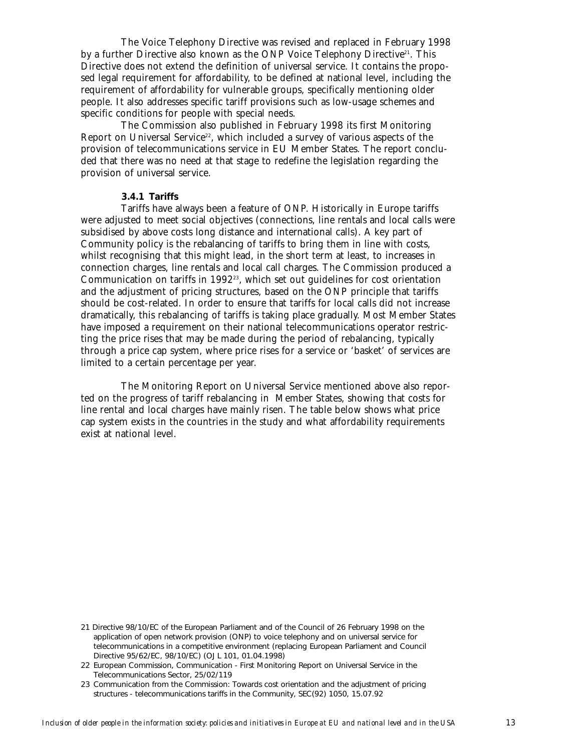The Voice Telephony Directive was revised and replaced in February 1998 by a further Directive also known as the ONP Voice Telephony Directive[21]. This Directive does not extend the definition of universal service. It contains the proposed legal requirement for affordability, to be defined at national level, including the requirement of affordability for vulnerable groups, specifically mentioning older people. It also addresses specific tariff provisions such as low-usage schemes and specific conditions for people with special needs.

The Commission also published in February 1998 its first Monitoring Report on Universal Service[22], which included a survey of various aspects of the provision of telecommunications service in EU Member States. The report concluded that there was no need at that stage to redefine the legislation regarding the provision of universal service.

#### 3.4.1 Tariffs

Tariffs have always been a feature of ONP. Historically in Europe tariffs were adjusted to meet social objectives (connections, line rentals and local calls were subsidised by above costs long distance and international calls). A key part of Community policy is the rebalancing of tariffs to bring them in line with costs, whilst recognising that this might lead, in the short term at least, to increases in connection charges, line rentals and local call charges. The Commission produced a Communication on tariffs in 1992[23], which set out guidelines for cost orientation and the adjustment of pricing structures, based on the ONP principle that tariffs should be cost-related. In order to ensure that tariffs for local calls did not increase dramatically, this rebalancing of tariffs is taking place gradually. Most Member States have imposed a requirement on their national telecommunications operator restricting the price rises that may be made during the period of rebalancing, typically through a price cap system, where price rises for a service or 'basket' of services are limited to a certain percentage per year.

The Monitoring Report on Universal Service mentioned above also reported on the progress of tariff rebalancing in Member States, showing that costs for line rental and local charges have mainly risen. The table below shows what price cap system exists in the countries in the study and what affordability requirements exist at national level.

---

21 Directive 98/10/EC of the European Parliament and of the Council of 26 February 1998 on the application of open network provision (ONP) to voice telephony and on universal service for telecommunications in a competitive environment (replacing European Parliament and Council Directive 95/62/EC, 98/10/EC) (OJ L 101, 01.04.1998)

22 European Commission, Communication - First Monitoring Report on Universal Service in the Telecommunications Sector, 25/02/119

23 Communication from the Commission: Towards cost orientation and the adjustment of pricing structures - telecommunications tariffs in the Community, SEC(92) 1050, 15.07.92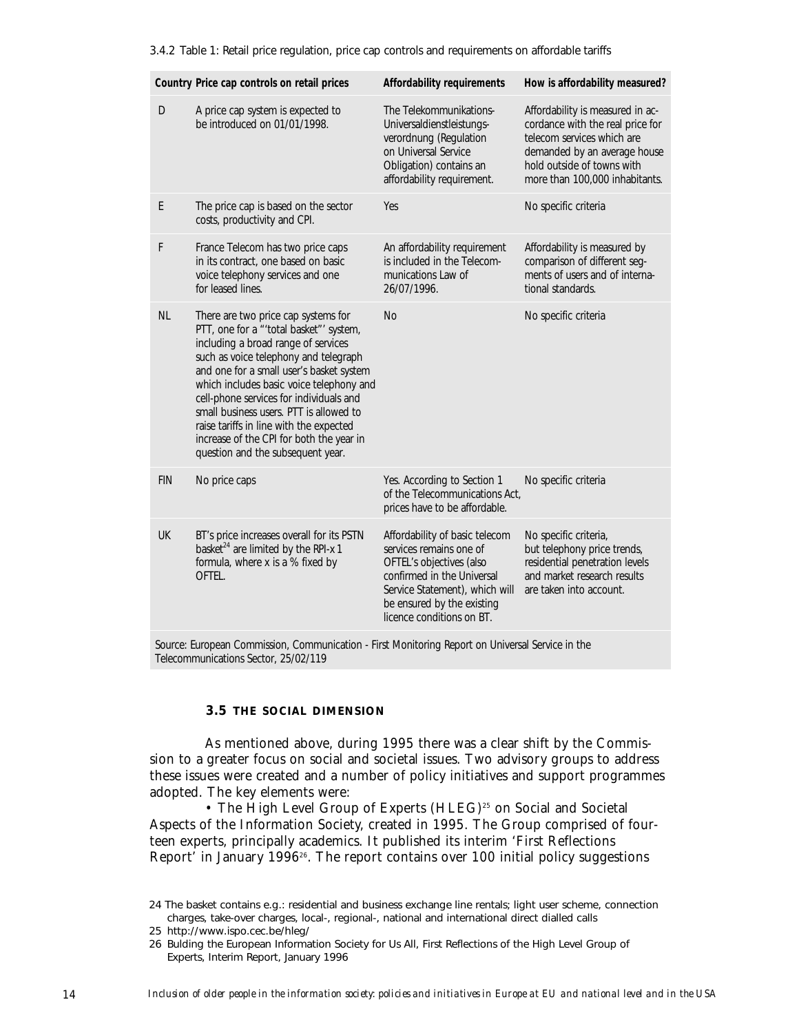3.4.2 Table 1: Retail price regulation, price cap controls and requirements on affordable tariffs

| Country | Price cap controls on retail prices | Affordability requirements | How is affordability measured? |
|---|---|---|---|
| D | A price cap system is expected to be introduced on 01/01/1998. | The Telekommunikations-Universaldienstleistungs-verordnung (Regulation on Universal Service Obligation) contains an affordability requirement. | Affordability is measured in accordance with the real price for telecom services which are demanded by an average house hold outside of towns with more than 100,000 inhabitants. |
| E | The price cap is based on the sector costs, productivity and CPI. | Yes | No specific criteria |
| F | France Telecom has two price caps in its contract, one based on basic voice telephony services and one for leased lines. | An affordability requirement is included in the Telecommunications Law of 26/07/1996. | Affordability is measured by comparison of different segments of users and of international standards. |
| NL | There are two price cap systems for PTT, one for a "'total basket"' system, including a broad range of services such as voice telephony and telegraph and one for a small user's basket system which includes basic voice telephony and cell-phone services for individuals and small business users. PTT is allowed to raise tariffs in line with the expected increase of the CPI for both the year in question and the subsequent year. | No | No specific criteria |
| FIN | No price caps | Yes. According to Section 1 of the Telecommunications Act, prices have to be affordable. | No specific criteria |
| UK | BT's price increases overall for its PSTN basket[24] are limited by the RPI-x 1 formula, where x is a % fixed by OFTEL. | Affordability of basic telecom services remains one of OFTEL's objectives (also confirmed in the Universal Service Statement), which will be ensured by the existing licence conditions on BT. | No specific criteria, but telephony price trends, residential penetration levels and market research results are taken into account. |

Source: European Commission, Communication - First Monitoring Report on Universal Service in the Telecommunications Sector, 25/02/119

### 3.5 THE SOCIAL DIMENSION

As mentioned above, during 1995 there was a clear shift by the Commission to a greater focus on social and societal issues. Two advisory groups to address these issues were created and a number of policy initiatives and support programmes adopted. The key elements were:

• The High Level Group of Experts (HLEG)[25] on Social and Societal Aspects of the Information Society, created in 1995. The Group comprised of fourteen experts, principally academics. It published its interim 'First Reflections Report' in January 1996[26]. The report contains over 100 initial policy suggestions

24 The basket contains e.g.: residential and business exchange line rentals; light user scheme, connection charges, take-over charges, local-, regional-, national and international direct dialled calls

25 http://www.ispo.cec.be/hleg/

26 Bulding the European Information Society for Us All, First Reflections of the High Level Group of Experts, Interim Report, January 1996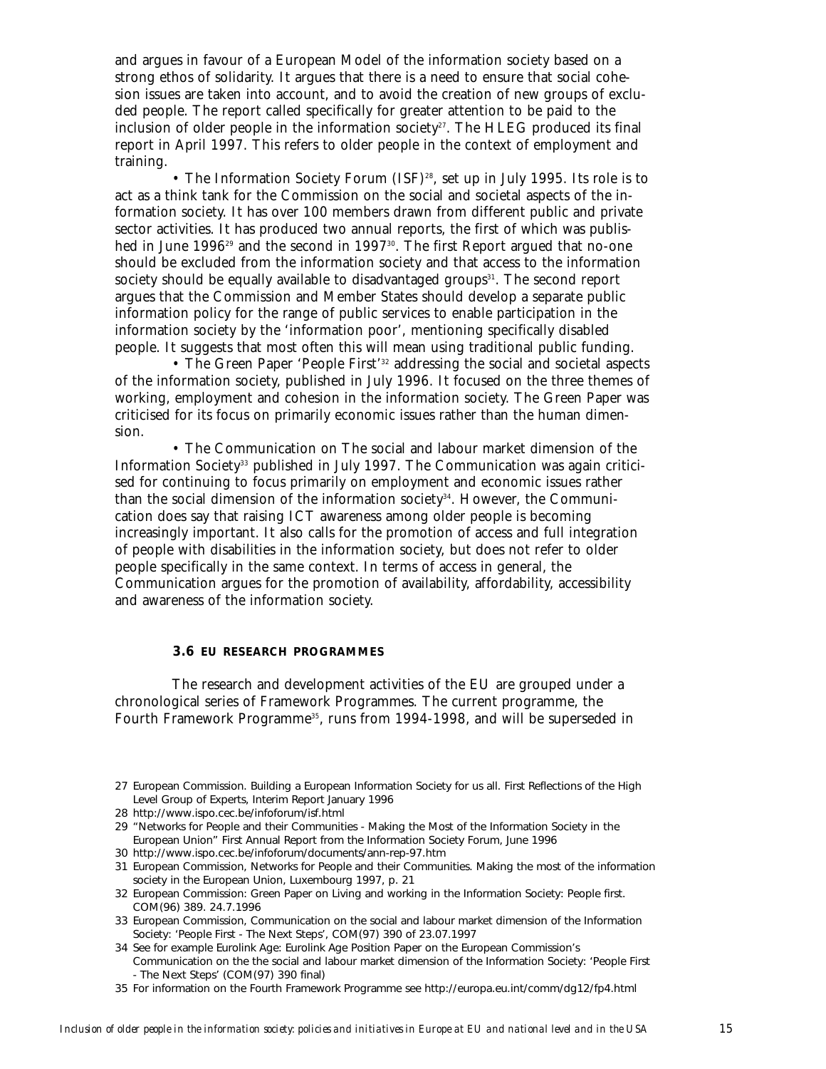and argues in favour of a European Model of the information society based on a strong ethos of solidarity. It argues that there is a need to ensure that social cohesion issues are taken into account, and to avoid the creation of new groups of excluded people. The report called specifically for greater attention to be paid to the inclusion of older people in the information society[27]. The HLEG produced its final report in April 1997. This refers to older people in the context of employment and training.

- The Information Society Forum (ISF)[28], set up in July 1995. Its role is to act as a think tank for the Commission on the social and societal aspects of the information society. It has over 100 members drawn from different public and private sector activities. It has produced two annual reports, the first of which was published in June 1996[29] and the second in 1997[30]. The first Report argued that no-one should be excluded from the information society and that access to the information society should be equally available to disadvantaged groups[31]. The second report argues that the Commission and Member States should develop a separate public information policy for the range of public services to enable participation in the information society by the 'information poor', mentioning specifically disabled people. It suggests that most often this will mean using traditional public funding.
- The Green Paper 'People First'[32] addressing the social and societal aspects of the information society, published in July 1996. It focused on the three themes of working, employment and cohesion in the information society. The Green Paper was criticised for its focus on primarily economic issues rather than the human dimension.
- The Communication on The social and labour market dimension of the Information Society[33] published in July 1997. The Communication was again criticised for continuing to focus primarily on employment and economic issues rather than the social dimension of the information society[34]. However, the Communication does say that raising ICT awareness among older people is becoming increasingly important. It also calls for the promotion of access and full integration of people with disabilities in the information society, but does not refer to older people specifically in the same context. In terms of access in general, the Communication argues for the promotion of availability, affordability, accessibility and awareness of the information society.

### 3.6 EU RESEARCH PROGRAMMES

The research and development activities of the EU are grouped under a chronological series of Framework Programmes. The current programme, the Fourth Framework Programme[35], runs from 1994-1998, and will be superseded in

---

27 European Commission. Building a European Information Society for us all. First Reflections of the High Level Group of Experts, Interim Report January 1996

28 http://www.ispo.cec.be/infoforum/isf.html

29 "Networks for People and their Communities - Making the Most of the Information Society in the European Union" First Annual Report from the Information Society Forum, June 1996

30 http://www.ispo.cec.be/infoforum/documents/ann-rep-97.htm

31 European Commission, Networks for People and their Communities. Making the most of the information society in the European Union, Luxembourg 1997, p. 21

32 European Commission: Green Paper on Living and working in the Information Society: People first. COM(96) 389. 24.7.1996

33 European Commission, Communication on the social and labour market dimension of the Information Society: 'People First - The Next Steps', COM(97) 390 of 23.07.1997

34 See for example Eurolink Age: Eurolink Age Position Paper on the European Commission's Communication on the the social and labour market dimension of the Information Society: 'People First - The Next Steps' (COM(97) 390 final)

35 For information on the Fourth Framework Programme see http://europa.eu.int/comm/dg12/fp4.html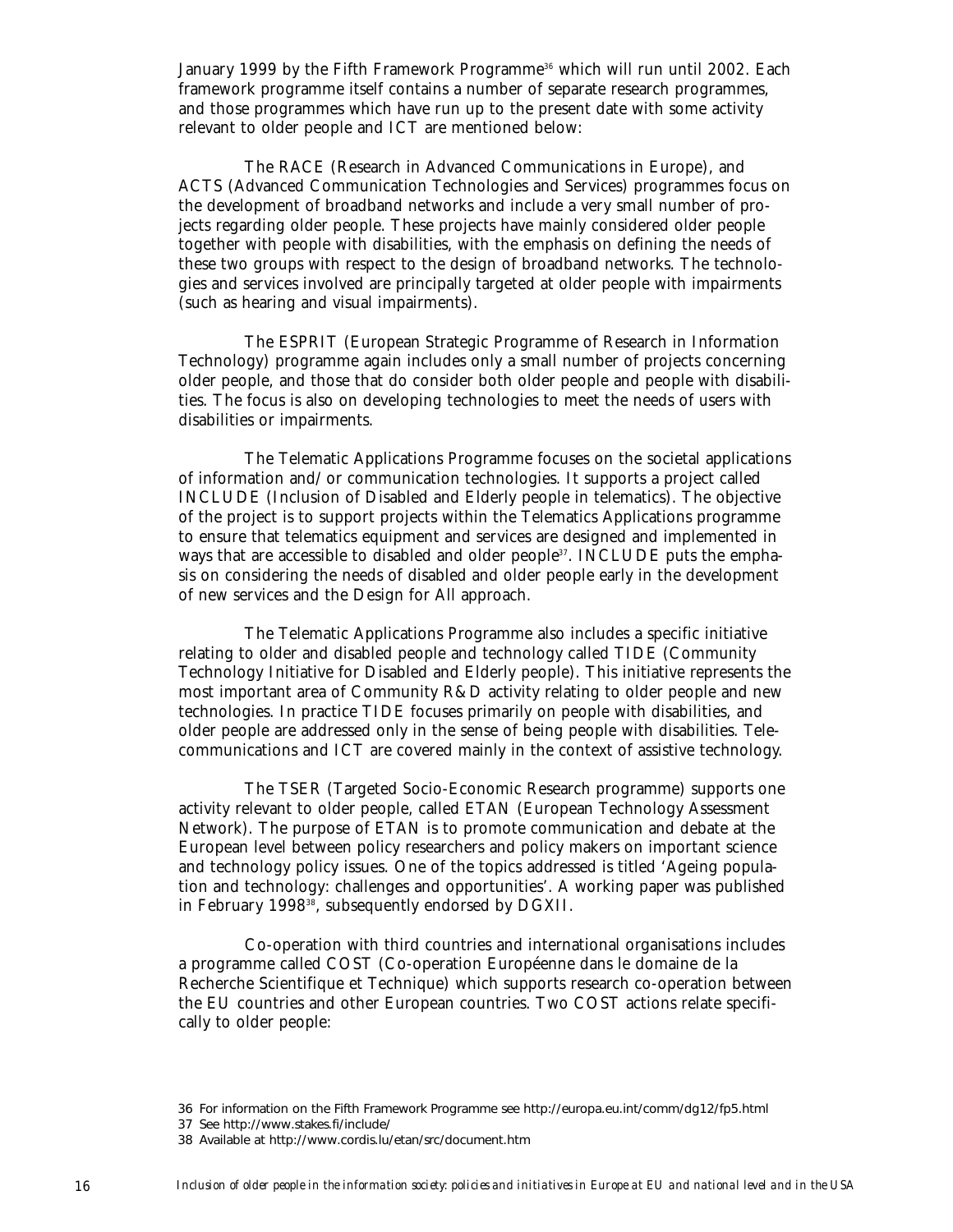January 1999 by the Fifth Framework Programme[36] which will run until 2002. Each framework programme itself contains a number of separate research programmes, and those programmes which have run up to the present date with some activity relevant to older people and ICT are mentioned below:

The RACE (Research in Advanced Communications in Europe), and ACTS (Advanced Communication Technologies and Services) programmes focus on the development of broadband networks and include a very small number of projects regarding older people. These projects have mainly considered older people together with people with disabilities, with the emphasis on defining the needs of these two groups with respect to the design of broadband networks. The technologies and services involved are principally targeted at older people with impairments (such as hearing and visual impairments).

The ESPRIT (European Strategic Programme of Research in Information Technology) programme again includes only a small number of projects concerning older people, and those that do consider both older people and people with disabilities. The focus is also on developing technologies to meet the needs of users with disabilities or impairments.

The Telematic Applications Programme focuses on the societal applications of information and/or communication technologies. It supports a project called INCLUDE (Inclusion of Disabled and Elderly people in telematics). The objective of the project is to support projects within the Telematics Applications programme to ensure that telematics equipment and services are designed and implemented in ways that are accessible to disabled and older people[37]. INCLUDE puts the emphasis on considering the needs of disabled and older people early in the development of new services and the Design for All approach.

The Telematic Applications Programme also includes a specific initiative relating to older and disabled people and technology called TIDE (Community Technology Initiative for Disabled and Elderly people). This initiative represents the most important area of Community R&D activity relating to older people and new technologies. In practice TIDE focuses primarily on people with disabilities, and older people are addressed only in the sense of being people with disabilities. Telecommunications and ICT are covered mainly in the context of assistive technology.

The TSER (Targeted Socio-Economic Research programme) supports one activity relevant to older people, called ETAN (European Technology Assessment Network). The purpose of ETAN is to promote communication and debate at the European level between policy researchers and policy makers on important science and technology policy issues. One of the topics addressed is titled 'Ageing population and technology: challenges and opportunities'. A working paper was published in February 1998[38], subsequently endorsed by DGXII.

Co-operation with third countries and international organisations includes a programme called COST (Co-operation Européenne dans le domaine de la Recherche Scientifique et Technique) which supports research co-operation between the EU countries and other European countries. Two COST actions relate specifically to older people:

36 For information on the Fifth Framework Programme see http://europa.eu.int/comm/dg12/fp5.html

37 See http://www.stakes.fi/include/

38 Available at http://www.cordis.lu/etan/src/document.htm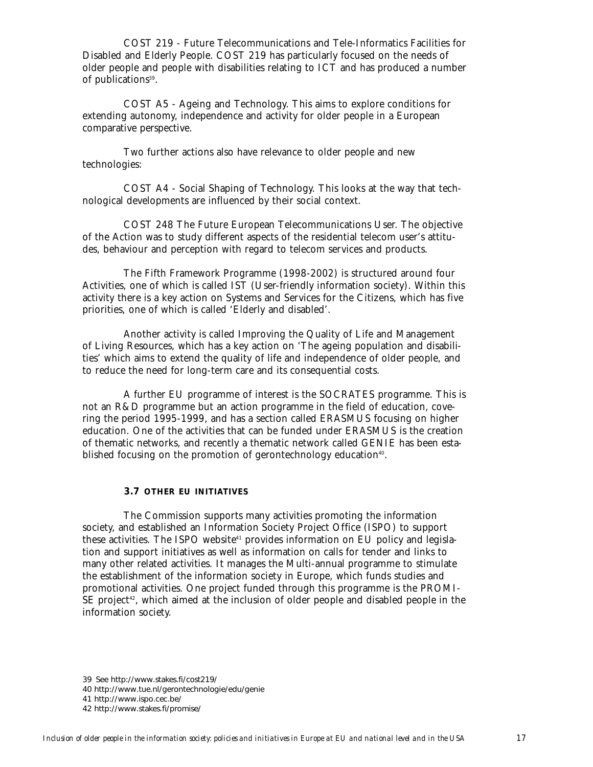COST 219 - Future Telecommunications and Tele-Informatics Facilities for Disabled and Elderly People. COST 219 has particularly focused on the needs of older people and people with disabilities relating to ICT and has produced a number of publications[39].

COST A5 - Ageing and Technology. This aims to explore conditions for extending autonomy, independence and activity for older people in a European comparative perspective.

Two further actions also have relevance to older people and new technologies:

COST A4 - Social Shaping of Technology. This looks at the way that technological developments are influenced by their social context.

COST 248 The Future European Telecommunications User. The objective of the Action was to study different aspects of the residential telecom user's attitudes, behaviour and perception with regard to telecom services and products.

The Fifth Framework Programme (1998-2002) is structured around four Activities, one of which is called IST (User-friendly information society). Within this activity there is a key action on Systems and Services for the Citizens, which has five priorities, one of which is called 'Elderly and disabled'.

Another activity is called Improving the Quality of Life and Management of Living Resources, which has a key action on 'The ageing population and disabilities' which aims to extend the quality of life and independence of older people, and to reduce the need for long-term care and its consequential costs.

A further EU programme of interest is the SOCRATES programme. This is not an R&D programme but an action programme in the field of education, covering the period 1995-1999, and has a section called ERASMUS focusing on higher education. One of the activities that can be funded under ERASMUS is the creation of thematic networks, and recently a thematic network called GENIE has been established focusing on the promotion of gerontechnology education[40].

### 3.7 OTHER EU INITIATIVES

The Commission supports many activities promoting the information society, and established an Information Society Project Office (ISPO) to support these activities. The ISPO website[41] provides information on EU policy and legislation and support initiatives as well as information on calls for tender and links to many other related activities. It manages the Multi-annual programme to stimulate the establishment of the information society in Europe, which funds studies and promotional activities. One project funded through this programme is the PROMISE project[42], which aimed at the inclusion of older people and disabled people in the information society.

39 See http://www.stakes.fi/cost219/

40 http://www.tue.nl/gerontechnologie/edu/genie

41 http://www.ispo.cec.be/

42 http://www.stakes.fi/promise/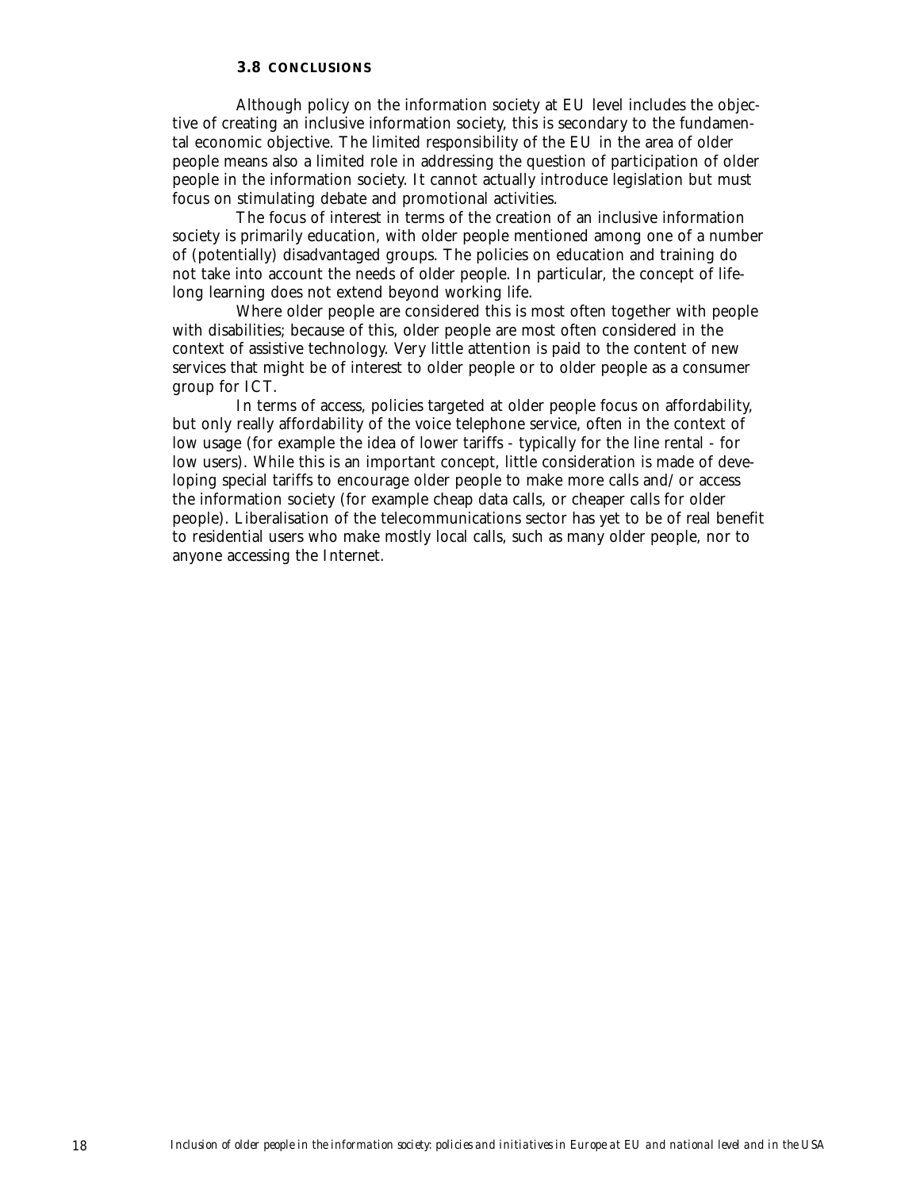### 3.8 CONCLUSIONS

Although policy on the information society at EU level includes the objective of creating an inclusive information society, this is secondary to the fundamental economic objective. The limited responsibility of the EU in the area of older people means also a limited role in addressing the question of participation of older people in the information society. It cannot actually introduce legislation but must focus on stimulating debate and promotional activities.

The focus of interest in terms of the creation of an inclusive information society is primarily education, with older people mentioned among one of a number of (potentially) disadvantaged groups. The policies on education and training do not take into account the needs of older people. In particular, the concept of lifelong learning does not extend beyond working life.

Where older people are considered this is most often together with people with disabilities; because of this, older people are most often considered in the context of assistive technology. Very little attention is paid to the content of new services that might be of interest to older people or to older people as a consumer group for ICT.

In terms of access, policies targeted at older people focus on affordability, but only really affordability of the voice telephone service, often in the context of low usage (for example the idea of lower tariffs - typically for the line rental - for low users). While this is an important concept, little consideration is made of developing special tariffs to encourage older people to make more calls and/or access the information society (for example cheap data calls, or cheaper calls for older people). Liberalisation of the telecommunications sector has yet to be of real benefit to residential users who make mostly local calls, such as many older people, nor to anyone accessing the Internet.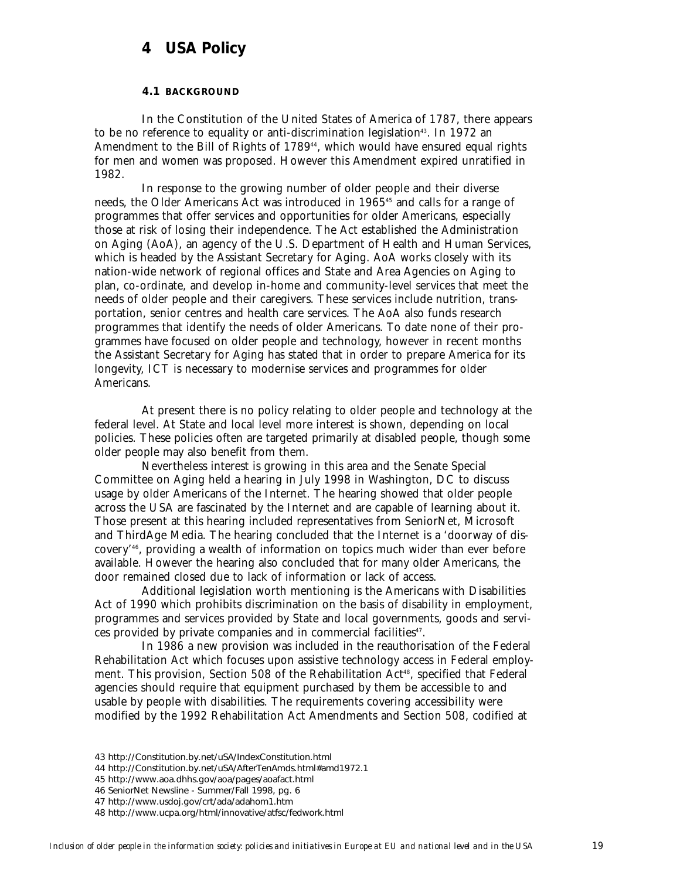# 4 USA Policy

### 4.1 BACKGROUND

In the Constitution of the United States of America of 1787, there appears to be no reference to equality or anti-discrimination legislation[43]. In 1972 an Amendment to the Bill of Rights of 1789[44], which would have ensured equal rights for men and women was proposed. However this Amendment expired unratified in 1982.

In response to the growing number of older people and their diverse needs, the Older Americans Act was introduced in 1965[45] and calls for a range of programmes that offer services and opportunities for older Americans, especially those at risk of losing their independence. The Act established the Administration on Aging (AoA), an agency of the U.S. Department of Health and Human Services, which is headed by the Assistant Secretary for Aging. AoA works closely with its nation-wide network of regional offices and State and Area Agencies on Aging to plan, co-ordinate, and develop in-home and community-level services that meet the needs of older people and their caregivers. These services include nutrition, transportation, senior centres and health care services. The AoA also funds research programmes that identify the needs of older Americans. To date none of their programmes have focused on older people and technology, however in recent months the Assistant Secretary for Aging has stated that in order to prepare America for its longevity, ICT is necessary to modernise services and programmes for older Americans.

At present there is no policy relating to older people and technology at the federal level. At State and local level more interest is shown, depending on local policies. These policies often are targeted primarily at disabled people, though some older people may also benefit from them.

Nevertheless interest is growing in this area and the Senate Special Committee on Aging held a hearing in July 1998 in Washington, DC to discuss usage by older Americans of the Internet. The hearing showed that older people across the USA are fascinated by the Internet and are capable of learning about it. Those present at this hearing included representatives from SeniorNet, Microsoft and ThirdAge Media. The hearing concluded that the Internet is a 'doorway of discovery'[46], providing a wealth of information on topics much wider than ever before available. However the hearing also concluded that for many older Americans, the door remained closed due to lack of information or lack of access.

Additional legislation worth mentioning is the Americans with Disabilities Act of 1990 which prohibits discrimination on the basis of disability in employment, programmes and services provided by State and local governments, goods and services provided by private companies and in commercial facilities[47].

In 1986 a new provision was included in the reauthorisation of the Federal Rehabilitation Act which focuses upon assistive technology access in Federal employment. This provision, Section 508 of the Rehabilitation Act[48], specified that Federal agencies should require that equipment purchased by them be accessible to and usable by people with disabilities. The requirements covering accessibility were modified by the 1992 Rehabilitation Act Amendments and Section 508, codified at

43 http://Constitution.by.net/uSA/IndexConstitution.html

44 http://Constitution.by.net/uSA/AfterTenAmds.html#amd1972.1

45 http://www.aoa.dhhs.gov/aoa/pages/aoafact.html

46 SeniorNet Newsline - Summer/Fall 1998, pg. 6

47 http://www.usdoj.gov/crt/ada/adahom1.htm

48 http://www.ucpa.org/html/innovative/atfsc/fedwork.html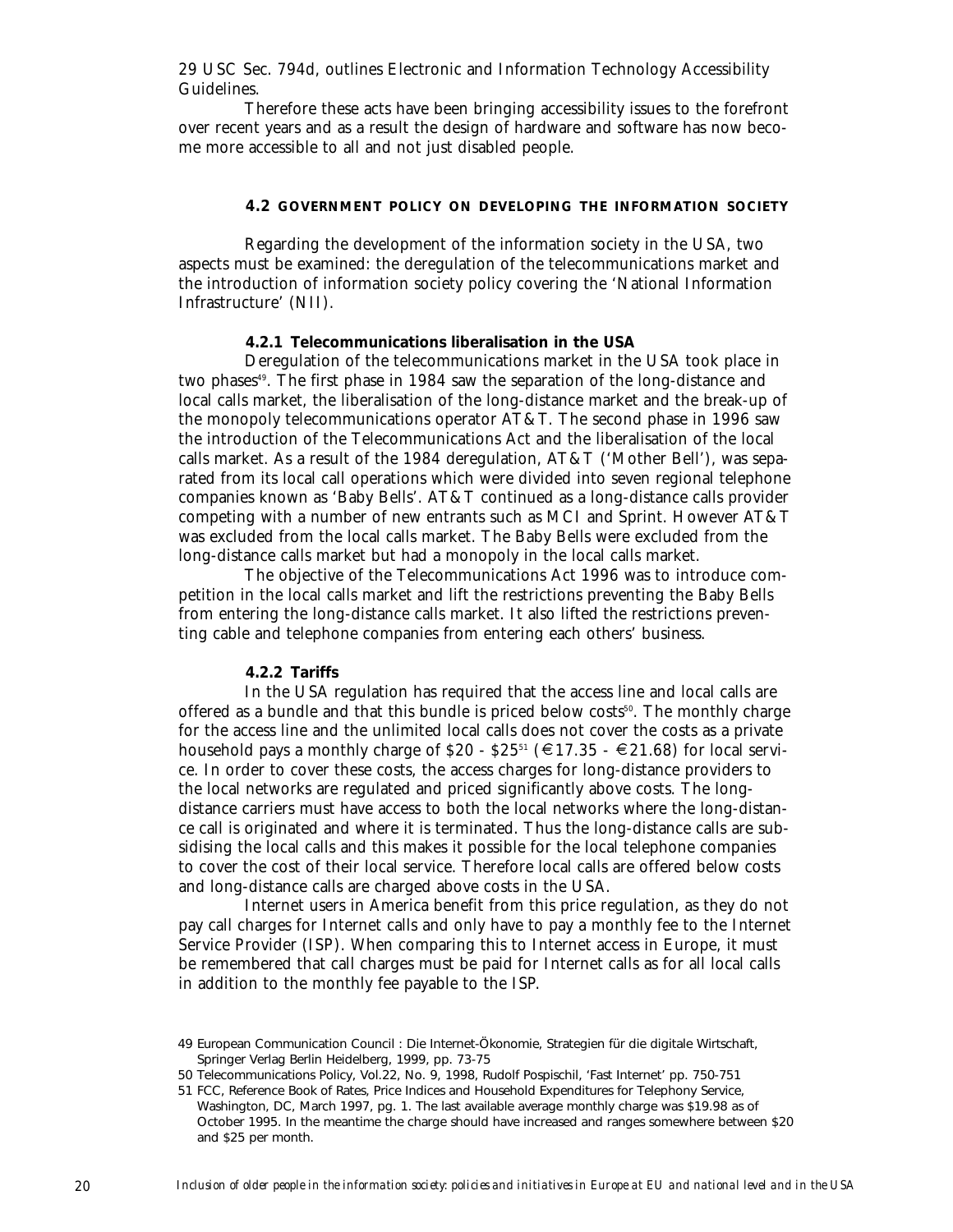29 USC Sec. 794d, outlines Electronic and Information Technology Accessibility Guidelines.

Therefore these acts have been bringing accessibility issues to the forefront over recent years and as a result the design of hardware and software has now become more accessible to all and not just disabled people.

## 4.2 GOVERNMENT POLICY ON DEVELOPING THE INFORMATION SOCIETY

Regarding the development of the information society in the USA, two aspects must be examined: the deregulation of the telecommunications market and the introduction of information society policy covering the 'National Information Infrastructure' (NII).

### 4.2.1 Telecommunications liberalisation in the USA

Deregulation of the telecommunications market in the USA took place in two phases[49]. The first phase in 1984 saw the separation of the long-distance and local calls market, the liberalisation of the long-distance market and the break-up of the monopoly telecommunications operator AT&T. The second phase in 1996 saw the introduction of the Telecommunications Act and the liberalisation of the local calls market. As a result of the 1984 deregulation, AT&T ('Mother Bell'), was separated from its local call operations which were divided into seven regional telephone companies known as 'Baby Bells'. AT&T continued as a long-distance calls provider competing with a number of new entrants such as MCI and Sprint. However AT&T was excluded from the local calls market. The Baby Bells were excluded from the long-distance calls market but had a monopoly in the local calls market.

The objective of the Telecommunications Act 1996 was to introduce competition in the local calls market and lift the restrictions preventing the Baby Bells from entering the long-distance calls market. It also lifted the restrictions preventing cable and telephone companies from entering each others' business.

### 4.2.2 Tariffs

In the USA regulation has required that the access line and local calls are offered as a bundle and that this bundle is priced below costs[50]. The monthly charge for the access line and the unlimited local calls does not cover the costs as a private household pays a monthly charge of \$20 - \$25[51] (€17.35 - €21.68) for local service. In order to cover these costs, the access charges for long-distance providers to the local networks are regulated and priced significantly above costs. The long-distance carriers must have access to both the local networks where the long-distance call is originated and where it is terminated. Thus the long-distance calls are subsidising the local calls and this makes it possible for the local telephone companies to cover the cost of their local service. Therefore local calls are offered below costs and long-distance calls are charged above costs in the USA.

Internet users in America benefit from this price regulation, as they do not pay call charges for Internet calls and only have to pay a monthly fee to the Internet Service Provider (ISP). When comparing this to Internet access in Europe, it must be remembered that call charges must be paid for Internet calls as for all local calls in addition to the monthly fee payable to the ISP.

49 European Communication Council : Die Internet-Ökonomie, Strategien für die digitale Wirtschaft, Springer Verlag Berlin Heidelberg, 1999, pp. 73-75

50 Telecommunications Policy, Vol.22, No. 9, 1998, Rudolf Pospischil, 'Fast Internet' pp. 750-751

51 FCC, Reference Book of Rates, Price Indices and Household Expenditures for Telephony Service, Washington, DC, March 1997, pg. 1. The last available average monthly charge was \$19.98 as of October 1995. In the meantime the charge should have increased and ranges somewhere between \$20 and \$25 per month.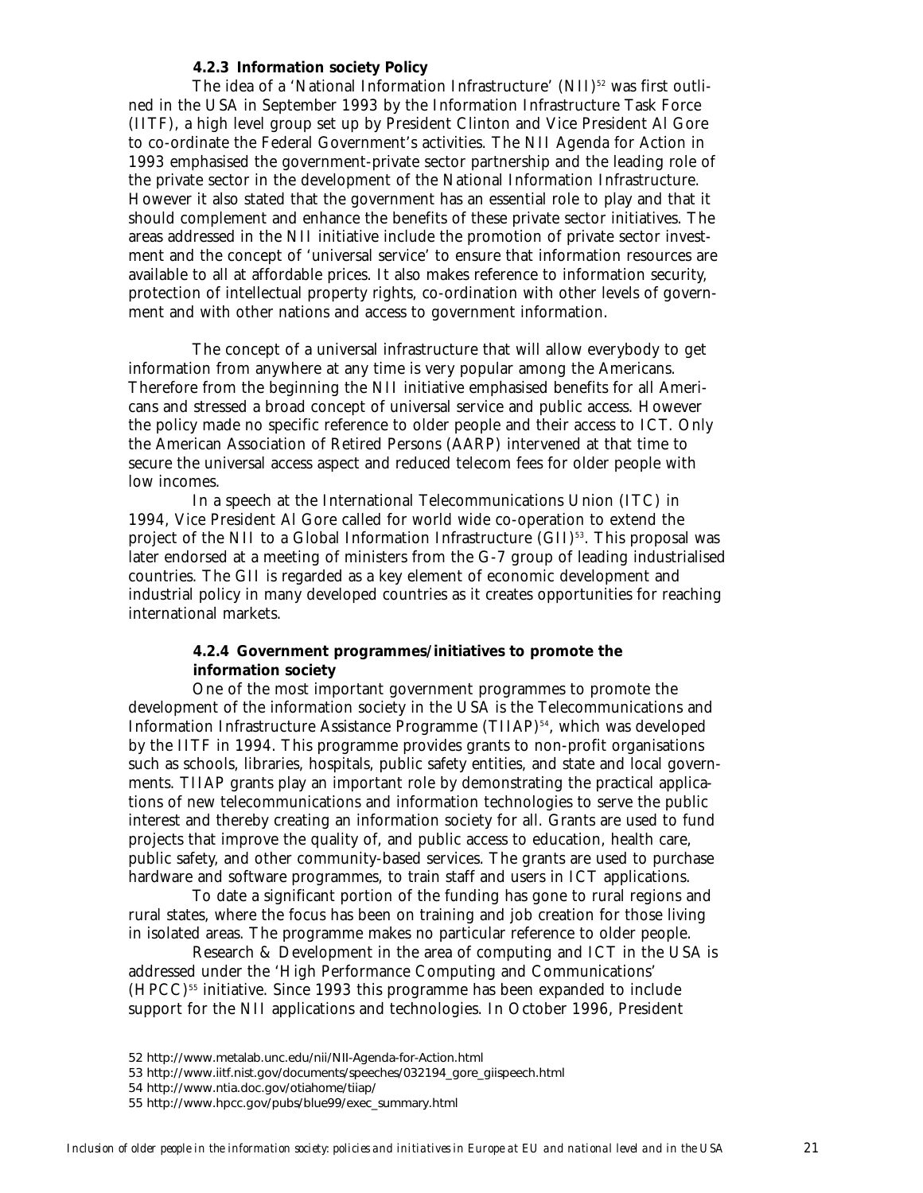#### 4.2.3 Information society Policy

The idea of a 'National Information Infrastructure' (NII)[52] was first outlined in the USA in September 1993 by the Information Infrastructure Task Force (IITF), a high level group set up by President Clinton and Vice President Al Gore to co-ordinate the Federal Government's activities. The NII Agenda for Action in 1993 emphasised the government-private sector partnership and the leading role of the private sector in the development of the National Information Infrastructure. However it also stated that the government has an essential role to play and that it should complement and enhance the benefits of these private sector initiatives. The areas addressed in the NII initiative include the promotion of private sector investment and the concept of 'universal service' to ensure that information resources are available to all at affordable prices. It also makes reference to information security, protection of intellectual property rights, co-ordination with other levels of government and with other nations and access to government information.

The concept of a universal infrastructure that will allow everybody to get information from anywhere at any time is very popular among the Americans. Therefore from the beginning the NII initiative emphasised benefits for all Americans and stressed a broad concept of universal service and public access. However the policy made no specific reference to older people and their access to ICT. Only the American Association of Retired Persons (AARP) intervened at that time to secure the universal access aspect and reduced telecom fees for older people with low incomes.

In a speech at the International Telecommunications Union (ITC) in 1994, Vice President Al Gore called for world wide co-operation to extend the project of the NII to a Global Information Infrastructure (GII)[53]. This proposal was later endorsed at a meeting of ministers from the G-7 group of leading industrialised countries. The GII is regarded as a key element of economic development and industrial policy in many developed countries as it creates opportunities for reaching international markets.

#### 4.2.4 Government programmes/initiatives to promote the information society

One of the most important government programmes to promote the development of the information society in the USA is the Telecommunications and Information Infrastructure Assistance Programme (TIIAP)[54], which was developed by the IITF in 1994. This programme provides grants to non-profit organisations such as schools, libraries, hospitals, public safety entities, and state and local governments. TIIAP grants play an important role by demonstrating the practical applications of new telecommunications and information technologies to serve the public interest and thereby creating an information society for all. Grants are used to fund projects that improve the quality of, and public access to education, health care, public safety, and other community-based services. The grants are used to purchase hardware and software programmes, to train staff and users in ICT applications.

To date a significant portion of the funding has gone to rural regions and rural states, where the focus has been on training and job creation for those living in isolated areas. The programme makes no particular reference to older people.

Research & Development in the area of computing and ICT in the USA is addressed under the 'High Performance Computing and Communications' (HPCC)[55] initiative. Since 1993 this programme has been expanded to include support for the NII applications and technologies. In October 1996, President

52 http://www.metalab.unc.edu/nii/NII-Agenda-for-Action.html

53 http://www.iitf.nist.gov/documents/speeches/032194_gore_giispeech.html

54 http://www.ntia.doc.gov/otiahome/tiiap/

55 http://www.hpcc.gov/pubs/blue99/exec_summary.html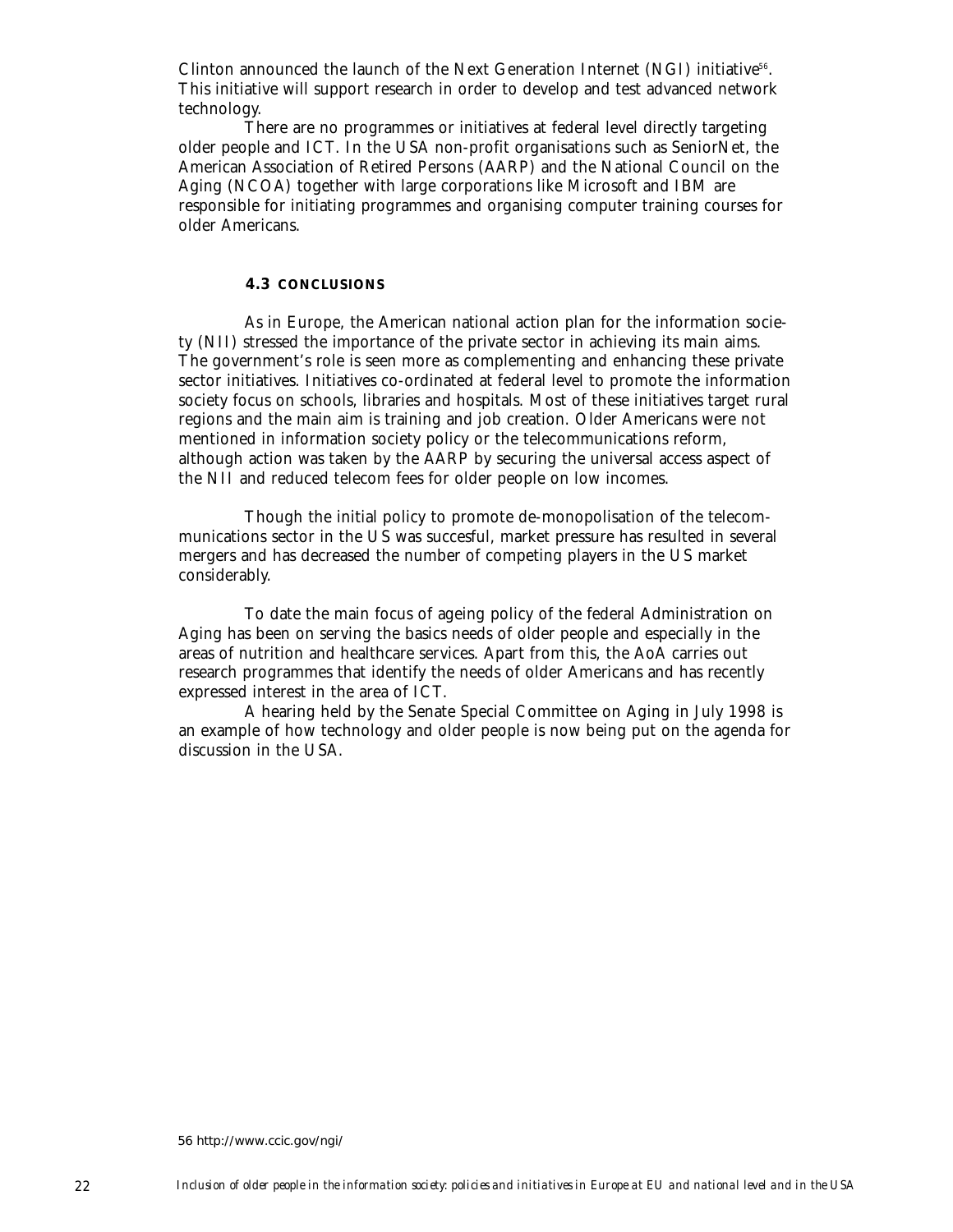Clinton announced the launch of the Next Generation Internet (NGI) initiative[56]. This initiative will support research in order to develop and test advanced network technology.

There are no programmes or initiatives at federal level directly targeting older people and ICT. In the USA non-profit organisations such as SeniorNet, the American Association of Retired Persons (AARP) and the National Council on the Aging (NCOA) together with large corporations like Microsoft and IBM are responsible for initiating programmes and organising computer training courses for older Americans.

### 4.3 CONCLUSIONS

As in Europe, the American national action plan for the information society (NII) stressed the importance of the private sector in achieving its main aims. The government's role is seen more as complementing and enhancing these private sector initiatives. Initiatives co-ordinated at federal level to promote the information society focus on schools, libraries and hospitals. Most of these initiatives target rural regions and the main aim is training and job creation. Older Americans were not mentioned in information society policy or the telecommunications reform, although action was taken by the AARP by securing the universal access aspect of the NII and reduced telecom fees for older people on low incomes.

Though the initial policy to promote de-monopolisation of the telecommunications sector in the US was succesful, market pressure has resulted in several mergers and has decreased the number of competing players in the US market considerably.

To date the main focus of ageing policy of the federal Administration on Aging has been on serving the basics needs of older people and especially in the areas of nutrition and healthcare services. Apart from this, the AoA carries out research programmes that identify the needs of older Americans and has recently expressed interest in the area of ICT.

A hearing held by the Senate Special Committee on Aging in July 1998 is an example of how technology and older people is now being put on the agenda for discussion in the USA.

56 http://www.ccic.gov/ngi/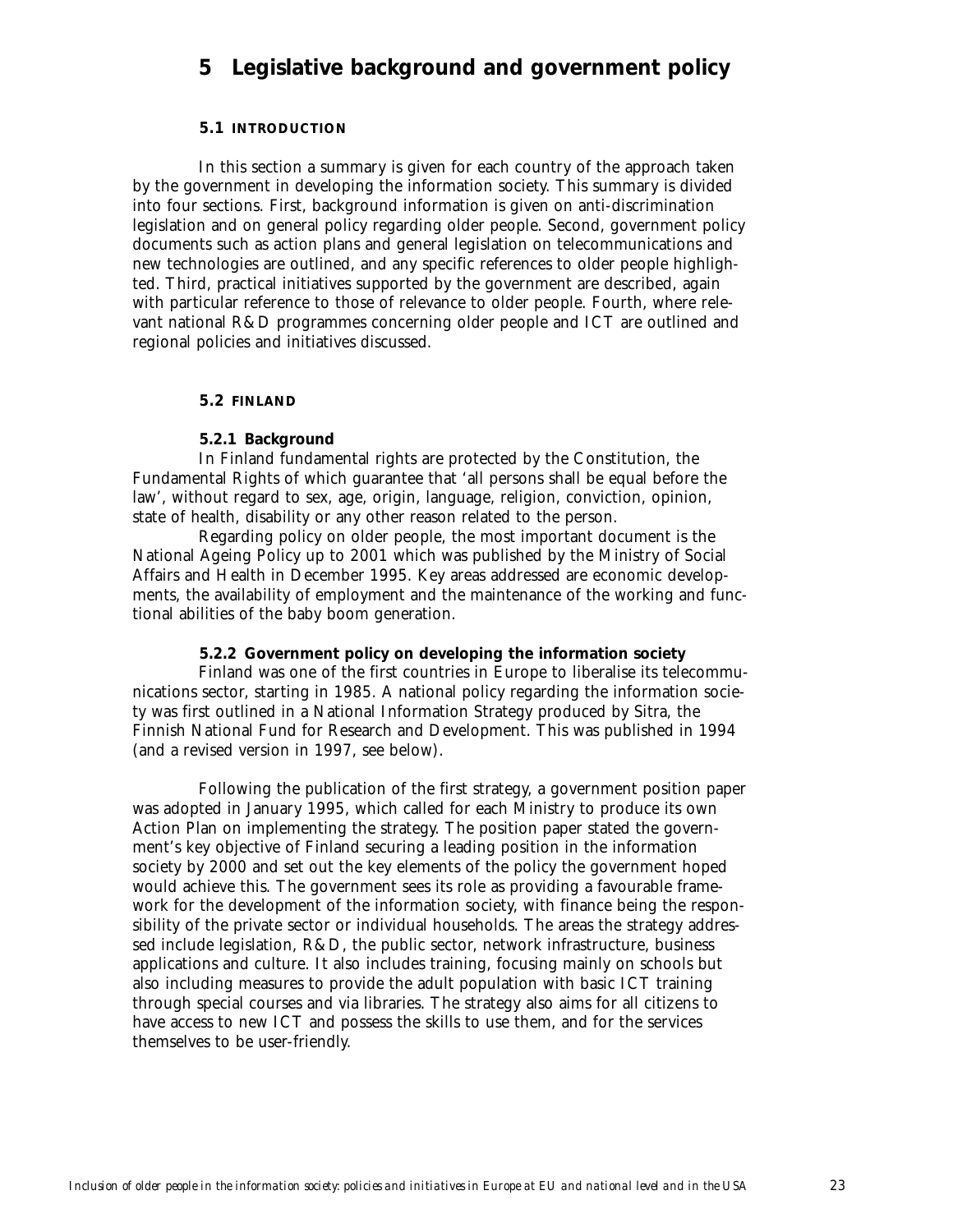# 5 Legislative background and government policy

## 5.1 INTRODUCTION

In this section a summary is given for each country of the approach taken by the government in developing the information society. This summary is divided into four sections. First, background information is given on anti-discrimination legislation and on general policy regarding older people. Second, government policy documents such as action plans and general legislation on telecommunications and new technologies are outlined, and any specific references to older people highlighted. Third, practical initiatives supported by the government are described, again with particular reference to those of relevance to older people. Fourth, where relevant national R&D programmes concerning older people and ICT are outlined and regional policies and initiatives discussed.

## 5.2 FINLAND

### 5.2.1 Background

In Finland fundamental rights are protected by the Constitution, the Fundamental Rights of which guarantee that 'all persons shall be equal before the law', without regard to sex, age, origin, language, religion, conviction, opinion, state of health, disability or any other reason related to the person.

Regarding policy on older people, the most important document is the National Ageing Policy up to 2001 which was published by the Ministry of Social Affairs and Health in December 1995. Key areas addressed are economic developments, the availability of employment and the maintenance of the working and functional abilities of the baby boom generation.

### 5.2.2 Government policy on developing the information society

Finland was one of the first countries in Europe to liberalise its telecommunications sector, starting in 1985. A national policy regarding the information society was first outlined in a National Information Strategy produced by Sitra, the Finnish National Fund for Research and Development. This was published in 1994 (and a revised version in 1997, see below).

Following the publication of the first strategy, a government position paper was adopted in January 1995, which called for each Ministry to produce its own Action Plan on implementing the strategy. The position paper stated the government's key objective of Finland securing a leading position in the information society by 2000 and set out the key elements of the policy the government hoped would achieve this. The government sees its role as providing a favourable framework for the development of the information society, with finance being the responsibility of the private sector or individual households. The areas the strategy addressed include legislation, R&D, the public sector, network infrastructure, business applications and culture. It also includes training, focusing mainly on schools but also including measures to provide the adult population with basic ICT training through special courses and via libraries. The strategy also aims for all citizens to have access to new ICT and possess the skills to use them, and for the services themselves to be user-friendly.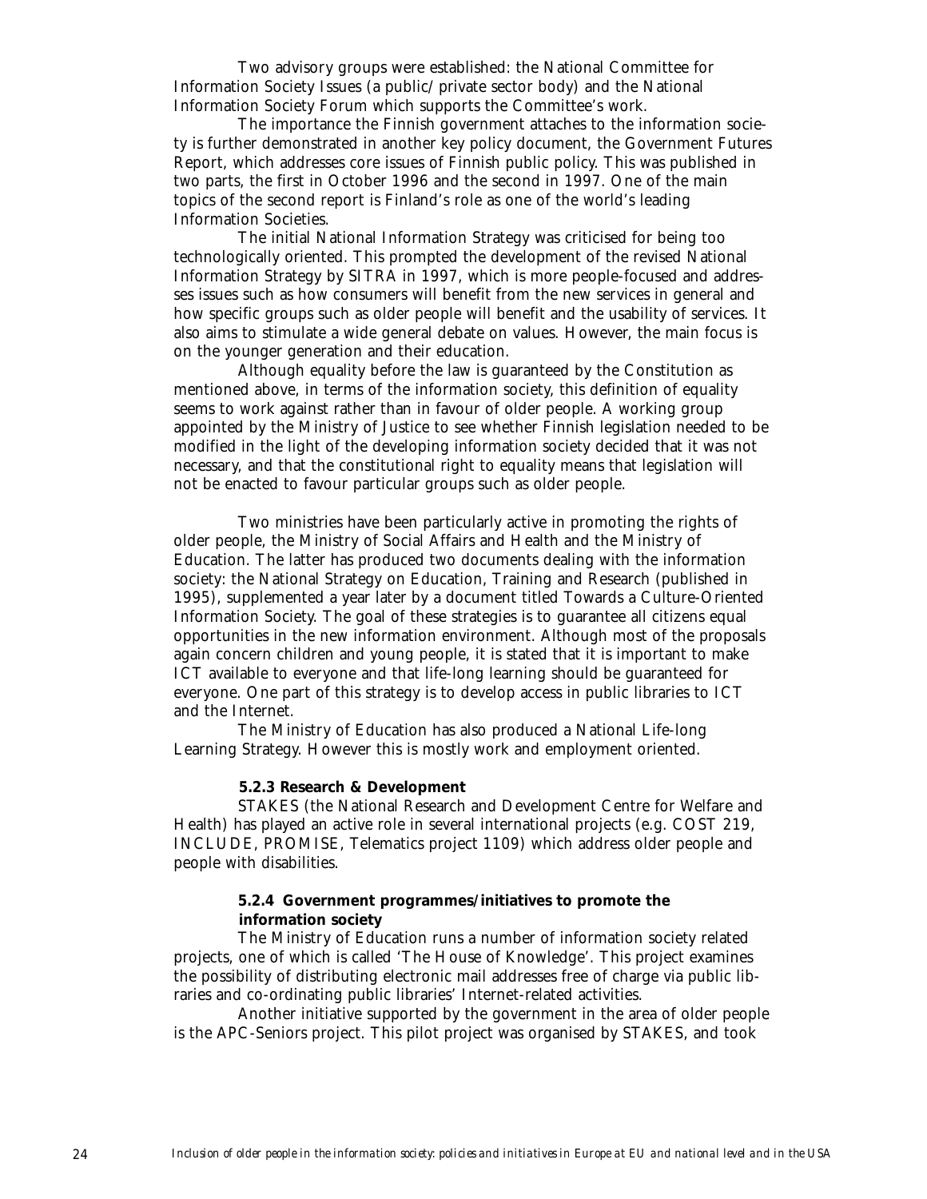Two advisory groups were established: the National Committee for Information Society Issues (a public/private sector body) and the National Information Society Forum which supports the Committee's work.

The importance the Finnish government attaches to the information society is further demonstrated in another key policy document, the Government Futures Report, which addresses core issues of Finnish public policy. This was published in two parts, the first in October 1996 and the second in 1997. One of the main topics of the second report is Finland's role as one of the world's leading Information Societies.

The initial National Information Strategy was criticised for being too technologically oriented. This prompted the development of the revised National Information Strategy by SITRA in 1997, which is more people-focused and addresses issues such as how consumers will benefit from the new services in general and how specific groups such as older people will benefit and the usability of services. It also aims to stimulate a wide general debate on values. However, the main focus is on the younger generation and their education.

Although equality before the law is guaranteed by the Constitution as mentioned above, in terms of the information society, this definition of equality seems to work against rather than in favour of older people. A working group appointed by the Ministry of Justice to see whether Finnish legislation needed to be modified in the light of the developing information society decided that it was not necessary, and that the constitutional right to equality means that legislation will not be enacted to favour particular groups such as older people.

Two ministries have been particularly active in promoting the rights of older people, the Ministry of Social Affairs and Health and the Ministry of Education. The latter has produced two documents dealing with the information society: the National Strategy on Education, Training and Research (published in 1995), supplemented a year later by a document titled Towards a Culture-Oriented Information Society. The goal of these strategies is to guarantee all citizens equal opportunities in the new information environment. Although most of the proposals again concern children and young people, it is stated that it is important to make ICT available to everyone and that life-long learning should be guaranteed for everyone. One part of this strategy is to develop access in public libraries to ICT and the Internet.

The Ministry of Education has also produced a National Life-long Learning Strategy. However this is mostly work and employment oriented.

#### 5.2.3 Research & Development

STAKES (the National Research and Development Centre for Welfare and Health) has played an active role in several international projects (e.g. COST 219, INCLUDE, PROMISE, Telematics project 1109) which address older people and people with disabilities.

#### 5.2.4 Government programmes/initiatives to promote the information society

The Ministry of Education runs a number of information society related projects, one of which is called 'The House of Knowledge'. This project examines the possibility of distributing electronic mail addresses free of charge via public libraries and co-ordinating public libraries' Internet-related activities.

Another initiative supported by the government in the area of older people is the APC-Seniors project. This pilot project was organised by STAKES, and took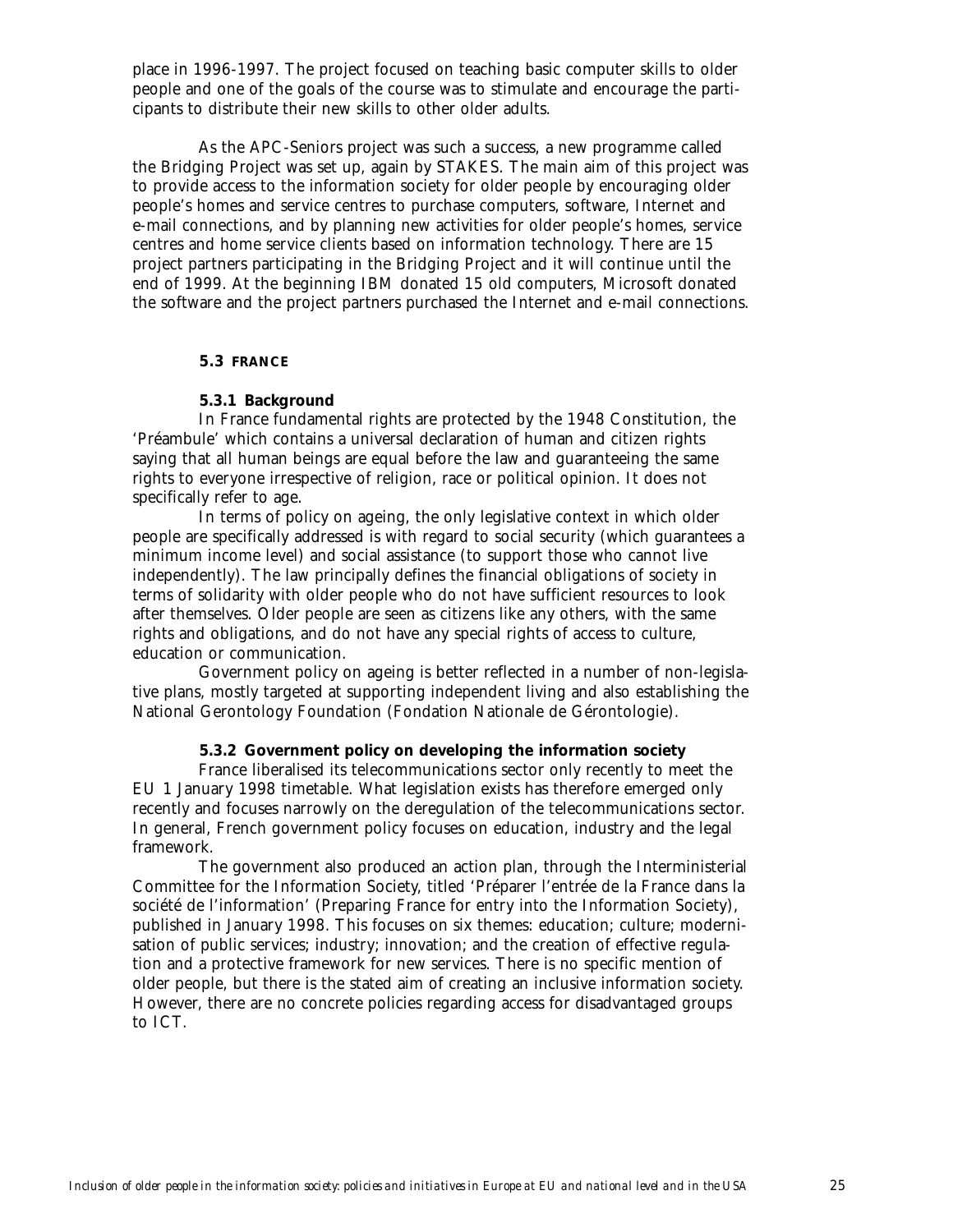place in 1996-1997. The project focused on teaching basic computer skills to older people and one of the goals of the course was to stimulate and encourage the participants to distribute their new skills to other older adults.

As the APC-Seniors project was such a success, a new programme called the Bridging Project was set up, again by STAKES. The main aim of this project was to provide access to the information society for older people by encouraging older people's homes and service centres to purchase computers, software, Internet and e-mail connections, and by planning new activities for older people's homes, service centres and home service clients based on information technology. There are 15 project partners participating in the Bridging Project and it will continue until the end of 1999. At the beginning IBM donated 15 old computers, Microsoft donated the software and the project partners purchased the Internet and e-mail connections.

## 5.3 FRANCE

### 5.3.1 Background

In France fundamental rights are protected by the 1948 Constitution, the 'Préambule' which contains a universal declaration of human and citizen rights saying that all human beings are equal before the law and guaranteeing the same rights to everyone irrespective of religion, race or political opinion. It does not specifically refer to age.

In terms of policy on ageing, the only legislative context in which older people are specifically addressed is with regard to social security (which guarantees a minimum income level) and social assistance (to support those who cannot live independently). The law principally defines the financial obligations of society in terms of solidarity with older people who do not have sufficient resources to look after themselves. Older people are seen as citizens like any others, with the same rights and obligations, and do not have any special rights of access to culture, education or communication.

Government policy on ageing is better reflected in a number of non-legislative plans, mostly targeted at supporting independent living and also establishing the National Gerontology Foundation (Fondation Nationale de Gérontologie).

### 5.3.2 Government policy on developing the information society

France liberalised its telecommunications sector only recently to meet the EU 1 January 1998 timetable. What legislation exists has therefore emerged only recently and focuses narrowly on the deregulation of the telecommunications sector. In general, French government policy focuses on education, industry and the legal framework.

The government also produced an action plan, through the Interministerial Committee for the Information Society, titled 'Préparer l'entrée de la France dans la société de l'information' (Preparing France for entry into the Information Society), published in January 1998. This focuses on six themes: education; culture; modernisation of public services; industry; innovation; and the creation of effective regulation and a protective framework for new services. There is no specific mention of older people, but there is the stated aim of creating an inclusive information society. However, there are no concrete policies regarding access for disadvantaged groups to ICT.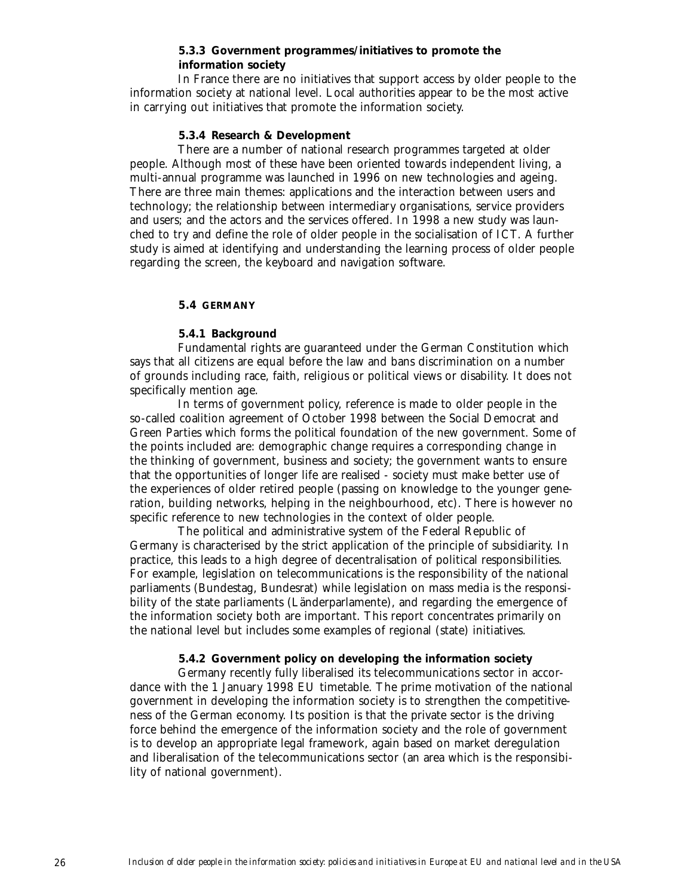#### 5.3.3 Government programmes/initiatives to promote the information society

In France there are no initiatives that support access by older people to the information society at national level. Local authorities appear to be the most active in carrying out initiatives that promote the information society.

#### 5.3.4 Research & Development

There are a number of national research programmes targeted at older people. Although most of these have been oriented towards independent living, a multi-annual programme was launched in 1996 on new technologies and ageing. There are three main themes: applications and the interaction between users and technology; the relationship between intermediary organisations, service providers and users; and the actors and the services offered. In 1998 a new study was launched to try and define the role of older people in the socialisation of ICT. A further study is aimed at identifying and understanding the learning process of older people regarding the screen, the keyboard and navigation software.

### 5.4 GERMANY

#### 5.4.1 Background

Fundamental rights are guaranteed under the German Constitution which says that all citizens are equal before the law and bans discrimination on a number of grounds including race, faith, religious or political views or disability. It does not specifically mention age.

In terms of government policy, reference is made to older people in the so-called coalition agreement of October 1998 between the Social Democrat and Green Parties which forms the political foundation of the new government. Some of the points included are: demographic change requires a corresponding change in the thinking of government, business and society; the government wants to ensure that the opportunities of longer life are realised - society must make better use of the experiences of older retired people (passing on knowledge to the younger generation, building networks, helping in the neighbourhood, etc). There is however no specific reference to new technologies in the context of older people.

The political and administrative system of the Federal Republic of Germany is characterised by the strict application of the principle of subsidiarity. In practice, this leads to a high degree of decentralisation of political responsibilities. For example, legislation on telecommunications is the responsibility of the national parliaments (Bundestag, Bundesrat) while legislation on mass media is the responsibility of the state parliaments (Länderparlamente), and regarding the emergence of the information society both are important. This report concentrates primarily on the national level but includes some examples of regional (state) initiatives.

#### 5.4.2 Government policy on developing the information society

Germany recently fully liberalised its telecommunications sector in accordance with the 1 January 1998 EU timetable. The prime motivation of the national government in developing the information society is to strengthen the competitiveness of the German economy. Its position is that the private sector is the driving force behind the emergence of the information society and the role of government is to develop an appropriate legal framework, again based on market deregulation and liberalisation of the telecommunications sector (an area which is the responsibility of national government).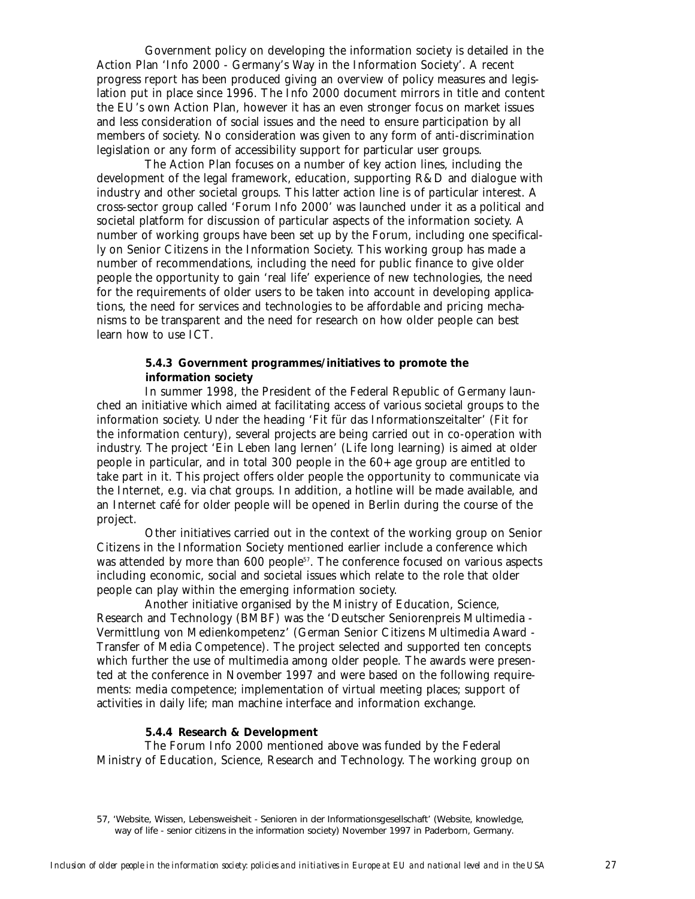Government policy on developing the information society is detailed in the Action Plan 'Info 2000 - Germany's Way in the Information Society'. A recent progress report has been produced giving an overview of policy measures and legislation put in place since 1996. The Info 2000 document mirrors in title and content the EU's own Action Plan, however it has an even stronger focus on market issues and less consideration of social issues and the need to ensure participation by all members of society. No consideration was given to any form of anti-discrimination legislation or any form of accessibility support for particular user groups.

The Action Plan focuses on a number of key action lines, including the development of the legal framework, education, supporting R&D and dialogue with industry and other societal groups. This latter action line is of particular interest. A cross-sector group called 'Forum Info 2000' was launched under it as a political and societal platform for discussion of particular aspects of the information society. A number of working groups have been set up by the Forum, including one specifically on Senior Citizens in the Information Society. This working group has made a number of recommendations, including the need for public finance to give older people the opportunity to gain 'real life' experience of new technologies, the need for the requirements of older users to be taken into account in developing applications, the need for services and technologies to be affordable and pricing mechanisms to be transparent and the need for research on how older people can best learn how to use ICT.

#### 5.4.3 Government programmes/initiatives to promote the information society

In summer 1998, the President of the Federal Republic of Germany launched an initiative which aimed at facilitating access of various societal groups to the information society. Under the heading 'Fit für das Informationszeitalter' (Fit for the information century), several projects are being carried out in co-operation with industry. The project 'Ein Leben lang lernen' (Life long learning) is aimed at older people in particular, and in total 300 people in the 60+ age group are entitled to take part in it. This project offers older people the opportunity to communicate via the Internet, e.g. via chat groups. In addition, a hotline will be made available, and an Internet café for older people will be opened in Berlin during the course of the project.

Other initiatives carried out in the context of the working group on Senior Citizens in the Information Society mentioned earlier include a conference which was attended by more than 600 people[57]. The conference focused on various aspects including economic, social and societal issues which relate to the role that older people can play within the emerging information society.

Another initiative organised by the Ministry of Education, Science, Research and Technology (BMBF) was the 'Deutscher Seniorenpreis Multimedia - Vermittlung von Medienkompetenz' (German Senior Citizens Multimedia Award - Transfer of Media Competence). The project selected and supported ten concepts which further the use of multimedia among older people. The awards were presented at the conference in November 1997 and were based on the following requirements: media competence; implementation of virtual meeting places; support of activities in daily life; man machine interface and information exchange.

#### 5.4.4 Research & Development

The Forum Info 2000 mentioned above was funded by the Federal Ministry of Education, Science, Research and Technology. The working group on

57, 'Website, Wissen, Lebensweisheit - Senioren in der Informationsgesellschaft' (Website, knowledge, way of life - senior citizens in the information society) November 1997 in Paderborn, Germany.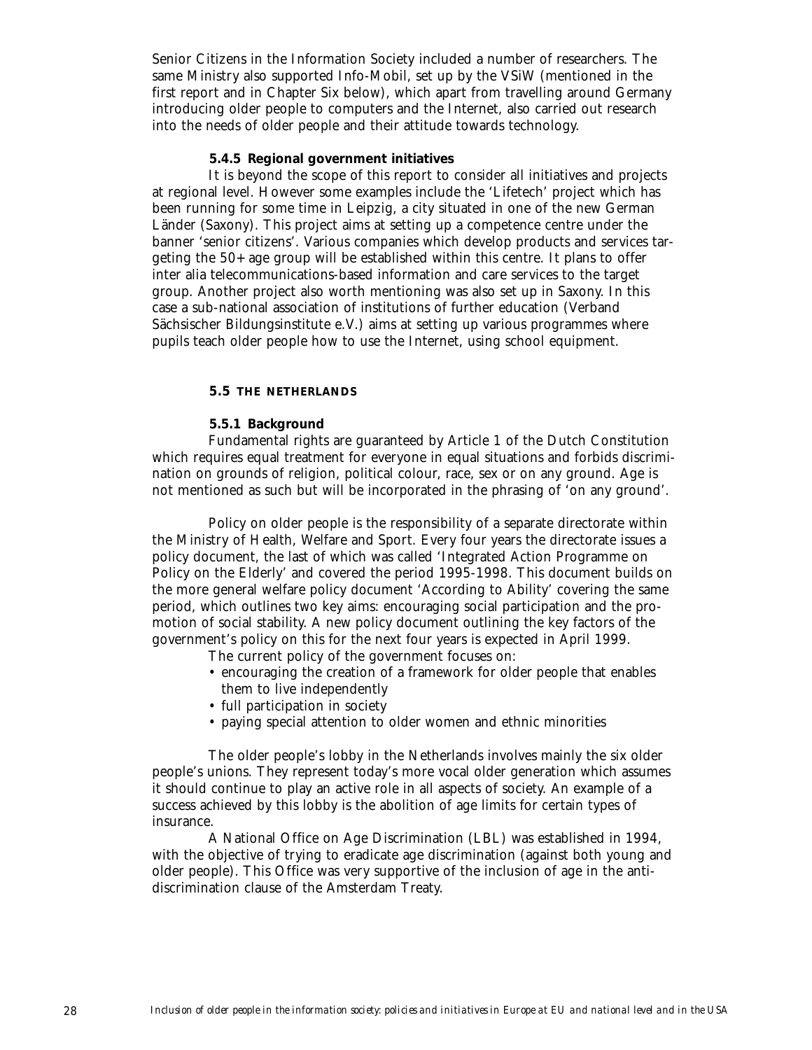Senior Citizens in the Information Society included a number of researchers. The same Ministry also supported Info-Mobil, set up by the VSiW (mentioned in the first report and in Chapter Six below), which apart from travelling around Germany introducing older people to computers and the Internet, also carried out research into the needs of older people and their attitude towards technology.

#### 5.4.5 Regional government initiatives

It is beyond the scope of this report to consider all initiatives and projects at regional level. However some examples include the 'Lifetech' project which has been running for some time in Leipzig, a city situated in one of the new German Länder (Saxony). This project aims at setting up a competence centre under the banner 'senior citizens'. Various companies which develop products and services targeting the 50+ age group will be established within this centre. It plans to offer inter alia telecommunications-based information and care services to the target group. Another project also worth mentioning was also set up in Saxony. In this case a sub-national association of institutions of further education (Verband Sächsischer Bildungsinstitute e.V.) aims at setting up various programmes where pupils teach older people how to use the Internet, using school equipment.

### 5.5 THE NETHERLANDS

#### 5.5.1 Background

Fundamental rights are guaranteed by Article 1 of the Dutch Constitution which requires equal treatment for everyone in equal situations and forbids discrimination on grounds of religion, political colour, race, sex or on any ground. Age is not mentioned as such but will be incorporated in the phrasing of 'on any ground'.

Policy on older people is the responsibility of a separate directorate within the Ministry of Health, Welfare and Sport. Every four years the directorate issues a policy document, the last of which was called 'Integrated Action Programme on Policy on the Elderly' and covered the period 1995-1998. This document builds on the more general welfare policy document 'According to Ability' covering the same period, which outlines two key aims: encouraging social participation and the promotion of social stability. A new policy document outlining the key factors of the government's policy on this for the next four years is expected in April 1999.

The current policy of the government focuses on:

- encouraging the creation of a framework for older people that enables them to live independently
- full participation in society
- paying special attention to older women and ethnic minorities

The older people's lobby in the Netherlands involves mainly the six older people's unions. They represent today's more vocal older generation which assumes it should continue to play an active role in all aspects of society. An example of a success achieved by this lobby is the abolition of age limits for certain types of insurance.

A National Office on Age Discrimination (LBL) was established in 1994, with the objective of trying to eradicate age discrimination (against both young and older people). This Office was very supportive of the inclusion of age in the anti-discrimination clause of the Amsterdam Treaty.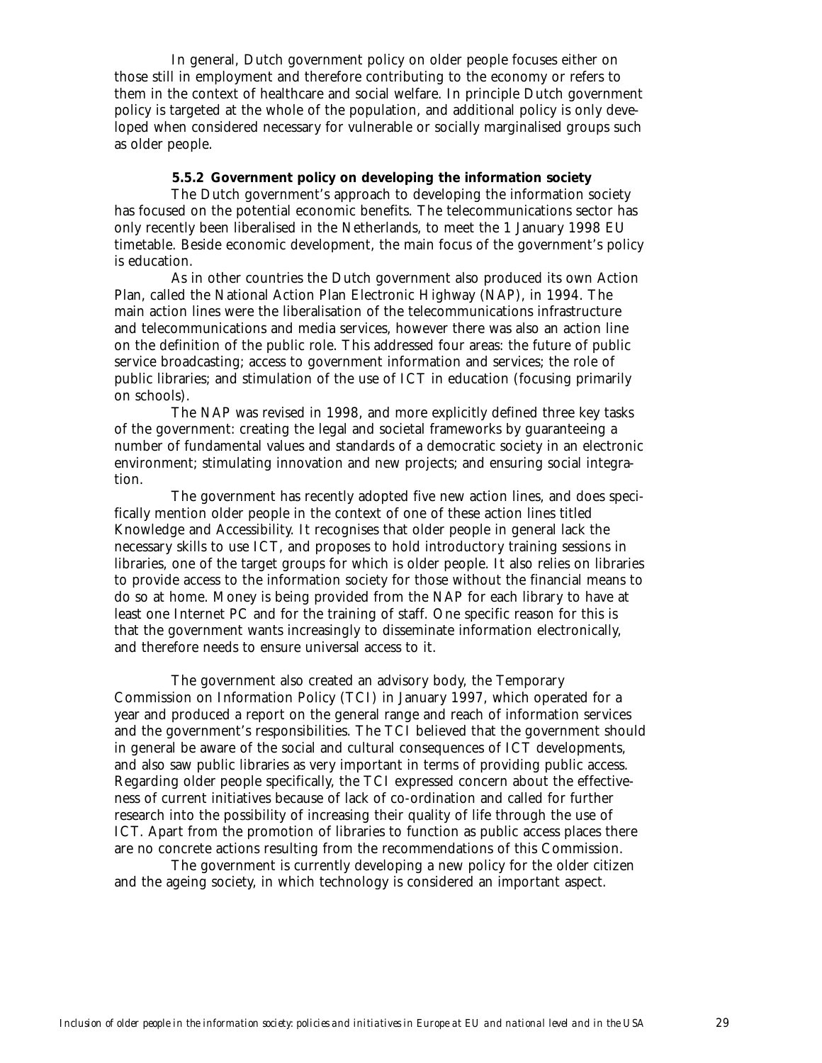In general, Dutch government policy on older people focuses either on those still in employment and therefore contributing to the economy or refers to them in the context of healthcare and social welfare. In principle Dutch government policy is targeted at the whole of the population, and additional policy is only developed when considered necessary for vulnerable or socially marginalised groups such as older people.

### 5.5.2 Government policy on developing the information society

The Dutch government's approach to developing the information society has focused on the potential economic benefits. The telecommunications sector has only recently been liberalised in the Netherlands, to meet the 1 January 1998 EU timetable. Beside economic development, the main focus of the government's policy is education.

As in other countries the Dutch government also produced its own Action Plan, called the National Action Plan Electronic Highway (NAP), in 1994. The main action lines were the liberalisation of the telecommunications infrastructure and telecommunications and media services, however there was also an action line on the definition of the public role. This addressed four areas: the future of public service broadcasting; access to government information and services; the role of public libraries; and stimulation of the use of ICT in education (focusing primarily on schools).

The NAP was revised in 1998, and more explicitly defined three key tasks of the government: creating the legal and societal frameworks by guaranteeing a number of fundamental values and standards of a democratic society in an electronic environment; stimulating innovation and new projects; and ensuring social integration.

The government has recently adopted five new action lines, and does specifically mention older people in the context of one of these action lines titled Knowledge and Accessibility. It recognises that older people in general lack the necessary skills to use ICT, and proposes to hold introductory training sessions in libraries, one of the target groups for which is older people. It also relies on libraries to provide access to the information society for those without the financial means to do so at home. Money is being provided from the NAP for each library to have at least one Internet PC and for the training of staff. One specific reason for this is that the government wants increasingly to disseminate information electronically, and therefore needs to ensure universal access to it.

The government also created an advisory body, the Temporary Commission on Information Policy (TCI) in January 1997, which operated for a year and produced a report on the general range and reach of information services and the government's responsibilities. The TCI believed that the government should in general be aware of the social and cultural consequences of ICT developments, and also saw public libraries as very important in terms of providing public access. Regarding older people specifically, the TCI expressed concern about the effectiveness of current initiatives because of lack of co-ordination and called for further research into the possibility of increasing their quality of life through the use of ICT. Apart from the promotion of libraries to function as public access places there are no concrete actions resulting from the recommendations of this Commission.

The government is currently developing a new policy for the older citizen and the ageing society, in which technology is considered an important aspect.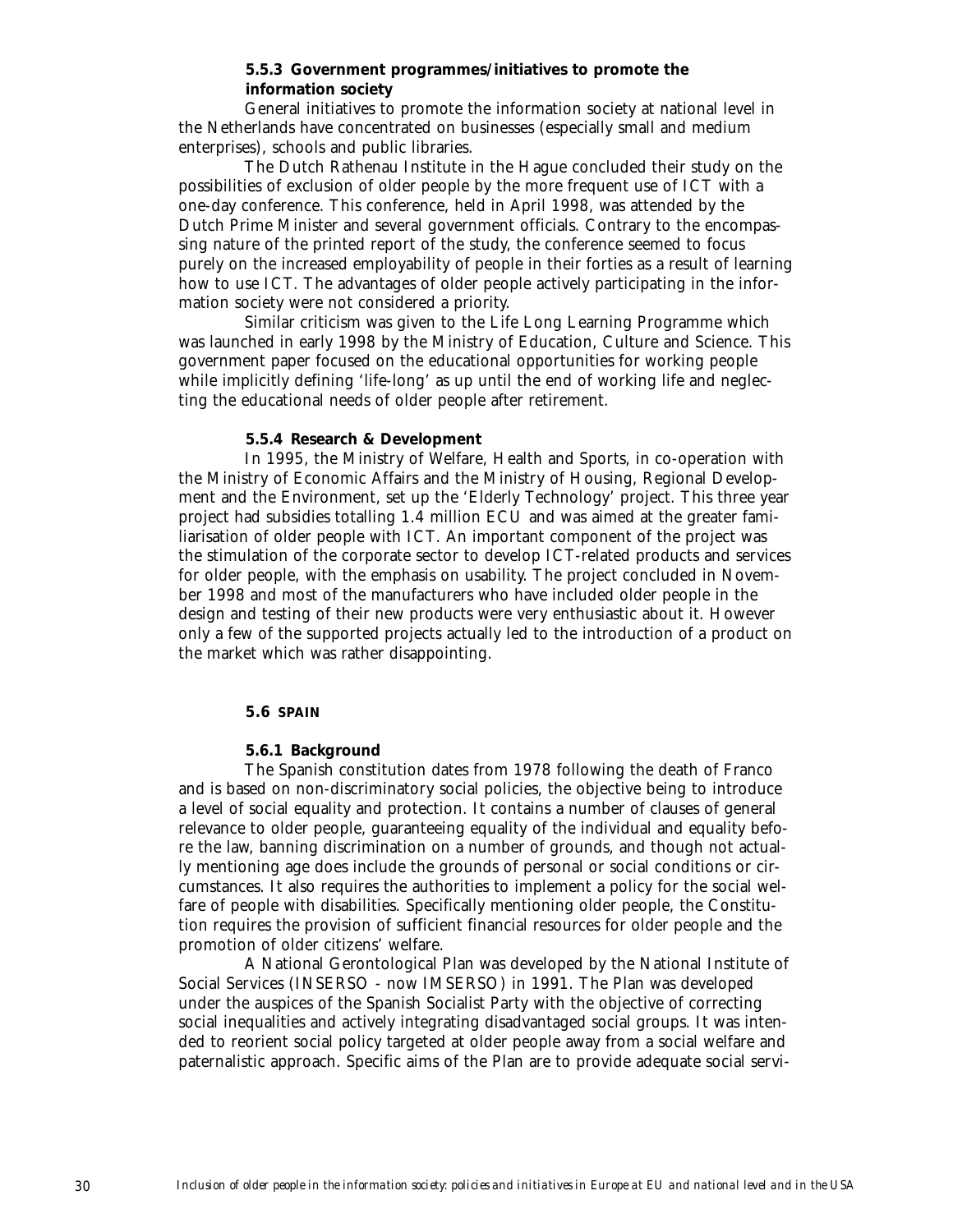#### 5.5.3 Government programmes/initiatives to promote the information society

General initiatives to promote the information society at national level in the Netherlands have concentrated on businesses (especially small and medium enterprises), schools and public libraries.

The Dutch Rathenau Institute in the Hague concluded their study on the possibilities of exclusion of older people by the more frequent use of ICT with a one-day conference. This conference, held in April 1998, was attended by the Dutch Prime Minister and several government officials. Contrary to the encompassing nature of the printed report of the study, the conference seemed to focus purely on the increased employability of people in their forties as a result of learning how to use ICT. The advantages of older people actively participating in the information society were not considered a priority.

Similar criticism was given to the Life Long Learning Programme which was launched in early 1998 by the Ministry of Education, Culture and Science. This government paper focused on the educational opportunities for working people while implicitly defining 'life-long' as up until the end of working life and neglecting the educational needs of older people after retirement.

#### 5.5.4 Research & Development

In 1995, the Ministry of Welfare, Health and Sports, in co-operation with the Ministry of Economic Affairs and the Ministry of Housing, Regional Development and the Environment, set up the 'Elderly Technology' project. This three year project had subsidies totalling 1.4 million ECU and was aimed at the greater familiarisation of older people with ICT. An important component of the project was the stimulation of the corporate sector to develop ICT-related products and services for older people, with the emphasis on usability. The project concluded in November 1998 and most of the manufacturers who have included older people in the design and testing of their new products were very enthusiastic about it. However only a few of the supported projects actually led to the introduction of a product on the market which was rather disappointing.

### 5.6 SPAIN

#### 5.6.1 Background

The Spanish constitution dates from 1978 following the death of Franco and is based on non-discriminatory social policies, the objective being to introduce a level of social equality and protection. It contains a number of clauses of general relevance to older people, guaranteeing equality of the individual and equality before the law, banning discrimination on a number of grounds, and though not actually mentioning age does include the grounds of personal or social conditions or circumstances. It also requires the authorities to implement a policy for the social welfare of people with disabilities. Specifically mentioning older people, the Constitution requires the provision of sufficient financial resources for older people and the promotion of older citizens' welfare.

A National Gerontological Plan was developed by the National Institute of Social Services (INSERSO - now IMSERSO) in 1991. The Plan was developed under the auspices of the Spanish Socialist Party with the objective of correcting social inequalities and actively integrating disadvantaged social groups. It was intended to reorient social policy targeted at older people away from a social welfare and paternalistic approach. Specific aims of the Plan are to provide adequate social servi-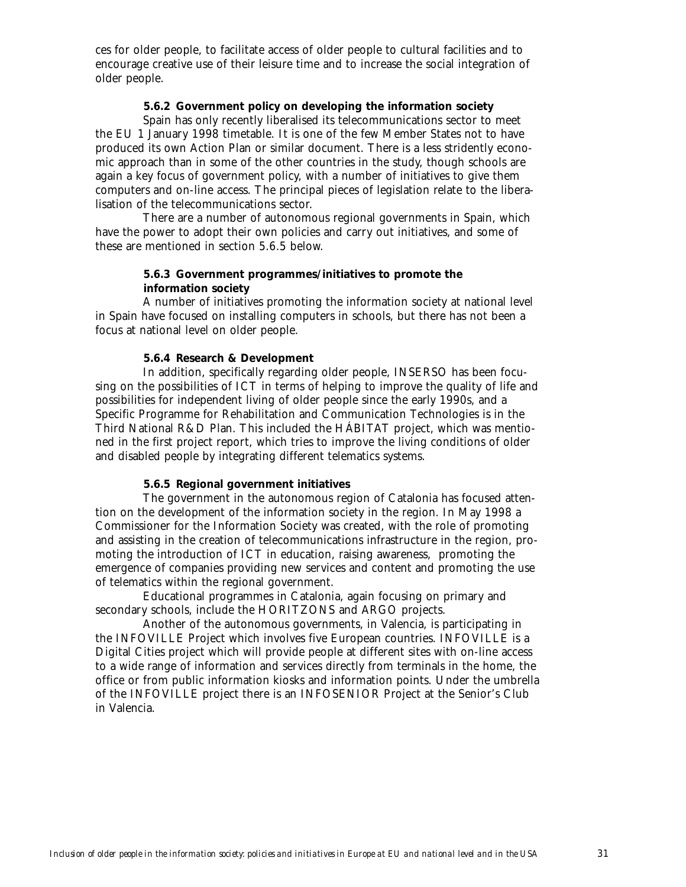ces for older people, to facilitate access of older people to cultural facilities and to encourage creative use of their leisure time and to increase the social integration of older people.

### 5.6.2 Government policy on developing the information society

Spain has only recently liberalised its telecommunications sector to meet the EU 1 January 1998 timetable. It is one of the few Member States not to have produced its own Action Plan or similar document. There is a less stridently economic approach than in some of the other countries in the study, though schools are again a key focus of government policy, with a number of initiatives to give them computers and on-line access. The principal pieces of legislation relate to the liberalisation of the telecommunications sector.

There are a number of autonomous regional governments in Spain, which have the power to adopt their own policies and carry out initiatives, and some of these are mentioned in section 5.6.5 below.

### 5.6.3 Government programmes/initiatives to promote the information society

A number of initiatives promoting the information society at national level in Spain have focused on installing computers in schools, but there has not been a focus at national level on older people.

### 5.6.4 Research & Development

In addition, specifically regarding older people, INSERSO has been focusing on the possibilities of ICT in terms of helping to improve the quality of life and possibilities for independent living of older people since the early 1990s, and a Specific Programme for Rehabilitation and Communication Technologies is in the Third National R&D Plan. This included the HÁBITAT project, which was mentioned in the first project report, which tries to improve the living conditions of older and disabled people by integrating different telematics systems.

### 5.6.5 Regional government initiatives

The government in the autonomous region of Catalonia has focused attention on the development of the information society in the region. In May 1998 a Commissioner for the Information Society was created, with the role of promoting and assisting in the creation of telecommunications infrastructure in the region, promoting the introduction of ICT in education, raising awareness, promoting the emergence of companies providing new services and content and promoting the use of telematics within the regional government.

Educational programmes in Catalonia, again focusing on primary and secondary schools, include the HORITZONS and ARGO projects.

Another of the autonomous governments, in Valencia, is participating in the INFOVILLE Project which involves five European countries. INFOVILLE is a Digital Cities project which will provide people at different sites with on-line access to a wide range of information and services directly from terminals in the home, the office or from public information kiosks and information points. Under the umbrella of the INFOVILLE project there is an INFOSENIOR Project at the Senior's Club in Valencia.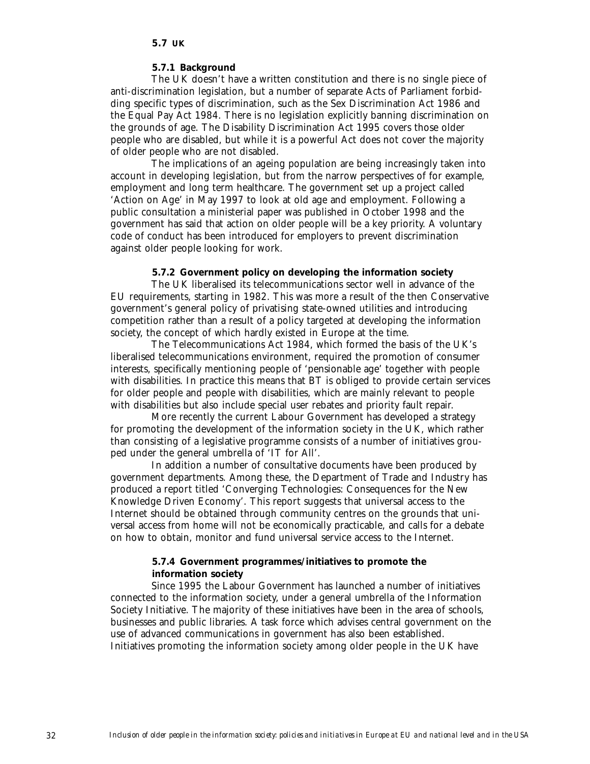## 5.7 UK

### 5.7.1 Background

The UK doesn't have a written constitution and there is no single piece of anti-discrimination legislation, but a number of separate Acts of Parliament forbidding specific types of discrimination, such as the Sex Discrimination Act 1986 and the Equal Pay Act 1984. There is no legislation explicitly banning discrimination on the grounds of age. The Disability Discrimination Act 1995 covers those older people who are disabled, but while it is a powerful Act does not cover the majority of older people who are not disabled.

The implications of an ageing population are being increasingly taken into account in developing legislation, but from the narrow perspectives of for example, employment and long term healthcare. The government set up a project called 'Action on Age' in May 1997 to look at old age and employment. Following a public consultation a ministerial paper was published in October 1998 and the government has said that action on older people will be a key priority. A voluntary code of conduct has been introduced for employers to prevent discrimination against older people looking for work.

### 5.7.2 Government policy on developing the information society

The UK liberalised its telecommunications sector well in advance of the EU requirements, starting in 1982. This was more a result of the then Conservative government's general policy of privatising state-owned utilities and introducing competition rather than a result of a policy targeted at developing the information society, the concept of which hardly existed in Europe at the time.

The Telecommunications Act 1984, which formed the basis of the UK's liberalised telecommunications environment, required the promotion of consumer interests, specifically mentioning people of 'pensionable age' together with people with disabilities. In practice this means that BT is obliged to provide certain services for older people and people with disabilities, which are mainly relevant to people with disabilities but also include special user rebates and priority fault repair.

More recently the current Labour Government has developed a strategy for promoting the development of the information society in the UK, which rather than consisting of a legislative programme consists of a number of initiatives grouped under the general umbrella of 'IT for All'.

In addition a number of consultative documents have been produced by government departments. Among these, the Department of Trade and Industry has produced a report titled 'Converging Technologies: Consequences for the New Knowledge Driven Economy'. This report suggests that universal access to the Internet should be obtained through community centres on the grounds that universal access from home will not be economically practicable, and calls for a debate on how to obtain, monitor and fund universal service access to the Internet.

### 5.7.4 Government programmes/initiatives to promote the information society

Since 1995 the Labour Government has launched a number of initiatives connected to the information society, under a general umbrella of the Information Society Initiative. The majority of these initiatives have been in the area of schools, businesses and public libraries. A task force which advises central government on the use of advanced communications in government has also been established. Initiatives promoting the information society among older people in the UK have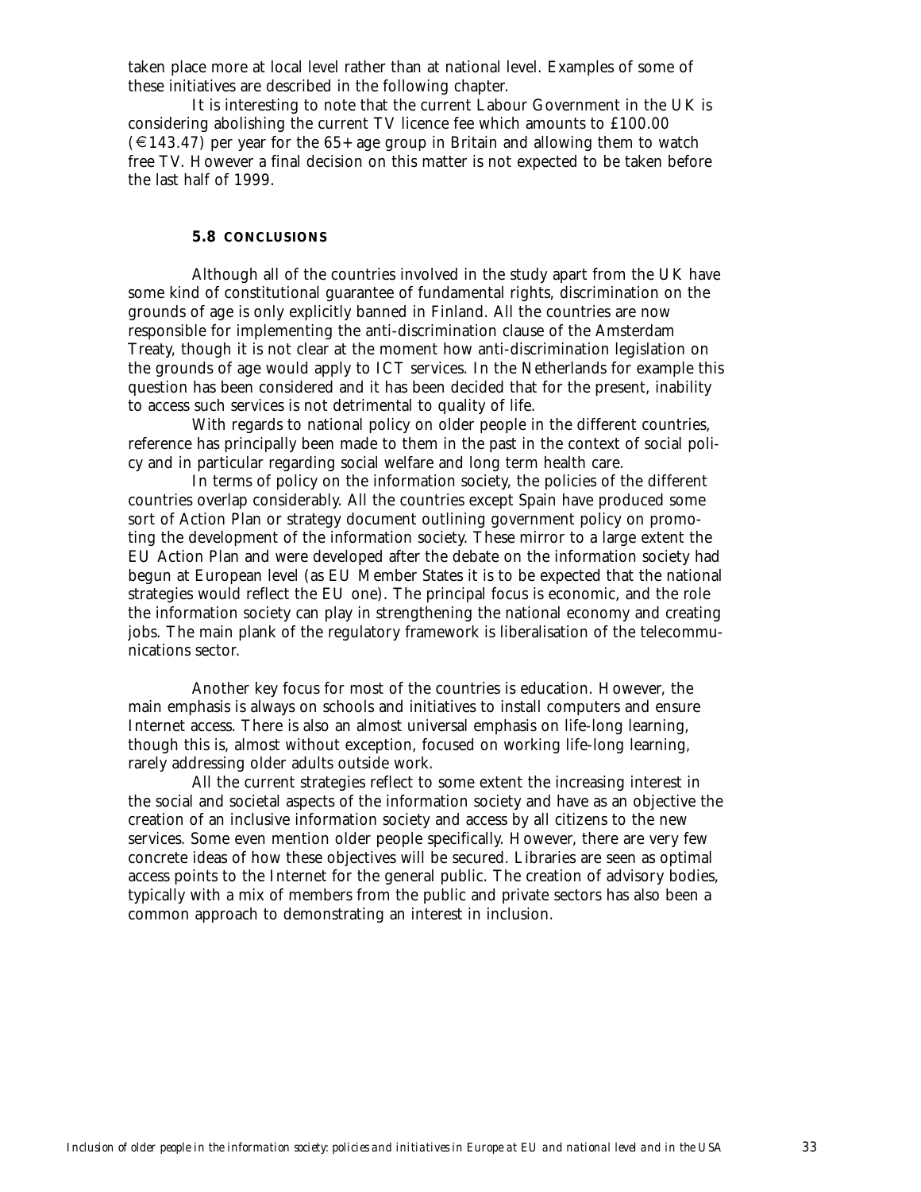taken place more at local level rather than at national level. Examples of some of these initiatives are described in the following chapter.

It is interesting to note that the current Labour Government in the UK is considering abolishing the current TV licence fee which amounts to £100.00 (€143.47) per year for the 65+ age group in Britain and allowing them to watch free TV. However a final decision on this matter is not expected to be taken before the last half of 1999.

### 5.8 CONCLUSIONS

Although all of the countries involved in the study apart from the UK have some kind of constitutional guarantee of fundamental rights, discrimination on the grounds of age is only explicitly banned in Finland. All the countries are now responsible for implementing the anti-discrimination clause of the Amsterdam Treaty, though it is not clear at the moment how anti-discrimination legislation on the grounds of age would apply to ICT services. In the Netherlands for example this question has been considered and it has been decided that for the present, inability to access such services is not detrimental to quality of life.

With regards to national policy on older people in the different countries, reference has principally been made to them in the past in the context of social policy and in particular regarding social welfare and long term health care.

In terms of policy on the information society, the policies of the different countries overlap considerably. All the countries except Spain have produced some sort of Action Plan or strategy document outlining government policy on promoting the development of the information society. These mirror to a large extent the EU Action Plan and were developed after the debate on the information society had begun at European level (as EU Member States it is to be expected that the national strategies would reflect the EU one). The principal focus is economic, and the role the information society can play in strengthening the national economy and creating jobs. The main plank of the regulatory framework is liberalisation of the telecommunications sector.

Another key focus for most of the countries is education. However, the main emphasis is always on schools and initiatives to install computers and ensure Internet access. There is also an almost universal emphasis on life-long learning, though this is, almost without exception, focused on working life-long learning, rarely addressing older adults outside work.

All the current strategies reflect to some extent the increasing interest in the social and societal aspects of the information society and have as an objective the creation of an inclusive information society and access by all citizens to the new services. Some even mention older people specifically. However, there are very few concrete ideas of how these objectives will be secured. Libraries are seen as optimal access points to the Internet for the general public. The creation of advisory bodies, typically with a mix of members from the public and private sectors has also been a common approach to demonstrating an interest in inclusion.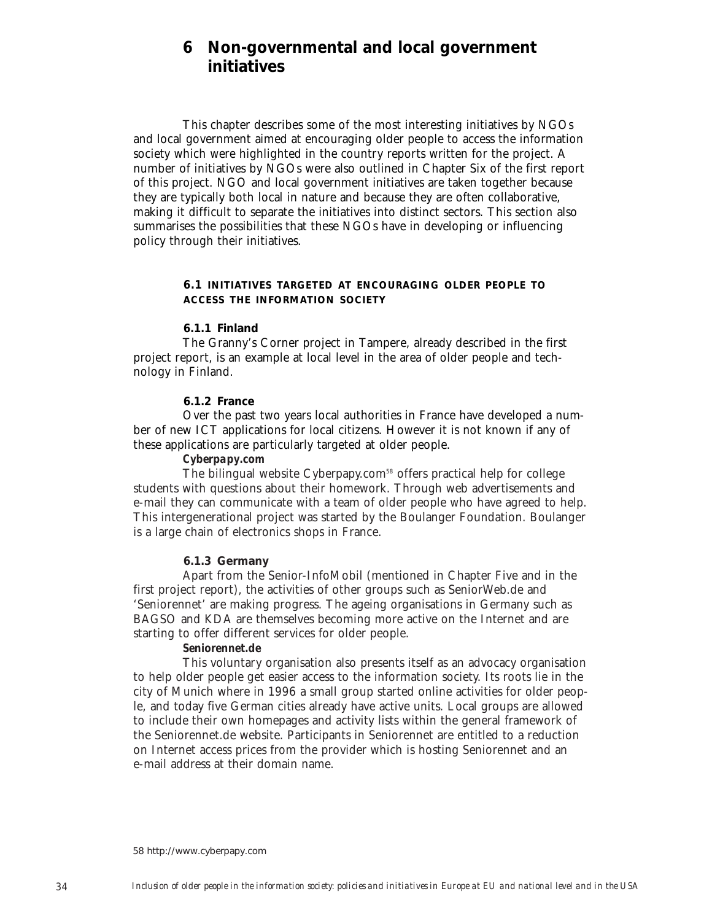# 6 Non-governmental and local government initiatives

This chapter describes some of the most interesting initiatives by NGOs and local government aimed at encouraging older people to access the information society which were highlighted in the country reports written for the project. A number of initiatives by NGOs were also outlined in Chapter Six of the first report of this project. NGO and local government initiatives are taken together because they are typically both local in nature and because they are often collaborative, making it difficult to separate the initiatives into distinct sectors. This section also summarises the possibilities that these NGOs have in developing or influencing policy through their initiatives.

## 6.1 INITIATIVES TARGETED AT ENCOURAGING OLDER PEOPLE TO ACCESS THE INFORMATION SOCIETY

### 6.1.1 Finland

The Granny's Corner project in Tampere, already described in the first project report, is an example at local level in the area of older people and technology in Finland.

### 6.1.2 France

Over the past two years local authorities in France have developed a number of new ICT applications for local citizens. However it is not known if any of these applications are particularly targeted at older people.

***Cyberpapy.com***

The bilingual website Cyberpapy.com[58] offers practical help for college students with questions about their homework. Through web advertisements and e-mail they can communicate with a team of older people who have agreed to help. This intergenerational project was started by the Boulanger Foundation. Boulanger is a large chain of electronics shops in France.

### 6.1.3 Germany

Apart from the Senior-InfoMobil (mentioned in Chapter Five and in the first project report), the activities of other groups such as SeniorWeb.de and 'Seniorennet' are making progress. The ageing organisations in Germany such as BAGSO and KDA are themselves becoming more active on the Internet and are starting to offer different services for older people.

**Seniorennet.de**

This voluntary organisation also presents itself as an advocacy organisation to help older people get easier access to the information society. Its roots lie in the city of Munich where in 1996 a small group started online activities for older people, and today five German cities already have active units. Local groups are allowed to include their own homepages and activity lists within the general framework of the Seniorennet.de website. Participants in Seniorennet are entitled to a reduction on Internet access prices from the provider which is hosting Seniorennet and an e-mail address at their domain name.

58 http://www.cyberpapy.com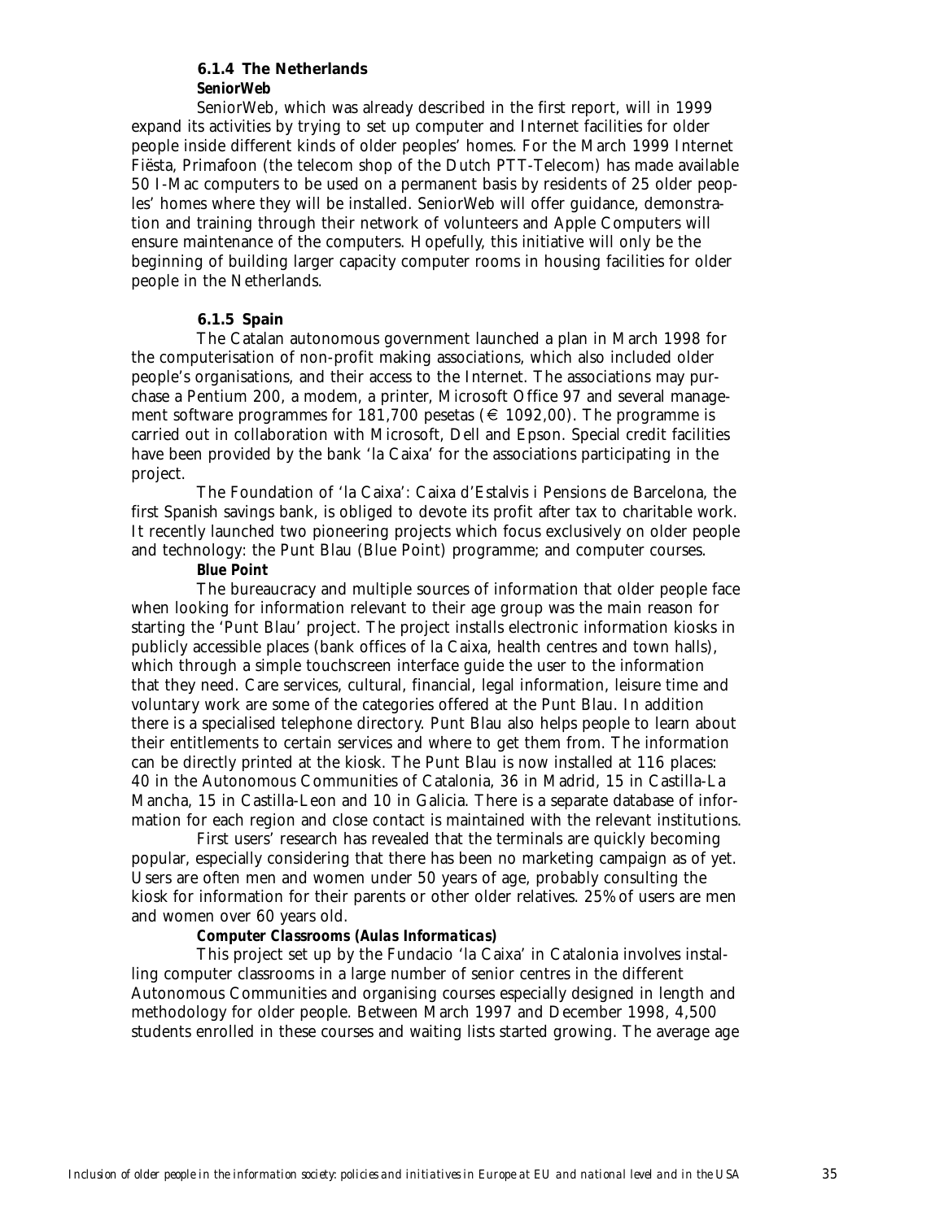### 6.1.4 The Netherlands

**SeniorWeb**

SeniorWeb, which was already described in the first report, will in 1999 expand its activities by trying to set up computer and Internet facilities for older people inside different kinds of older peoples' homes. For the March 1999 Internet Fiësta, Primafoon (the telecom shop of the Dutch PTT-Telecom) has made available 50 I-Mac computers to be used on a permanent basis by residents of 25 older peoples' homes where they will be installed. SeniorWeb will offer guidance, demonstration and training through their network of volunteers and Apple Computers will ensure maintenance of the computers. Hopefully, this initiative will only be the beginning of building larger capacity computer rooms in housing facilities for older people in the Netherlands.

### 6.1.5 Spain

The Catalan autonomous government launched a plan in March 1998 for the computerisation of non-profit making associations, which also included older people's organisations, and their access to the Internet. The associations may purchase a Pentium 200, a modem, a printer, Microsoft Office 97 and several management software programmes for 181,700 pesetas (€ 1092,00). The programme is carried out in collaboration with Microsoft, Dell and Epson. Special credit facilities have been provided by the bank 'la Caixa' for the associations participating in the project.

The Foundation of 'la Caixa': Caixa d'Estalvis i Pensions de Barcelona, the first Spanish savings bank, is obliged to devote its profit after tax to charitable work. It recently launched two pioneering projects which focus exclusively on older people and technology: the Punt Blau (Blue Point) programme; and computer courses.

**Blue Point**

The bureaucracy and multiple sources of information that older people face when looking for information relevant to their age group was the main reason for starting the 'Punt Blau' project. The project installs electronic information kiosks in publicly accessible places (bank offices of la Caixa, health centres and town halls), which through a simple touchscreen interface guide the user to the information that they need. Care services, cultural, financial, legal information, leisure time and voluntary work are some of the categories offered at the Punt Blau. In addition there is a specialised telephone directory. Punt Blau also helps people to learn about their entitlements to certain services and where to get them from. The information can be directly printed at the kiosk. The Punt Blau is now installed at 116 places: 40 in the Autonomous Communities of Catalonia, 36 in Madrid, 15 in Castilla-La Mancha, 15 in Castilla-Leon and 10 in Galicia. There is a separate database of information for each region and close contact is maintained with the relevant institutions.

First users' research has revealed that the terminals are quickly becoming popular, especially considering that there has been no marketing campaign as of yet. Users are often men and women under 50 years of age, probably consulting the kiosk for information for their parents or other older relatives. 25% of users are men and women over 60 years old.

***Computer Classrooms (Aulas Informaticas)***

This project set up by the Fundacio 'la Caixa' in Catalonia involves installing computer classrooms in a large number of senior centres in the different Autonomous Communities and organising courses especially designed in length and methodology for older people. Between March 1997 and December 1998, 4,500 students enrolled in these courses and waiting lists started growing. The average age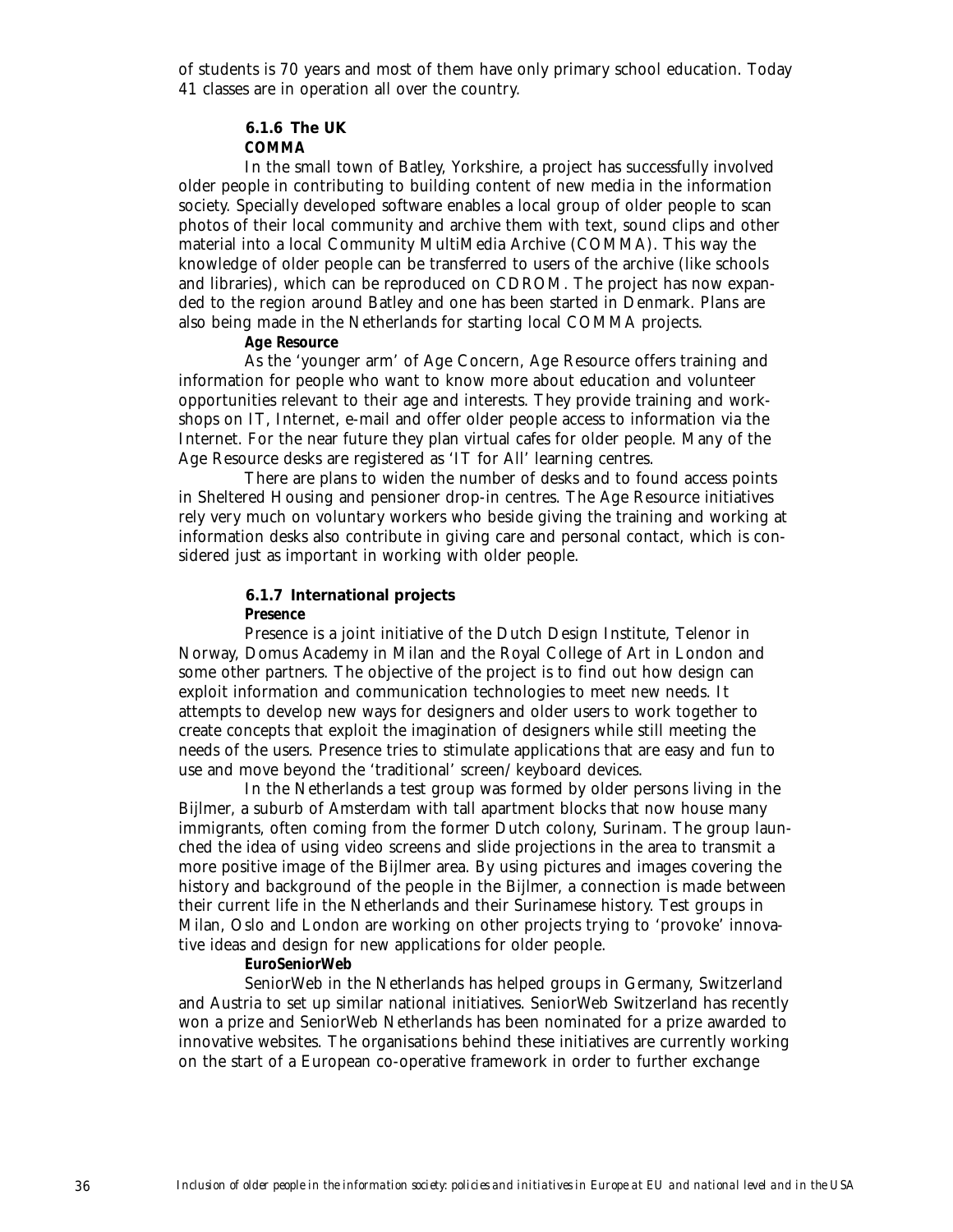of students is 70 years and most of them have only primary school education. Today 41 classes are in operation all over the country.

### 6.1.6 The UK

**COMMA**

In the small town of Batley, Yorkshire, a project has successfully involved older people in contributing to building content of new media in the information society. Specially developed software enables a local group of older people to scan photos of their local community and archive them with text, sound clips and other material into a local Community MultiMedia Archive (COMMA). This way the knowledge of older people can be transferred to users of the archive (like schools and libraries), which can be reproduced on CDROM. The project has now expanded to the region around Batley and one has been started in Denmark. Plans are also being made in the Netherlands for starting local COMMA projects.

**Age Resource**

As the 'younger arm' of Age Concern, Age Resource offers training and information for people who want to know more about education and volunteer opportunities relevant to their age and interests. They provide training and workshops on IT, Internet, e-mail and offer older people access to information via the Internet. For the near future they plan virtual cafes for older people. Many of the Age Resource desks are registered as 'IT for All' learning centres.

There are plans to widen the number of desks and to found access points in Sheltered Housing and pensioner drop-in centres. The Age Resource initiatives rely very much on voluntary workers who beside giving the training and working at information desks also contribute in giving care and personal contact, which is considered just as important in working with older people.

### 6.1.7 International projects

**Presence**

Presence is a joint initiative of the Dutch Design Institute, Telenor in Norway, Domus Academy in Milan and the Royal College of Art in London and some other partners. The objective of the project is to find out how design can exploit information and communication technologies to meet new needs. It attempts to develop new ways for designers and older users to work together to create concepts that exploit the imagination of designers while still meeting the needs of the users. Presence tries to stimulate applications that are easy and fun to use and move beyond the 'traditional' screen/keyboard devices.

In the Netherlands a test group was formed by older persons living in the Bijlmer, a suburb of Amsterdam with tall apartment blocks that now house many immigrants, often coming from the former Dutch colony, Surinam. The group launched the idea of using video screens and slide projections in the area to transmit a more positive image of the Bijlmer area. By using pictures and images covering the history and background of the people in the Bijlmer, a connection is made between their current life in the Netherlands and their Surinamese history. Test groups in Milan, Oslo and London are working on other projects trying to 'provoke' innovative ideas and design for new applications for older people.

**EuroSeniorWeb**

SeniorWeb in the Netherlands has helped groups in Germany, Switzerland and Austria to set up similar national initiatives. SeniorWeb Switzerland has recently won a prize and SeniorWeb Netherlands has been nominated for a prize awarded to innovative websites. The organisations behind these initiatives are currently working on the start of a European co-operative framework in order to further exchange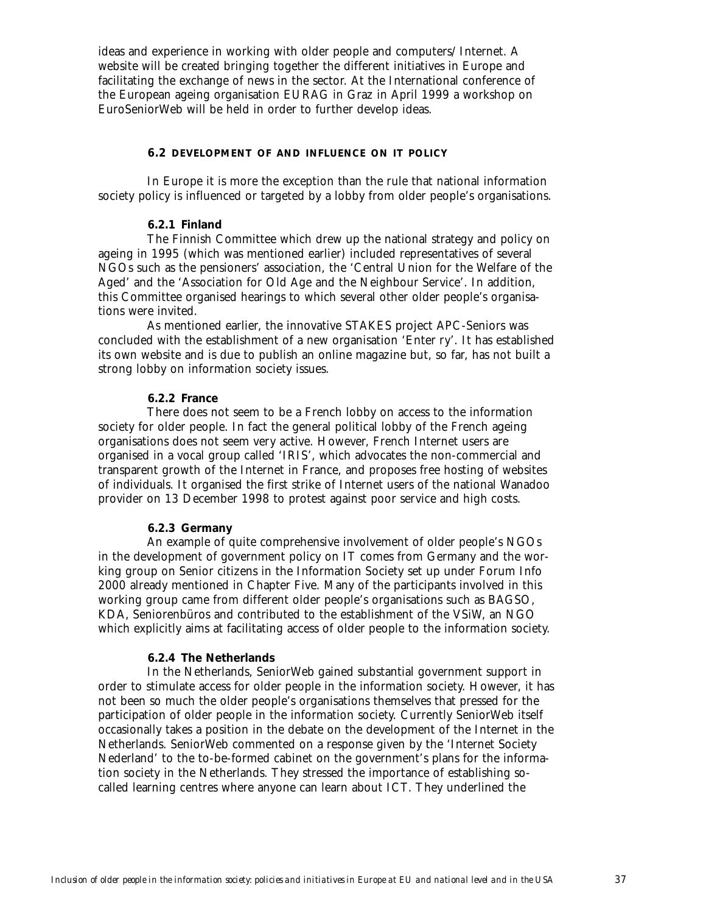ideas and experience in working with older people and computers/ Internet. A website will be created bringing together the different initiatives in Europe and facilitating the exchange of news in the sector. At the International conference of the European ageing organisation EURAG in Graz in April 1999 a workshop on EuroSeniorWeb will be held in order to further develop ideas.

## 6.2 DEVELOPMENT OF AND INFLUENCE ON IT POLICY

In Europe it is more the exception than the rule that national information society policy is influenced or targeted by a lobby from older people's organisations.

### 6.2.1 Finland

The Finnish Committee which drew up the national strategy and policy on ageing in 1995 (which was mentioned earlier) included representatives of several NGOs such as the pensioners' association, the 'Central Union for the Welfare of the Aged' and the 'Association for Old Age and the Neighbour Service'. In addition, this Committee organised hearings to which several other older people's organisations were invited.

As mentioned earlier, the innovative STAKES project APC-Seniors was concluded with the establishment of a new organisation 'Enter ry'. It has established its own website and is due to publish an online magazine but, so far, has not built a strong lobby on information society issues.

### 6.2.2 France

There does not seem to be a French lobby on access to the information society for older people. In fact the general political lobby of the French ageing organisations does not seem very active. However, French Internet users are organised in a vocal group called 'IRIS', which advocates the non-commercial and transparent growth of the Internet in France, and proposes free hosting of websites of individuals. It organised the first strike of Internet users of the national Wanadoo provider on 13 December 1998 to protest against poor service and high costs.

### 6.2.3 Germany

An example of quite comprehensive involvement of older people's NGOs in the development of government policy on IT comes from Germany and the working group on Senior citizens in the Information Society set up under Forum Info 2000 already mentioned in Chapter Five. Many of the participants involved in this working group came from different older people's organisations such as BAGSO, KDA, Seniorenbüros and contributed to the establishment of the VSiW, an NGO which explicitly aims at facilitating access of older people to the information society.

### 6.2.4 The Netherlands

In the Netherlands, SeniorWeb gained substantial government support in order to stimulate access for older people in the information society. However, it has not been so much the older people's organisations themselves that pressed for the participation of older people in the information society. Currently SeniorWeb itself occasionally takes a position in the debate on the development of the Internet in the Netherlands. SeniorWeb commented on a response given by the 'Internet Society Nederland' to the to-be-formed cabinet on the government's plans for the information society in the Netherlands. They stressed the importance of establishing so-called learning centres where anyone can learn about ICT. They underlined the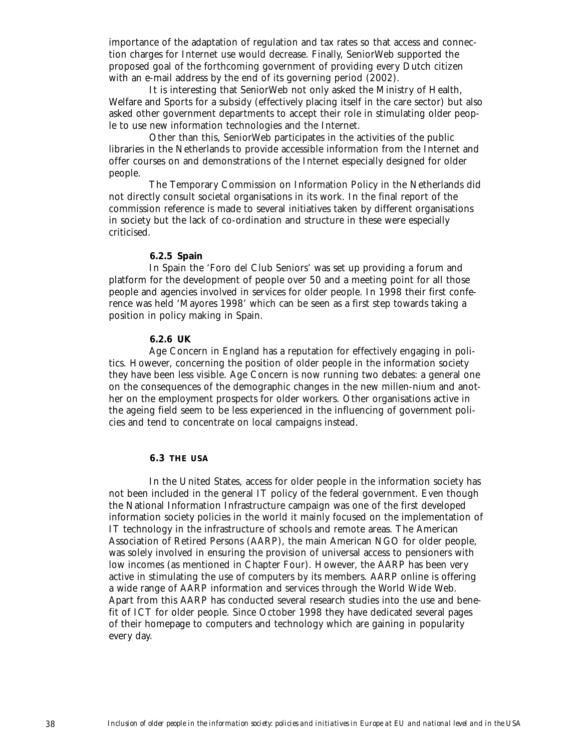importance of the adaptation of regulation and tax rates so that access and connection charges for Internet use would decrease. Finally, SeniorWeb supported the proposed goal of the forthcoming government of providing every Dutch citizen with an e-mail address by the end of its governing period (2002).

It is interesting that SeniorWeb not only asked the Ministry of Health, Welfare and Sports for a subsidy (effectively placing itself in the care sector) but also asked other government departments to accept their role in stimulating older people to use new information technologies and the Internet.

Other than this, SeniorWeb participates in the activities of the public libraries in the Netherlands to provide accessible information from the Internet and offer courses on and demonstrations of the Internet especially designed for older people.

The Temporary Commission on Information Policy in the Netherlands did not directly consult societal organisations in its work. In the final report of the commission reference is made to several initiatives taken by different organisations in society but the lack of co-ordination and structure in these were especially criticised.

#### 6.2.5 Spain

In Spain the 'Foro del Club Seniors' was set up providing a forum and platform for the development of people over 50 and a meeting point for all those people and agencies involved in services for older people. In 1998 their first conference was held 'Mayores 1998' which can be seen as a first step towards taking a position in policy making in Spain.

#### 6.2.6 UK

Age Concern in England has a reputation for effectively engaging in politics. However, concerning the position of older people in the information society they have been less visible. Age Concern is now running two debates: a general one on the consequences of the demographic changes in the new millen-nium and another on the employment prospects for older workers. Other organisations active in the ageing field seem to be less experienced in the influencing of government policies and tend to concentrate on local campaigns instead.

### 6.3 THE USA

In the United States, access for older people in the information society has not been included in the general IT policy of the federal government. Even though the National Information Infrastructure campaign was one of the first developed information society policies in the world it mainly focused on the implementation of IT technology in the infrastructure of schools and remote areas. The American Association of Retired Persons (AARP), the main American NGO for older people, was solely involved in ensuring the provision of universal access to pensioners with low incomes (as mentioned in Chapter Four). However, the AARP has been very active in stimulating the use of computers by its members. AARP online is offering a wide range of AARP information and services through the World Wide Web. Apart from this AARP has conducted several research studies into the use and benefit of ICT for older people. Since October 1998 they have dedicated several pages of their homepage to computers and technology which are gaining in popularity every day.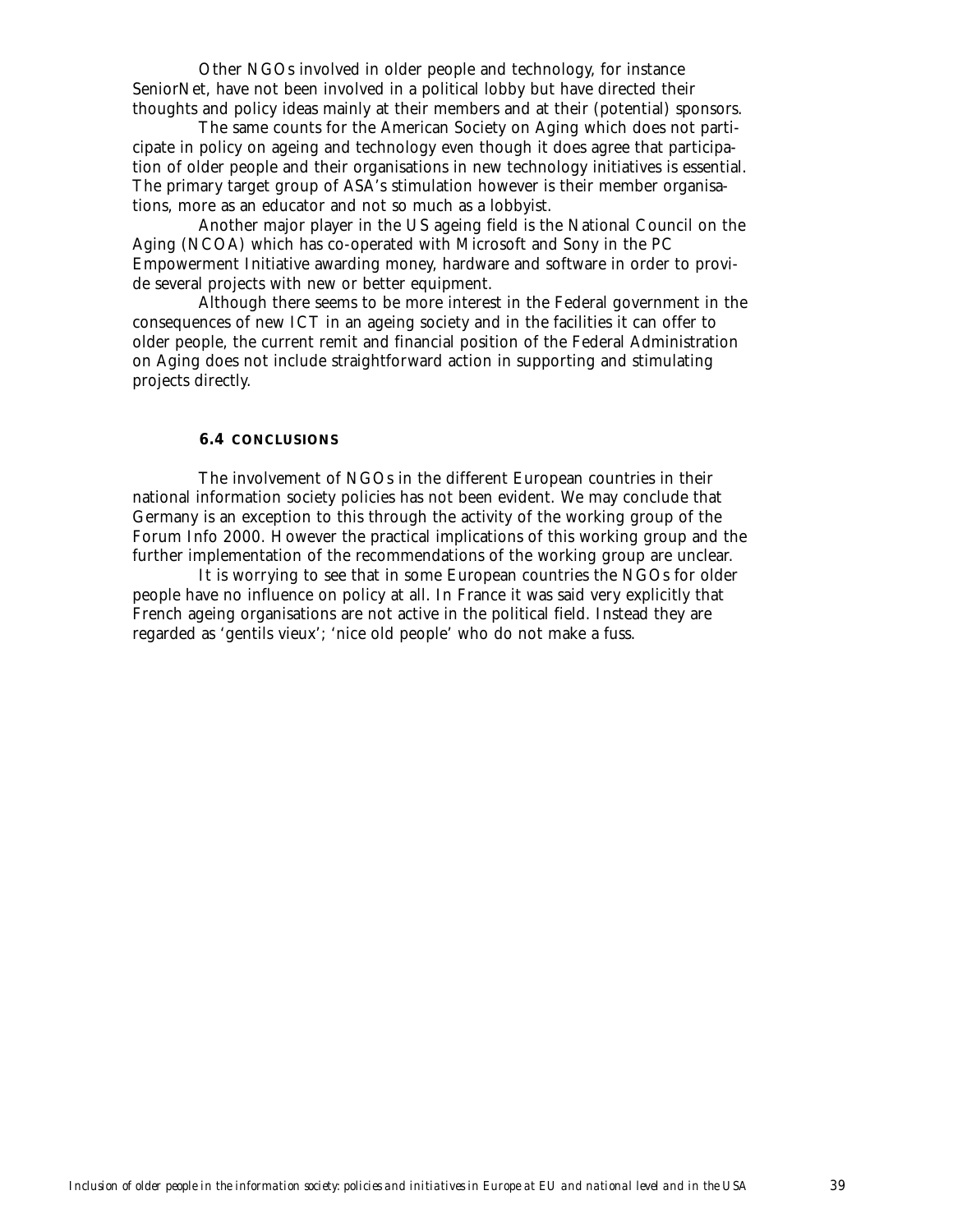Other NGOs involved in older people and technology, for instance SeniorNet, have not been involved in a political lobby but have directed their thoughts and policy ideas mainly at their members and at their (potential) sponsors.

The same counts for the American Society on Aging which does not participate in policy on ageing and technology even though it does agree that participation of older people and their organisations in new technology initiatives is essential. The primary target group of ASA's stimulation however is their member organisations, more as an educator and not so much as a lobbyist.

Another major player in the US ageing field is the National Council on the Aging (NCOA) which has co-operated with Microsoft and Sony in the PC Empowerment Initiative awarding money, hardware and software in order to provide several projects with new or better equipment.

Although there seems to be more interest in the Federal government in the consequences of new ICT in an ageing society and in the facilities it can offer to older people, the current remit and financial position of the Federal Administration on Aging does not include straightforward action in supporting and stimulating projects directly.

### 6.4 CONCLUSIONS

The involvement of NGOs in the different European countries in their national information society policies has not been evident. We may conclude that Germany is an exception to this through the activity of the working group of the Forum Info 2000. However the practical implications of this working group and the further implementation of the recommendations of the working group are unclear.

It is worrying to see that in some European countries the NGOs for older people have no influence on policy at all. In France it was said very explicitly that French ageing organisations are not active in the political field. Instead they are regarded as 'gentils vieux'; 'nice old people' who do not make a fuss.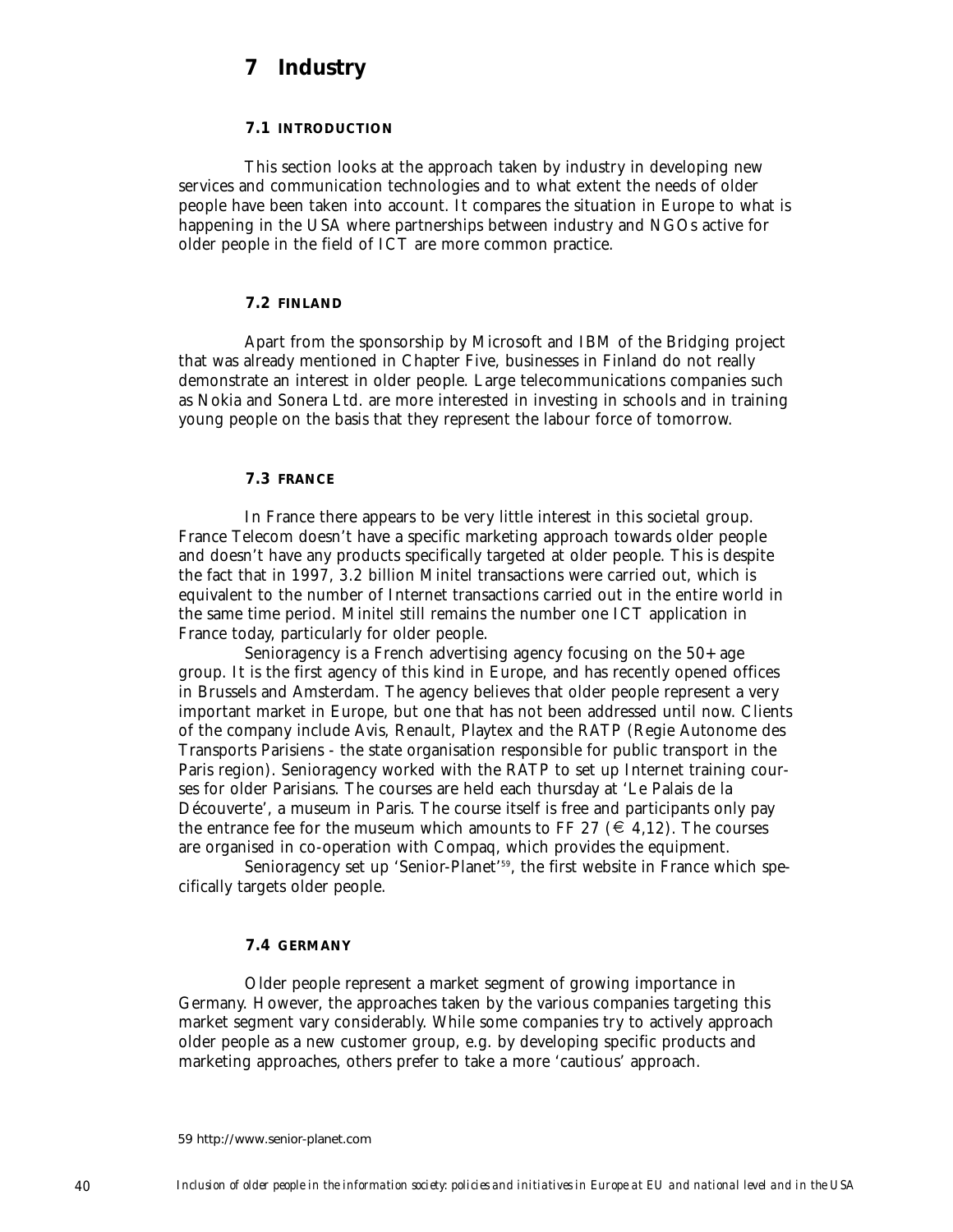# 7 Industry

## 7.1 INTRODUCTION

This section looks at the approach taken by industry in developing new services and communication technologies and to what extent the needs of older people have been taken into account. It compares the situation in Europe to what is happening in the USA where partnerships between industry and NGOs active for older people in the field of ICT are more common practice.

## 7.2 FINLAND

Apart from the sponsorship by Microsoft and IBM of the Bridging project that was already mentioned in Chapter Five, businesses in Finland do not really demonstrate an interest in older people. Large telecommunications companies such as Nokia and Sonera Ltd. are more interested in investing in schools and in training young people on the basis that they represent the labour force of tomorrow.

## 7.3 FRANCE

In France there appears to be very little interest in this societal group. France Telecom doesn't have a specific marketing approach towards older people and doesn't have any products specifically targeted at older people. This is despite the fact that in 1997, 3.2 billion Minitel transactions were carried out, which is equivalent to the number of Internet transactions carried out in the entire world in the same time period. Minitel still remains the number one ICT application in France today, particularly for older people.

Senioragency is a French advertising agency focusing on the 50+ age group. It is the first agency of this kind in Europe, and has recently opened offices in Brussels and Amsterdam. The agency believes that older people represent a very important market in Europe, but one that has not been addressed until now. Clients of the company include Avis, Renault, Playtex and the RATP (Regie Autonome des Transports Parisiens - the state organisation responsible for public transport in the Paris region). Senioragency worked with the RATP to set up Internet training courses for older Parisians. The courses are held each thursday at 'Le Palais de la Découverte', a museum in Paris. The course itself is free and participants only pay the entrance fee for the museum which amounts to FF 27 (€ 4,12). The courses are organised in co-operation with Compaq, which provides the equipment.

Senioragency set up 'Senior-Planet'[59], the first website in France which specifically targets older people.

## 7.4 GERMANY

Older people represent a market segment of growing importance in Germany. However, the approaches taken by the various companies targeting this market segment vary considerably. While some companies try to actively approach older people as a new customer group, e.g. by developing specific products and marketing approaches, others prefer to take a more 'cautious' approach.

59 http://www.senior-planet.com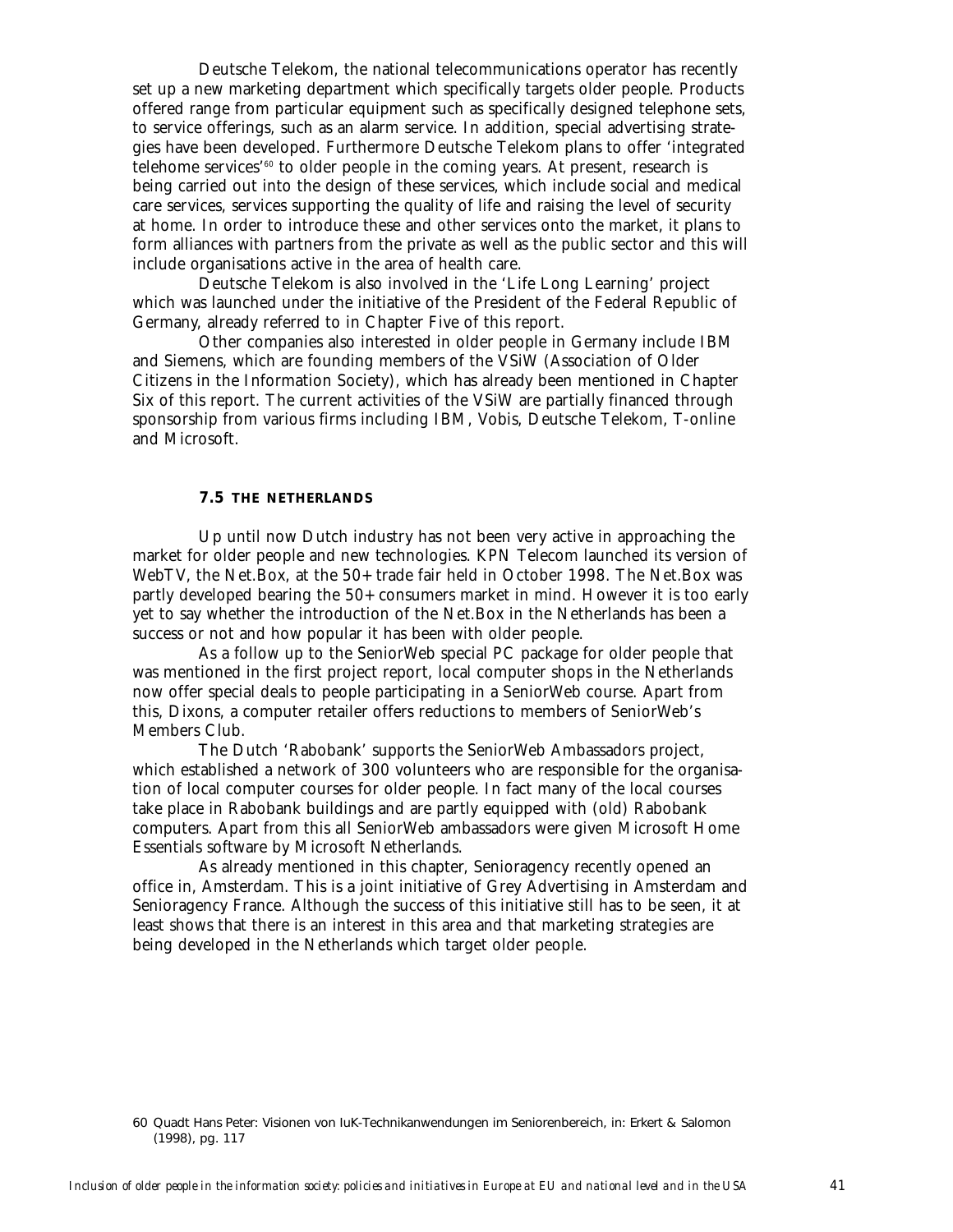Deutsche Telekom, the national telecommunications operator has recently set up a new marketing department which specifically targets older people. Products offered range from particular equipment such as specifically designed telephone sets, to service offerings, such as an alarm service. In addition, special advertising strategies have been developed. Furthermore Deutsche Telekom plans to offer 'integrated telehome services'[60] to older people in the coming years. At present, research is being carried out into the design of these services, which include social and medical care services, services supporting the quality of life and raising the level of security at home. In order to introduce these and other services onto the market, it plans to form alliances with partners from the private as well as the public sector and this will include organisations active in the area of health care.

Deutsche Telekom is also involved in the 'Life Long Learning' project which was launched under the initiative of the President of the Federal Republic of Germany, already referred to in Chapter Five of this report.

Other companies also interested in older people in Germany include IBM and Siemens, which are founding members of the VSiW (Association of Older Citizens in the Information Society), which has already been mentioned in Chapter Six of this report. The current activities of the VSiW are partially financed through sponsorship from various firms including IBM, Vobis, Deutsche Telekom, T-online and Microsoft.

### 7.5 THE NETHERLANDS

Up until now Dutch industry has not been very active in approaching the market for older people and new technologies. KPN Telecom launched its version of WebTV, the Net.Box, at the 50+ trade fair held in October 1998. The Net.Box was partly developed bearing the 50+ consumers market in mind. However it is too early yet to say whether the introduction of the Net.Box in the Netherlands has been a success or not and how popular it has been with older people.

As a follow up to the SeniorWeb special PC package for older people that was mentioned in the first project report, local computer shops in the Netherlands now offer special deals to people participating in a SeniorWeb course. Apart from this, Dixons, a computer retailer offers reductions to members of SeniorWeb's Members Club.

The Dutch 'Rabobank' supports the SeniorWeb Ambassadors project, which established a network of 300 volunteers who are responsible for the organisation of local computer courses for older people. In fact many of the local courses take place in Rabobank buildings and are partly equipped with (old) Rabobank computers. Apart from this all SeniorWeb ambassadors were given Microsoft Home Essentials software by Microsoft Netherlands.

As already mentioned in this chapter, Senioragency recently opened an office in, Amsterdam. This is a joint initiative of Grey Advertising in Amsterdam and Senioragency France. Although the success of this initiative still has to be seen, it at least shows that there is an interest in this area and that marketing strategies are being developed in the Netherlands which target older people.

60 Quadt Hans Peter: Visionen von IuK-Technikanwendungen im Seniorenbereich, in: Erkert & Salomon (1998), pg. 117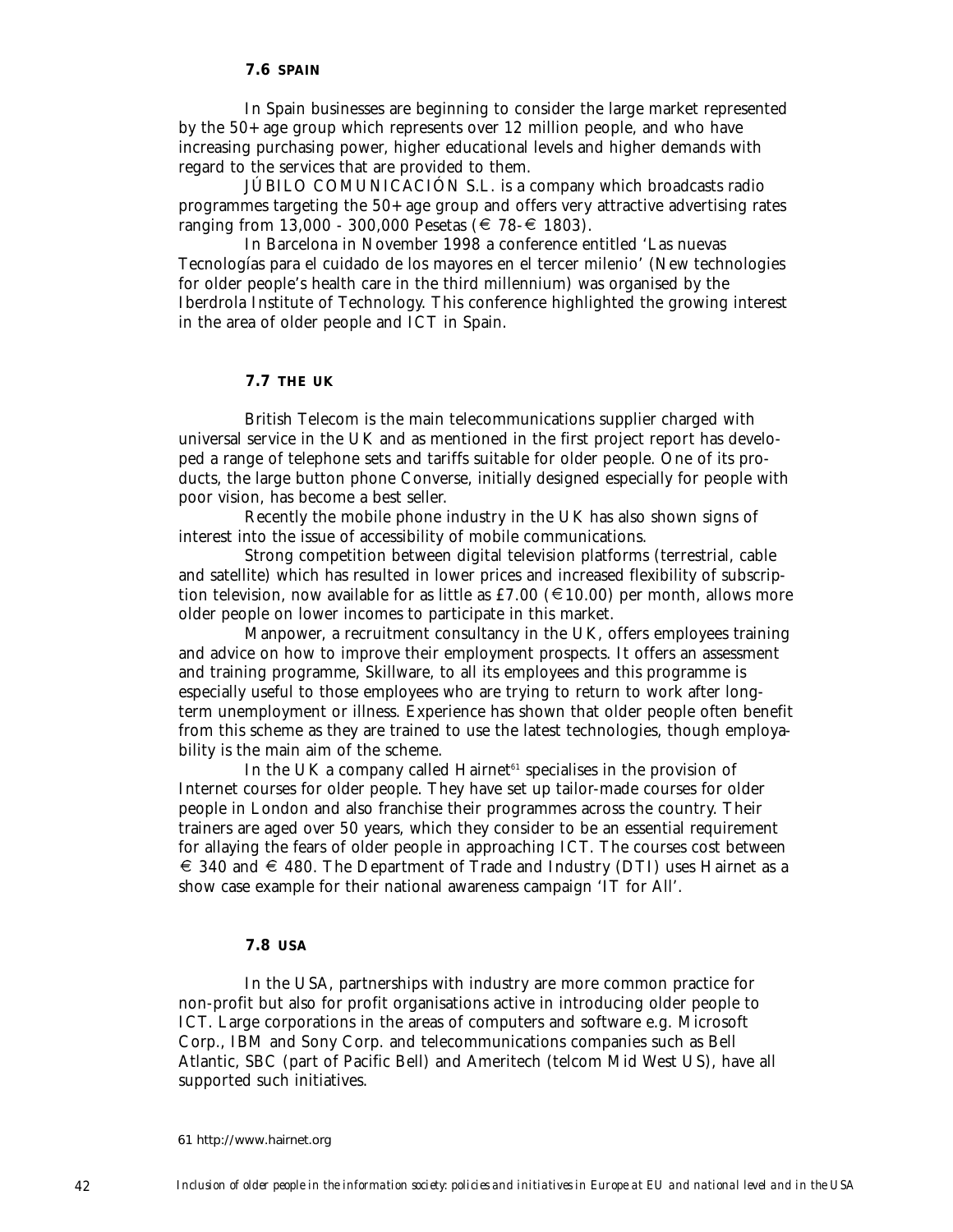### 7.6 SPAIN

In Spain businesses are beginning to consider the large market represented by the 50+ age group which represents over 12 million people, and who have increasing purchasing power, higher educational levels and higher demands with regard to the services that are provided to them.

JÚBILO COMUNICACIÓN S.L. is a company which broadcasts radio programmes targeting the 50+ age group and offers very attractive advertising rates ranging from 13,000 - 300,000 Pesetas (€ 78-€ 1803).

In Barcelona in November 1998 a conference entitled 'Las nuevas Tecnologías para el cuidado de los mayores en el tercer milenio' (New technologies for older people's health care in the third millennium) was organised by the Iberdrola Institute of Technology. This conference highlighted the growing interest in the area of older people and ICT in Spain.

### 7.7 THE UK

British Telecom is the main telecommunications supplier charged with universal service in the UK and as mentioned in the first project report has developed a range of telephone sets and tariffs suitable for older people. One of its products, the large button phone Converse, initially designed especially for people with poor vision, has become a best seller.

Recently the mobile phone industry in the UK has also shown signs of interest into the issue of accessibility of mobile communications.

Strong competition between digital television platforms (terrestrial, cable and satellite) which has resulted in lower prices and increased flexibility of subscription television, now available for as little as £7.00 (€10.00) per month, allows more older people on lower incomes to participate in this market.

Manpower, a recruitment consultancy in the UK, offers employees training and advice on how to improve their employment prospects. It offers an assessment and training programme, Skillware, to all its employees and this programme is especially useful to those employees who are trying to return to work after long-term unemployment or illness. Experience has shown that older people often benefit from this scheme as they are trained to use the latest technologies, though employability is the main aim of the scheme.

In the UK a company called Hairnet[61] specialises in the provision of Internet courses for older people. They have set up tailor-made courses for older people in London and also franchise their programmes across the country. Their trainers are aged over 50 years, which they consider to be an essential requirement for allaying the fears of older people in approaching ICT. The courses cost between € 340 and € 480. The Department of Trade and Industry (DTI) uses Hairnet as a show case example for their national awareness campaign 'IT for All'.

### 7.8 USA

In the USA, partnerships with industry are more common practice for non-profit but also for profit organisations active in introducing older people to ICT. Large corporations in the areas of computers and software e.g. Microsoft Corp., IBM and Sony Corp. and telecommunications companies such as Bell Atlantic, SBC (part of Pacific Bell) and Ameritech (telcom Mid West US), have all supported such initiatives.

61 http://www.hairnet.org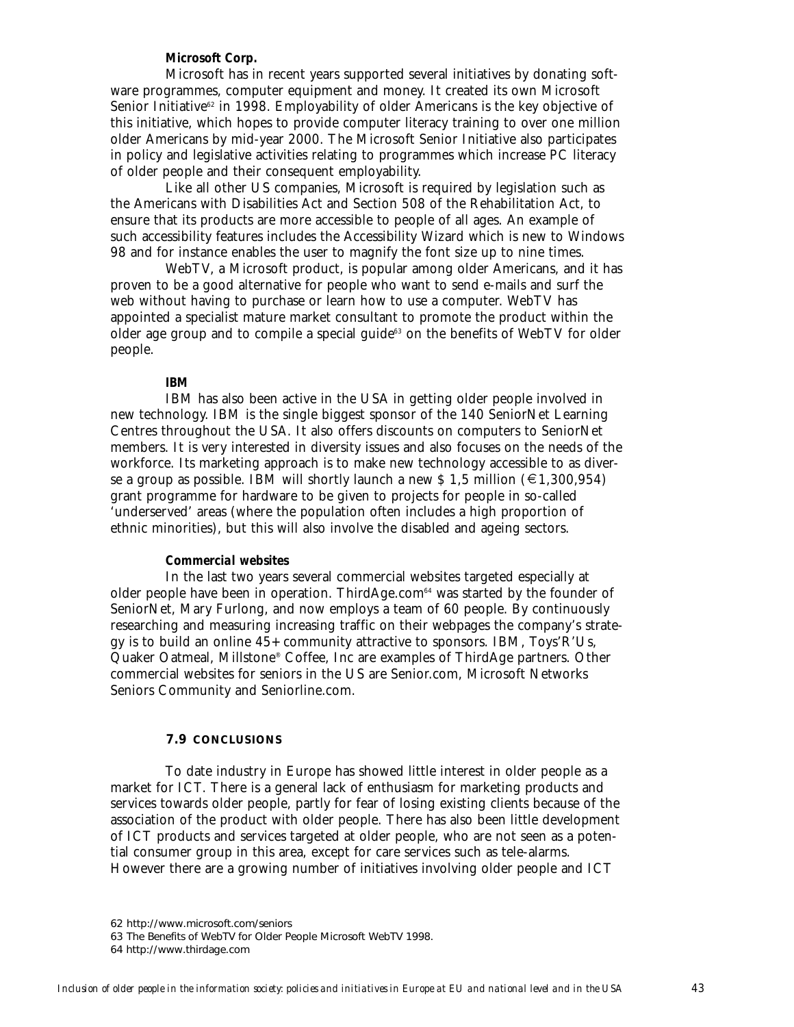**Microsoft Corp.**

Microsoft has in recent years supported several initiatives by donating software programmes, computer equipment and money. It created its own Microsoft Senior Initiative[62] in 1998. Employability of older Americans is the key objective of this initiative, which hopes to provide computer literacy training to over one million older Americans by mid-year 2000. The Microsoft Senior Initiative also participates in policy and legislative activities relating to programmes which increase PC literacy of older people and their consequent employability.

Like all other US companies, Microsoft is required by legislation such as the Americans with Disabilities Act and Section 508 of the Rehabilitation Act, to ensure that its products are more accessible to people of all ages. An example of such accessibility features includes the Accessibility Wizard which is new to Windows 98 and for instance enables the user to magnify the font size up to nine times.

WebTV, a Microsoft product, is popular among older Americans, and it has proven to be a good alternative for people who want to send e-mails and surf the web without having to purchase or learn how to use a computer. WebTV has appointed a specialist mature market consultant to promote the product within the older age group and to compile a special guide[63] on the benefits of WebTV for older people.

**IBM**

IBM has also been active in the USA in getting older people involved in new technology. IBM is the single biggest sponsor of the 140 SeniorNet Learning Centres throughout the USA. It also offers discounts on computers to SeniorNet members. It is very interested in diversity issues and also focuses on the needs of the workforce. Its marketing approach is to make new technology accessible to as diverse a group as possible. IBM will shortly launch a new $ 1,5 million (€1,300,954) grant programme for hardware to be given to projects for people in so-called 'underserved' areas (where the population often includes a high proportion of ethnic minorities), but this will also involve the disabled and ageing sectors.

**Commercial websites**

In the last two years several commercial websites targeted especially at older people have been in operation. ThirdAge.com[64] was started by the founder of SeniorNet, Mary Furlong, and now employs a team of 60 people. By continuously researching and measuring increasing traffic on their webpages the company's strategy is to build an online 45+ community attractive to sponsors. IBM, Toys'R'Us, Quaker Oatmeal, Millstone® Coffee, Inc are examples of ThirdAge partners. Other commercial websites for seniors in the US are Senior.com, Microsoft Networks Seniors Community and Seniorline.com.

### 7.9 CONCLUSIONS

To date industry in Europe has showed little interest in older people as a market for ICT. There is a general lack of enthusiasm for marketing products and services towards older people, partly for fear of losing existing clients because of the association of the product with older people. There has also been little development of ICT products and services targeted at older people, who are not seen as a potential consumer group in this area, except for care services such as tele-alarms. However there are a growing number of initiatives involving older people and ICT

62 http://www.microsoft.com/seniors

63 The Benefits of WebTV for Older People Microsoft WebTV 1998.

64 http://www.thirdage.com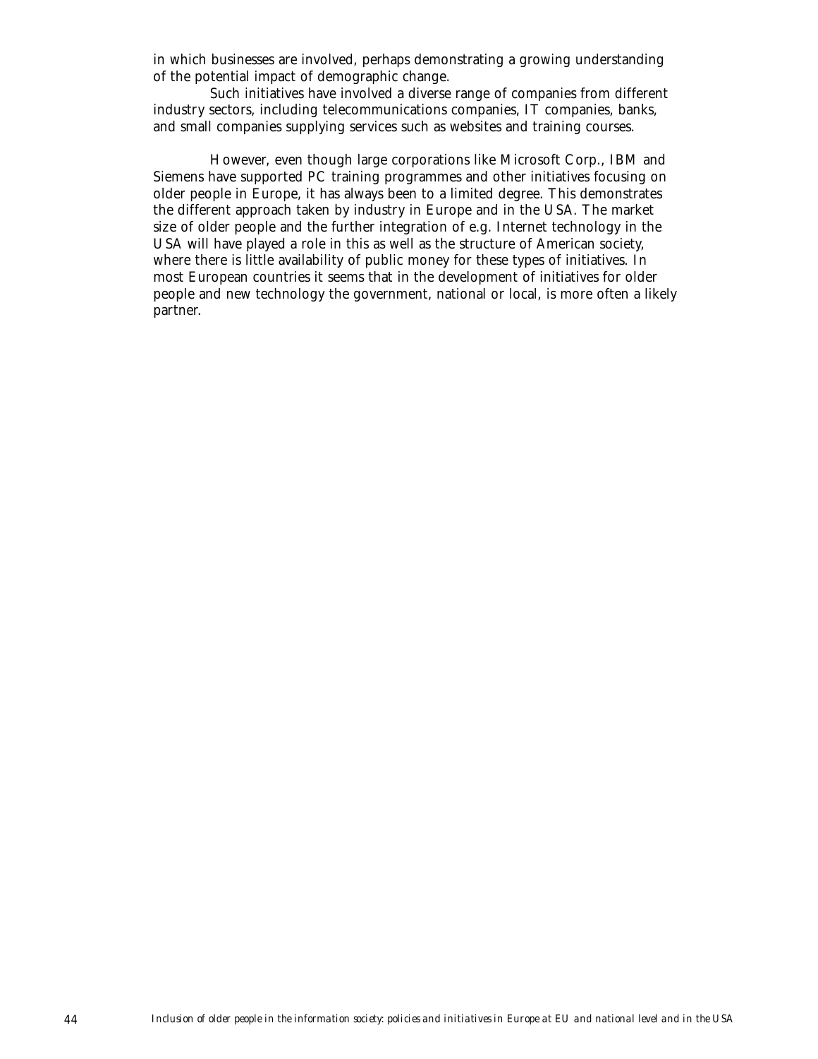in which businesses are involved, perhaps demonstrating a growing understanding of the potential impact of demographic change.

Such initiatives have involved a diverse range of companies from different industry sectors, including telecommunications companies, IT companies, banks, and small companies supplying services such as websites and training courses.

However, even though large corporations like Microsoft Corp., IBM and Siemens have supported PC training programmes and other initiatives focusing on older people in Europe, it has always been to a limited degree. This demonstrates the different approach taken by industry in Europe and in the USA. The market size of older people and the further integration of e.g. Internet technology in the USA will have played a role in this as well as the structure of American society, where there is little availability of public money for these types of initiatives. In most European countries it seems that in the development of initiatives for older people and new technology the government, national or local, is more often a likely partner.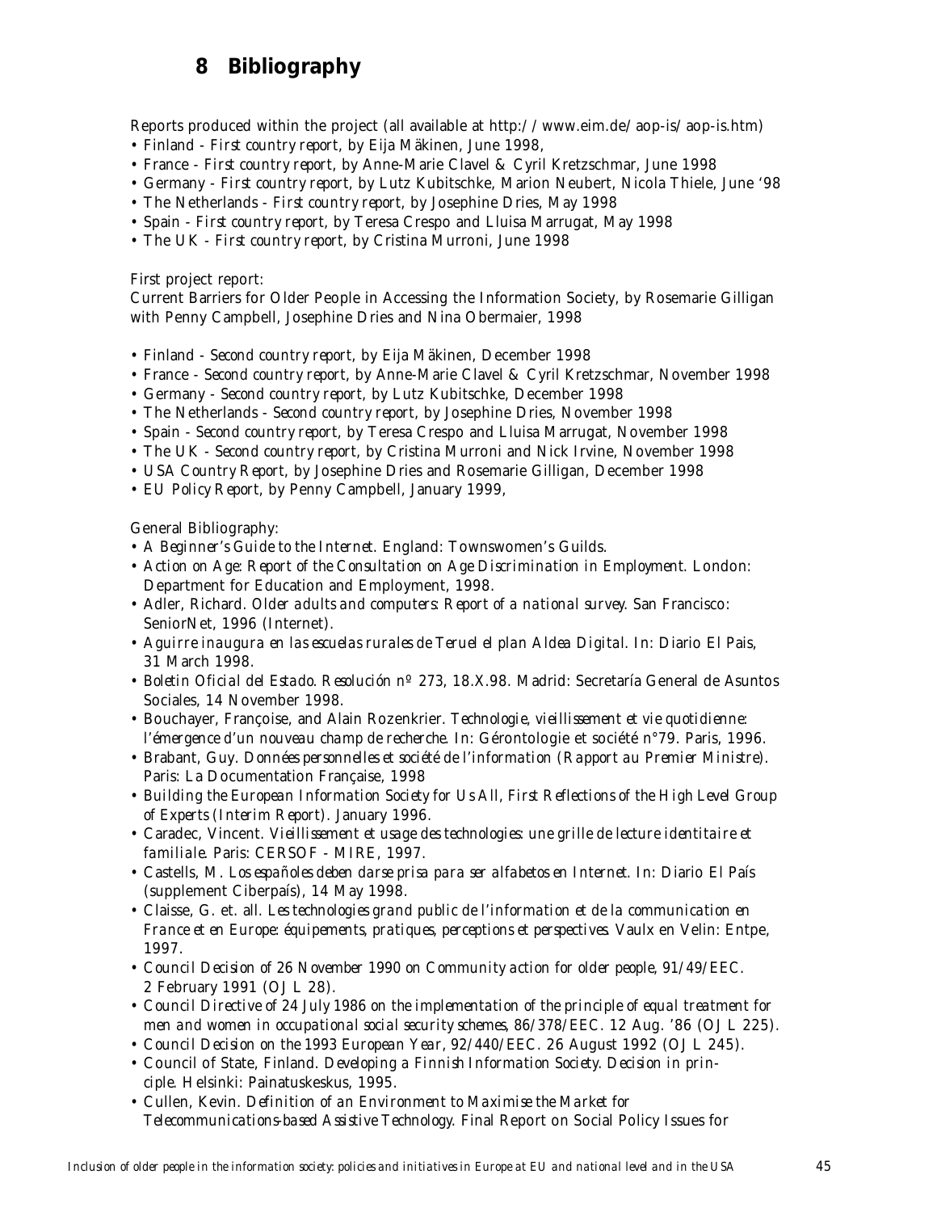# 8 Bibliography

Reports produced within the project (all available at http://www.eim.de/aop-is/aop-is.htm)

- Finland - *First country report*, by Eija Mäkinen, June 1998,
- France - *First country report*, by Anne-Marie Clavel & Cyril Kretzschmar, June 1998
- Germany - *First country report*, by Lutz Kubitschke, Marion Neubert, Nicola Thiele, June '98
- The Netherlands - *First country report*, by Josephine Dries, May 1998
- Spain - *First country report*, by Teresa Crespo and Lluisa Marrugat, May 1998
- The UK - *First country report*, by Cristina Murroni, June 1998

First project report:
Current Barriers for Older People in Accessing the Information Society, by Rosemarie Gilligan with Penny Campbell, Josephine Dries and Nina Obermaier, 1998

- Finland - *Second country report*, by Eija Mäkinen, December 1998
- France - *Second country report*, by Anne-Marie Clavel & Cyril Kretzschmar, November 1998
- Germany - *Second country report*, by Lutz Kubitschke, December 1998
- The Netherlands - *Second country report*, by Josephine Dries, November 1998
- Spain - *Second country report*, by Teresa Crespo and Lluisa Marrugat, November 1998
- The UK - *Second country report*, by Cristina Murroni and Nick Irvine, November 1998
- *USA Country Report*, by Josephine Dries and Rosemarie Gilligan, December 1998
- *EU Policy Report*, by Penny Campbell, January 1999,

General Bibliography:

- *A Beginner's Guide to the Internet*. England: Townswomen's Guilds.
- *Action on Age: Report of the Consultation on Age Discrimination in Employment*. London: Department for Education and Employment, 1998.
- Adler, Richard. *Older adults and computers: Report of a national survey*. San Francisco: SeniorNet, 1996 (Internet).
- *Aguirre inaugura en las escuelas rurales de Teruel el plan Aldea Digital*. In: Diario El Pais, 31 March 1998.
- *Boletin Oficial del Estado. Resolución nº 273, 18.X.98*. Madrid: Secretaría General de Asuntos Sociales, 14 November 1998.
- Bouchayer, Françoise, and Alain Rozenkrier. *Technologie, vieillissement et vie quotidienne: l'émergence d'un nouveau champ de recherche*. In: Gérontologie et société n°79. Paris, 1996.
- Brabant, Guy. *Données personnelles et société de l'information (Rapport au Premier Ministre)*. Paris: La Documentation Française, 1998
- *Building the European Information Society for Us All, First Reflections of the High Level Group of Experts (Interim Report)*. January 1996.
- Caradec, Vincent. *Vieillissement et usage des technologies: une grille de lecture identitaire et familiale*. Paris: CERSOF - MIRE, 1997.
- Castells, M. *Los españoles deben darse prisa para ser alfabetos en Internet*. In: Diario El País (supplement Ciberpaís), 14 May 1998.
- Claisse, G. et. all. *Les technologies grand public de l'information et de la communication en France et en Europe: équipements, pratiques, perceptions et perspectives*. Vaulx en Velin: Entpe, 1997.
- *Council Decision of 26 November 1990 on Community action for older people*, 91/49/EEC. 2 February 1991 (OJ L 28).
- *Council Directive of 24 July 1986 on the implementation of the principle of equal treatment for men and women in occupational social security schemes*, 86/378/EEC. 12 Aug. '86 (OJ L 225).
- *Council Decision on the 1993 European Year*, 92/440/EEC. 26 August 1992 (OJ L 245).
- Council of State, Finland. *Developing a Finnish Information Society. Decision in principle*. Helsinki: Painatuskeskus, 1995.
- Cullen, Kevin. *Definition of an Environment to Maximise the Market for Telecommunications-based Assistive Technology*. Final Report on Social Policy Issues for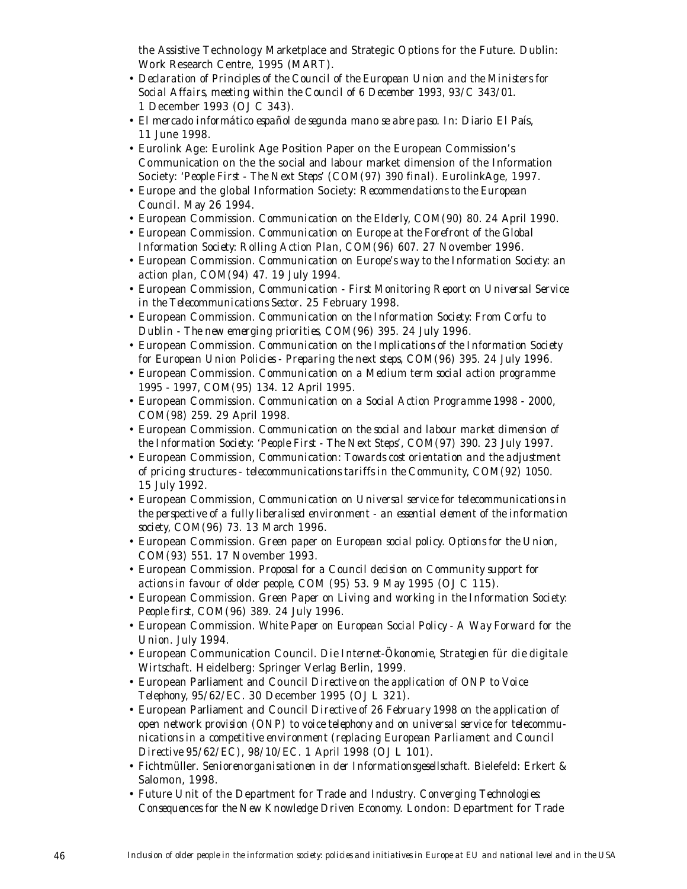the Assistive Technology Marketplace and Strategic Options for the Future. Dublin: Work Research Centre, 1995 (MART).

- *Declaration of Principles of the Council of the European Union and the Ministers for Social Affairs, meeting within the Council of 6 December 1993, 93/C 343/01.* 1 December 1993 (OJ C 343).
- *El mercado informático español de segunda mano se abre paso.* In: Diario El País, 11 June 1998.
- Eurolink Age: Eurolink Age Position Paper on the European Commission's Communication on the the social and labour market dimension of the Information Society: *'People First - The Next Steps' (COM(97) 390 final)*. EurolinkAge, 1997.
- Europe and the global Information Society: *Recommendations to the European Council.* May 26 1994.
- European Commission. *Communication on the Elderly, COM(90) 80.* 24 April 1990.
- European Commission. *Communication on Europe at the Forefront of the Global Information Society: Rolling Action Plan, COM(96) 607.* 27 November 1996.
- European Commission. *Communication on Europe's way to the Information Society: an action plan, COM(94) 47.* 19 July 1994.
- European Commission, *Communication - First Monitoring Report on Universal Service in the Telecommunications Sector.* 25 February 1998.
- European Commission. *Communication on the Information Society: From Corfu to Dublin - The new emerging priorities, COM(96) 395.* 24 July 1996.
- European Commission. *Communication on the Implications of the Information Society for European Union Policies - Preparing the next steps, COM(96) 395.* 24 July 1996.
- European Commission. *Communication on a Medium term social action programme 1995 - 1997, COM(95) 134.* 12 April 1995.
- European Commission. *Communication on a Social Action Programme 1998 - 2000, COM(98) 259.* 29 April 1998.
- European Commission. *Communication on the social and labour market dimension of the Information Society: 'People First - The Next Steps', COM(97) 390.* 23 July 1997.
- European Commission, *Communication: Towards cost orientation and the adjustment of pricing structures - telecommunications tariffs in the Community, COM(92) 1050.* 15 July 1992.
- European Commission, *Communication on Universal service for telecommunications in the perspective of a fully liberalised environment - an essential element of the information society, COM(96) 73.* 13 March 1996.
- European Commission. *Green paper on European social policy. Options for the Union, COM(93) 551.* 17 November 1993.
- European Commission. *Proposal for a Council decision on Community support for actions in favour of older people, COM (95) 53.* 9 May 1995 (OJ C 115).
- European Commission. *Green Paper on Living and working in the Information Society: People first, COM(96) 389.* 24 July 1996.
- European Commission. *White Paper on European Social Policy - A Way Forward for the Union.* July 1994.
- European Communication Council. *Die Internet-Ökonomie, Strategien für die digitale Wirtschaft.* Heidelberg: Springer Verlag Berlin, 1999.
- European Parliament and Council *Directive on the application of ONP to Voice Telephony, 95/62/EC.* 30 December 1995 (OJ L 321).
- European Parliament and Council *Directive of 26 February 1998 on the application of open network provision (ONP) to voice telephony and on universal service for telecommunications in a competitive environment (replacing European Parliament and Council Directive 95/62/EC), 98/10/EC.* 1 April 1998 (OJ L 101).
- Fichtmüller. *Seniorenorganisationen in der Informationsgesellschaft.* Bielefeld: Erkert & Salomon, 1998.
- Future Unit of the Department for Trade and Industry. *Converging Technologies: Consequences for the New Knowledge Driven Economy.* London: Department for Trade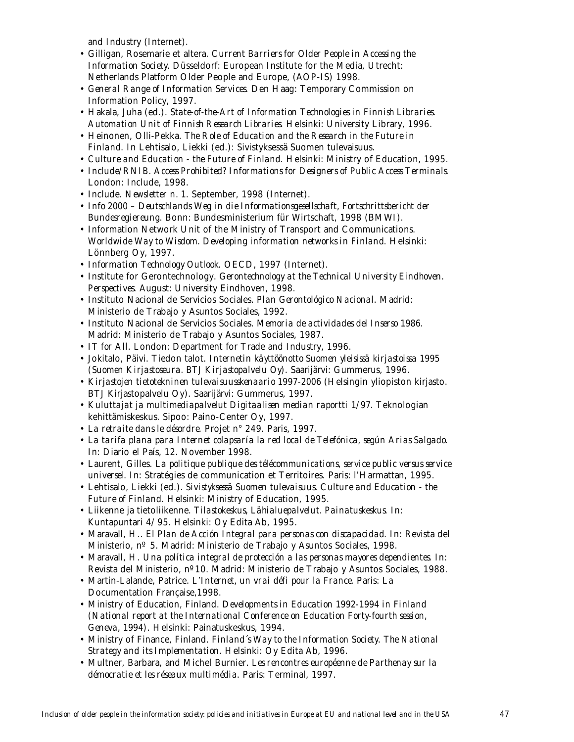and Industry (Internet).

- Gilligan, Rosemarie et altera. *Current Barriers for Older People in Accessing the Information Society*. Düsseldorf: European Institute for the Media, Utrecht: Netherlands Platform Older People and Europe, (AOP-IS) 1998.
- *General Range of Information Services*. Den Haag: Temporary Commission on Information Policy, 1997.
- Hakala, Juha (ed.). *State-of-the-Art of Information Technologies in Finnish Libraries. Automation Unit of Finnish Research Libraries*. Helsinki: University Library, 1996.
- Heinonen, Olli-Pekka. *The Role of Education and the Research in the Future in Finland*. In Lehtisalo, Liekki (ed.): Sivistyksessä Suomen tulevaisuus.
- *Culture and Education - the Future of Finland*. Helsinki: Ministry of Education, 1995.
- Include/RNIB. *Access Prohibited? Informations for Designers of Public Access Terminals*. London: Include, 1998.
- Include. *Newsletter n. 1*. September, 1998 (Internet).
- *Info 2000 – Deutschlands Weg in die Informationsgesellschaft, Fortschrittsbericht der Bundesregiereung*. Bonn: Bundesministerium für Wirtschaft, 1998 (BMWI).
- Information Network Unit of the Ministry of Transport and Communications. *Worldwide Way to Wisdom. Developing information networks in Finland*. Helsinki: Lönnberg Oy, 1997.
- *Information Technology Outlook*. OECD, 1997 (Internet).
- Institute for Gerontechnology. *Gerontechnology at the Technical University Eindhoven. Perspectives*. August: University Eindhoven, 1998.
- Instituto Nacional de Servicios Sociales. *Plan Gerontológico Nacional*. Madrid: Ministerio de Trabajo y Asuntos Sociales, 1992.
- Instituto Nacional de Servicios Sociales. *Memoria de actividades del Inserso 1986*. Madrid: Ministerio de Trabajo y Asuntos Sociales, 1987.
- *IT for All*. London: Department for Trade and Industry, 1996.
- Jokitalo, Päivi. Tiedon talot. *Internetin käyttöönotto Suomen yleisissä kirjastoissa 1995 (Suomen Kirjastoseura. BTJ Kirjastopalvelu Oy)*. Saarijärvi: Gummerus, 1996.
- *Kirjastojen tietotekninen tulevaisuusskenaario 1997-2006* (Helsingin yliopiston kirjasto. BTJ Kirjastopalvelu Oy). Saarijärvi: Gummerus, 1997.
- *Kuluttajat ja multimediapalvelut Digitaalisen median raportti 1/97*. Teknologian kehittämiskeskus. Sipoo: Paino-Center Oy, 1997.
- *La retraite dans le désordre*. Projet n° 249. Paris, 1997.
- *La tarifa plana para Internet colapsaría la red local de Telefónica, según Arias Salgado*. In: Diario el País, 12. November 1998.
- Laurent, Gilles. *La politique publique des télécommunications, service public versus service universel*. In: Stratégies de communication et Territoires. Paris: l'Harmattan, 1995.
- Lehtisalo, Liekki (ed.). *Sivistyksessä Suomen tulevaisuus. Culture and Education - the Future of Finland*. Helsinki: Ministry of Education, 1995.
- Liikenne ja tietoliikenne. *Tilastokeskus, Lähialuepalvelut. Painatuskeskus*. In: Kuntapuntari 4/ 95. Helsinki: Oy Edita Ab, 1995.
- Maravall, H.. *El Plan de Acción Integral para personas con discapacidad*. In: Revista del Ministerio, nº 5. Madrid: Ministerio de Trabajo y Asuntos Sociales, 1998.
- Maravall, H. *Una política integral de protección a las personas mayores dependientes*. In: Revista del Ministerio, nº10. Madrid: Ministerio de Trabajo y Asuntos Sociales, 1988.
- Martin-Lalande, Patrice. *L'Internet, un vrai défi pour la France*. Paris: La Documentation Française,1998.
- Ministry of Education, Finland. *Developments in Education 1992-1994 in Finland (National report at the International Conference on Education Forty-fourth session, Geneva, 1994)*. Helsinki: Painatuskeskus, 1994.
- Ministry of Finance, Finland. *Finland´s Way to the Information Society. The National Strategy and its Implementation*. Helsinki: Oy Edita Ab, 1996.
- Multner, Barbara, and Michel Burnier. *Les rencontres européenne de Parthenay sur la démocratie et les réseaux multimédia*. Paris: Terminal, 1997.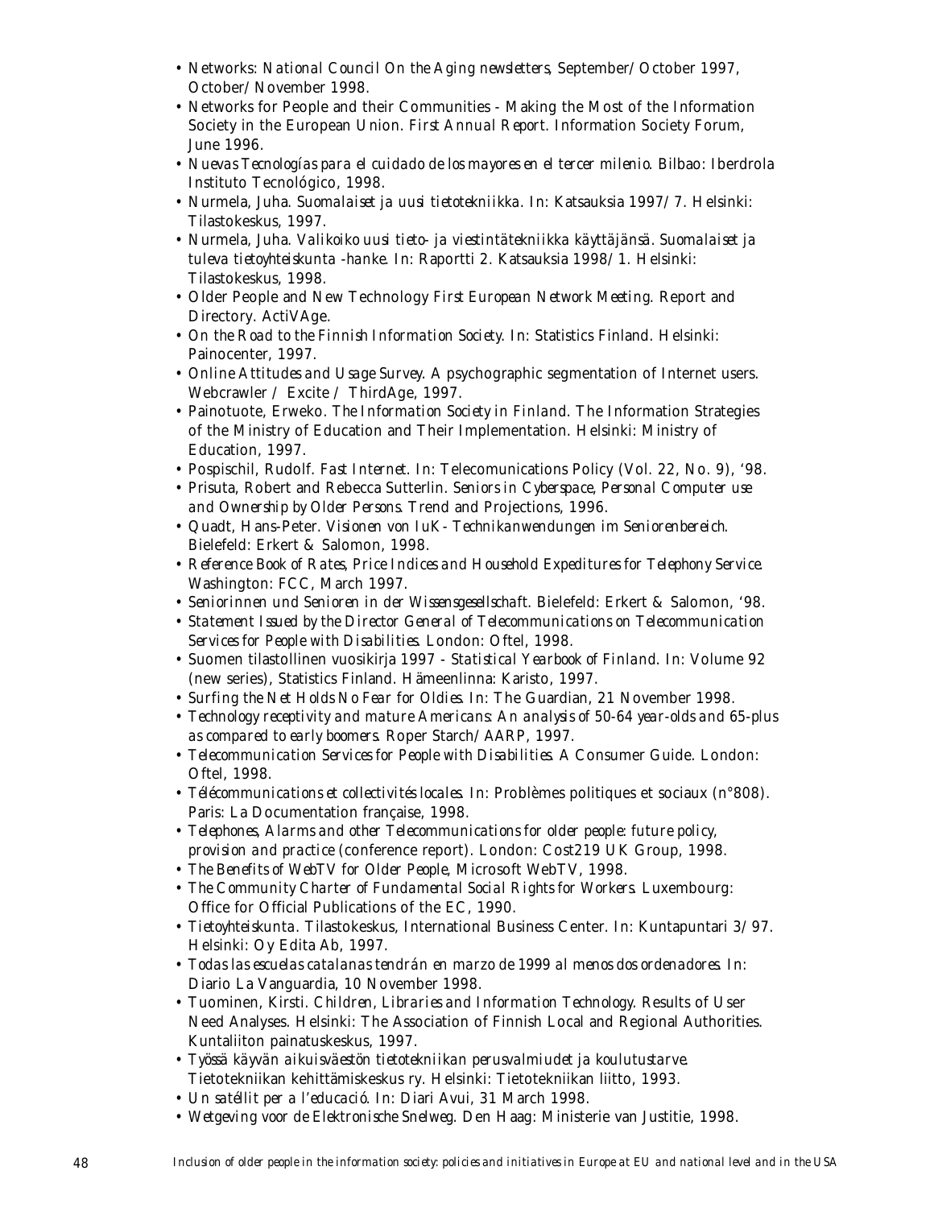- Networks: *National Council On the Aging newsletters*, September/October 1997, October/November 1998.
- Networks for People and their Communities - Making the Most of the Information Society in the European Union. *First Annual Report*. Information Society Forum, June 1996.
- *Nuevas Tecnologías para el cuidado de los mayores en el tercer milenio*. Bilbao: Iberdrola Instituto Tecnológico, 1998.
- Nurmela, Juha. *Suomalaiset ja uusi tietotekniikka*. In: Katsauksia 1997/7. Helsinki: Tilastokeskus, 1997.
- Nurmela, Juha. *Valikoiko uusi tieto- ja viestintätekniikka käyttäjänsä. Suomalaiset ja tuleva tietoyhteiskunta -hanke*. In: Raportti 2. Katsauksia 1998/1. Helsinki: Tilastokeskus, 1998.
- Older People and New Technology *First European Network Meeting*. Report and Directory. ActiVAge.
- *On the Road to the Finnish Information Society*. In: Statistics Finland. Helsinki: Painocenter, 1997.
- *Online Attitudes and Usage Survey*. A psychographic segmentation of Internet users. Webcrawler / Excite / ThirdAge, 1997.
- Painotuote, Erweko. *The Information Society in Finland*. The Information Strategies of the Ministry of Education and Their Implementation. Helsinki: Ministry of Education, 1997.
- Pospischil, Rudolf. *Fast Internet*. In: Telecomunications Policy (Vol. 22, No. 9), '98.
- Prisuta, Robert and Rebecca Sutterlin. *Seniors in Cyberspace, Personal Computer use and Ownership by Older Persons*. Trend and Projections, 1996.
- Quadt, Hans-Peter. *Visionen von IuK- Technikanwendungen im Seniorenbereich*. Bielefeld: Erkert & Salomon, 1998.
- *Reference Book of Rates, Price Indices and Household Expeditures for Telephony Service*. Washington: FCC, March 1997.
- *Seniorinnen und Senioren in der Wissensgesellschaft*. Bielefeld: Erkert & Salomon, '98.
- *Statement Issued by the Director General of Telecommunications on Telecommunication Services for People with Disabilities*. London: Oftel, 1998.
- Suomen tilastollinen vuosikirja 1997 - *Statistical Yearbook of Finland*. In: Volume 92 (new series), Statistics Finland. Hämeenlinna: Karisto, 1997.
- *Surfing the Net Holds No Fear for Oldies*. In: The Guardian, 21 November 1998.
- *Technology receptivity and mature Americans: An analysis of 50-64 year-olds and 65-plus as compared to early boomers*. Roper Starch/AARP, 1997.
- *Telecommunication Services for People with Disabilities*. A Consumer Guide. London: Oftel, 1998.
- *Télécommunications et collectivités locales*. In: Problèmes politiques et sociaux (n°808). Paris: La Documentation française, 1998.
- *Telephones, Alarms and other Telecommunications for older people: future policy, provision and practice* (conference report). London: Cost219 UK Group, 1998.
- *The Benefits of WebTV for Older People*, Microsoft WebTV, 1998.
- *The Community Charter of Fundamental Social Rights for Workers*. Luxembourg: Office for Official Publications of the EC, 1990.
- *Tietoyhteiskunta*. Tilastokeskus, International Business Center. In: Kuntapuntari 3/97. Helsinki: Oy Edita Ab, 1997.
- *Todas las escuelas catalanas tendrán en marzo de 1999 al menos dos ordenadores*. In: Diario La Vanguardia, 10 November 1998.
- Tuominen, Kirsti. *Children, Libraries and Information Technology*. Results of User Need Analyses. Helsinki: The Association of Finnish Local and Regional Authorities. Kuntaliiton painatuskeskus, 1997.
- *Työssä käyvän aikuisväestön tietotekniikan perusvalmiudet ja koulutustarve*. Tietotekniikan kehittämiskeskus ry. Helsinki: Tietotekniikan liitto, 1993.
- *Un satéllit per a l'educació*. In: Diari Avui, 31 March 1998.
- *Wetgeving voor de Elektronische Snelweg*. Den Haag: Ministerie van Justitie, 1998.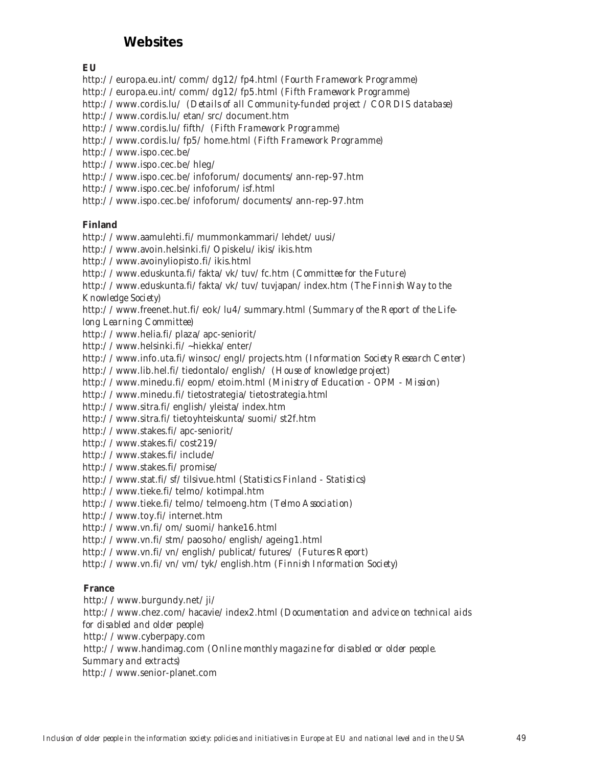## Websites

**EU**

http://europa.eu.int/comm/dg12/fp4.html *(Fourth Framework Programme)*
http://europa.eu.int/comm/dg12/fp5.html *(Fifth Framework Programme)*
http://www.cordis.lu/ *(Details of all Community-funded project / CORDIS database)*
http://www.cordis.lu/etan/src/document.htm
http://www.cordis.lu/fifth/ *(Fifth Framework Programme)*
http://www.cordis.lu/fp5/home.html *(Fifth Framework Programme)*
http://www.ispo.cec.be/
http://www.ispo.cec.be/hleg/
http://www.ispo.cec.be/infoforum/documents/ann-rep-97.htm
http://www.ispo.cec.be/infoforum/isf.html
http://www.ispo.cec.be/infoforum/documents/ann-rep-97.htm

**Finland**

http://www.aamulehti.fi/mummonkammari/lehdet/uusi/
http://www.avoin.helsinki.fi/Opiskelu/ikis/ikis.htm
http://www.avoinyliopisto.fi/ikis.html
http://www.eduskunta.fi/fakta/vk/tuv/fc.htm *(Committee for the Future)*
http://www.eduskunta.fi/fakta/vk/tuv/tuvjapan/index.htm *(The Finnish Way to the Knowledge Society)*
http://www.freenet.hut.fi/eok/lu4/summary.html *(Summary of the Report of the Life-long Learning Committee)*
http://www.helia.fi/plaza/apc-seniorit/
http://www.helsinki.fi/~hiekka/enter/
http://www.info.uta.fi/winsoc/engl/projects.htm *(Information Society Research Center)*
http://www.lib.hel.fi/tiedontalo/english/ *(House of knowledge project)*
http://www.minedu.fi/eopm/etoim.html *(Ministry of Education - OPM - Mission)*
http://www.minedu.fi/tietostrategia/tietostrategia.html
http://www.sitra.fi/english/yleista/index.htm
http://www.sitra.fi/tietoyhteiskunta/suomi/st2f.htm
http://www.stakes.fi/apc-seniorit/
http://www.stakes.fi/cost219/
http://www.stakes.fi/include/
http://www.stakes.fi/promise/
http://www.stat.fi/sf/tilsivue.html *(Statistics Finland - Statistics)*
http://www.tieke.fi/telmo/kotimpal.htm
http://www.tieke.fi/telmo/telmoeng.htm *(Telmo Association)*
http://www.toy.fi/internet.htm
http://www.vn.fi/om/suomi/hanke16.html
http://www.vn.fi/stm/paosoho/english/ageing1.html
http://www.vn.fi/vn/english/publicat/futures/ *(Futures Report)*
http://www.vn.fi/vn/vm/tyk/english.htm *(Finnish Information Society)*

**France**

http://www.burgundy.net/ji/
http://www.chez.com/hacavie/index2.html *(Documentation and advice on technical aids for disabled and older people)*
http://www.cyberpapy.com
http://www.handimag.com *(Online monthly magazine for disabled or older people. Summary and extracts)*
http://www.senior-planet.com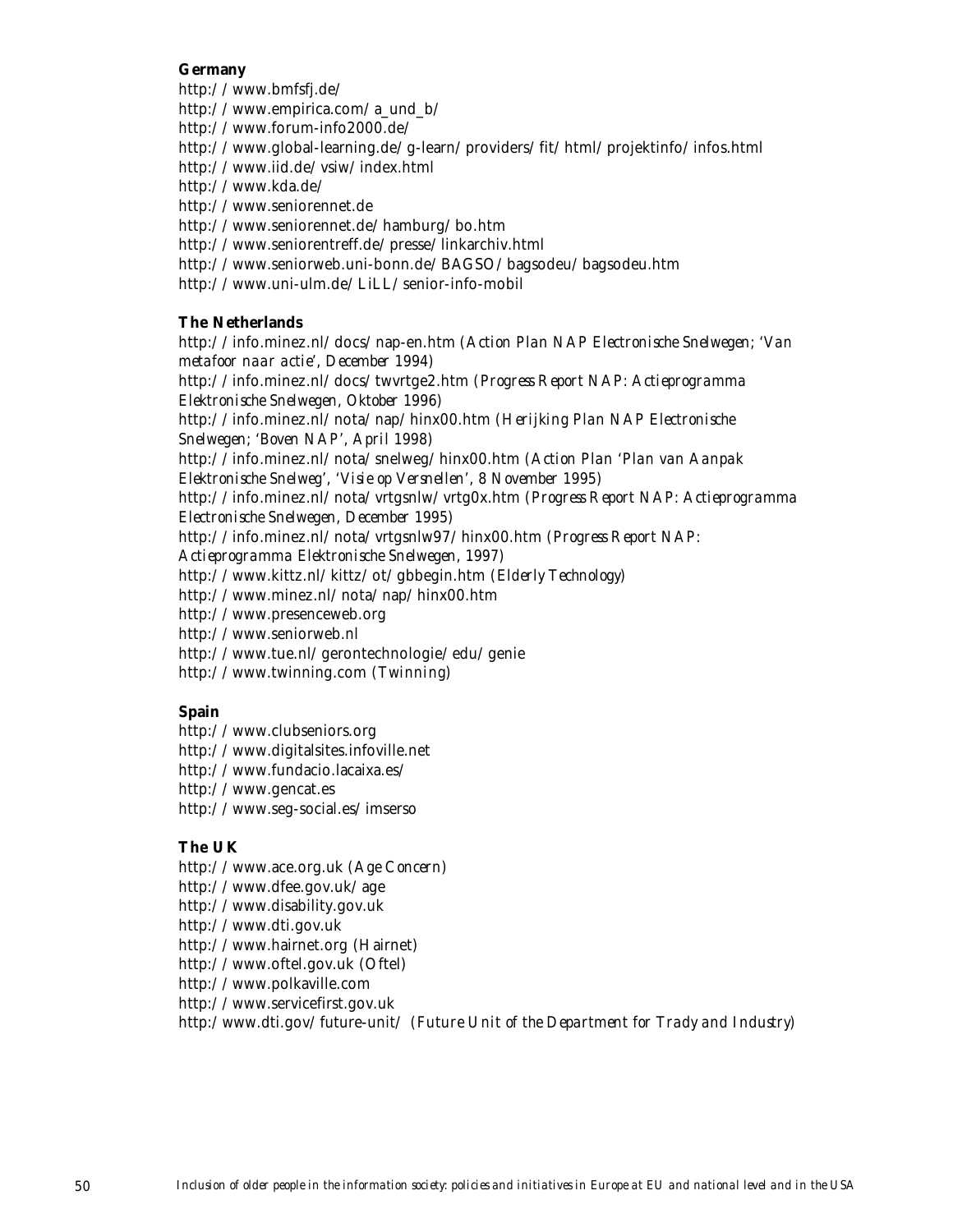**Germany**

http://www.bmfsfj.de/
http://www.empirica.com/a_und_b/
http://www.forum-info2000.de/
http://www.global-learning.de/g-learn/providers/fit/html/projektinfo/infos.html
http://www.iid.de/vsiw/index.html
http://www.kda.de/
http://www.seniorennet.de
http://www.seniorennet.de/hamburg/bo.htm
http://www.seniorentreff.de/presse/linkarchiv.html
http://www.seniorweb.uni-bonn.de/BAGSO/bagsodeu/bagsodeu.htm
http://www.uni-ulm.de/LiLL/senior-info-mobil

**The Netherlands**

http://info.minez.nl/docs/nap-en.htm *(Action Plan NAP Electronische Snelwegen; 'Van metafoor naar actie', December 1994)*
http://info.minez.nl/docs/twvrtge2.htm *(Progress Report NAP: Actieprogramma Elektronische Snelwegen, Oktober 1996)*
http://info.minez.nl/nota/nap/hinx00.htm *(Herijking Plan NAP Electronische Snelwegen; 'Boven NAP', April 1998)*
http://info.minez.nl/nota/snelweg/hinx00.htm *(Action Plan 'Plan van Aanpak Elektronische Snelweg', 'Visie op Versnellen', 8 November 1995)*
http://info.minez.nl/nota/vrtgsnlw/vrtg0x.htm *(Progress Report NAP: Actieprogramma Electronische Snelwegen, December 1995)*
http://info.minez.nl/nota/vrtgsnlw97/hinx00.htm *(Progress Report NAP: Actieprogramma Elektronische Snelwegen, 1997)*
http://www.kittz.nl/kittz/ot/gbbegin.htm *(Elderly Technology)*
http://www.minez.nl/nota/nap/hinx00.htm
http://www.presenceweb.org
http://www.seniorweb.nl
http://www.tue.nl/gerontechnologie/edu/genie
http://www.twinning.com *(Twinning)*

**Spain**

http://www.clubseniors.org
http://www.digitalsites.infoville.net
http://www.fundacio.lacaixa.es/
http://www.gencat.es
http://www.seg-social.es/imserso

**The UK**

http://www.ace.org.uk *(Age Concern)*
http://www.dfee.gov.uk/age
http://www.disability.gov.uk
http://www.dti.gov.uk
http://www.hairnet.org *(Hairnet)*
http://www.oftel.gov.uk *(Oftel)*
http://www.polkaville.com
http://www.servicefirst.gov.uk
http:/www.dti.gov/future-unit/ *(Future Unit of the Department for Trady and Industry)*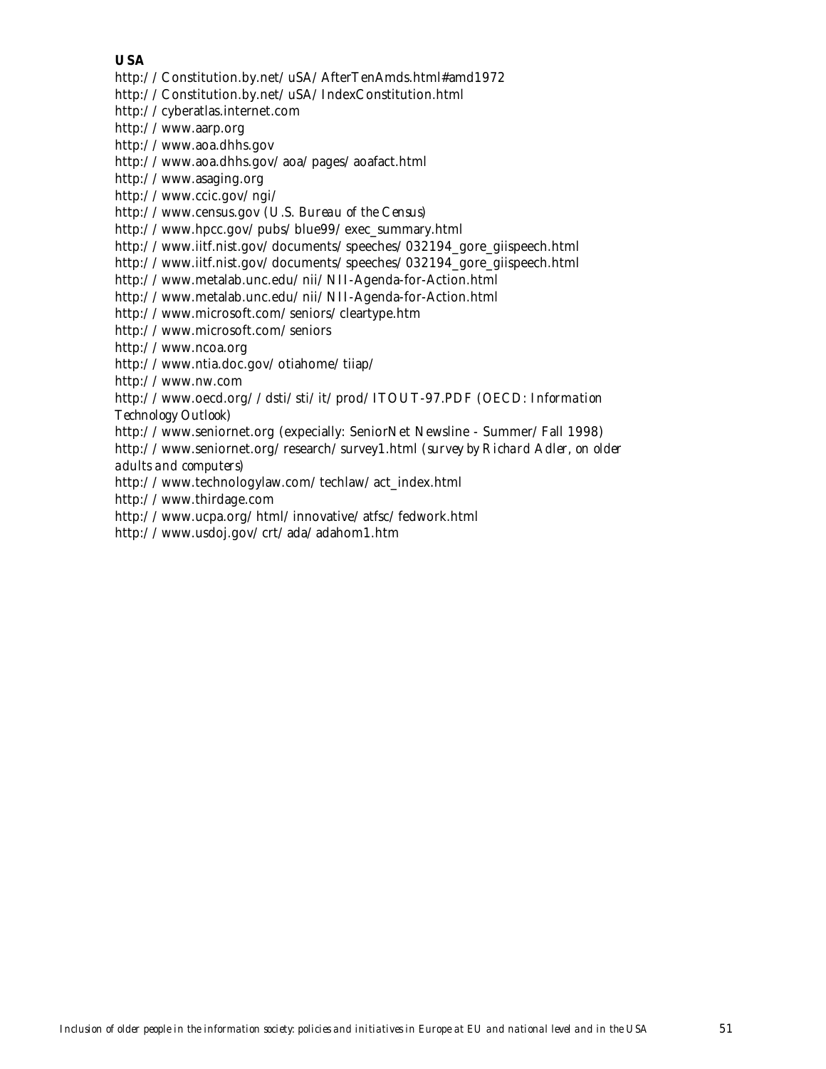**USA**

http://Constitution.by.net/uSA/AfterTenAmds.html#amd1972
http://Constitution.by.net/uSA/IndexConstitution.html
http://cyberatlas.internet.com
http://www.aarp.org
http://www.aoa.dhhs.gov
http://www.aoa.dhhs.gov/aoa/pages/aoafact.html
http://www.asaging.org
http://www.ccic.gov/ngi/
http://www.census.gov (*U.S. Bureau of the Census*)
http://www.hpcc.gov/pubs/blue99/exec_summary.html
http://www.iitf.nist.gov/documents/speeches/032194_gore_giispeech.html
http://www.iitf.nist.gov/documents/speeches/032194_gore_giispeech.html
http://www.metalab.unc.edu/nii/NII-Agenda-for-Action.html
http://www.metalab.unc.edu/nii/NII-Agenda-for-Action.html
http://www.microsoft.com/seniors/cleartype.htm
http://www.microsoft.com/seniors
http://www.ncoa.org
http://www.ntia.doc.gov/otiahome/tiiap/
http://www.nw.com
http://www.oecd.org//dsti/sti/it/prod/ITOUT-97.PDF (*OECD: Information Technology Outlook*)
http://www.seniornet.org (expecially: SeniorNet Newsline - Summer/Fall 1998)
http://www.seniornet.org/research/survey1.html (*survey by Richard Adler, on older adults and computers*)
http://www.technologylaw.com/techlaw/act_index.html
http://www.thirdage.com
http://www.ucpa.org/html/innovative/atfsc/fedwork.html
http://www.usdoj.gov/crt/ada/adahom1.htm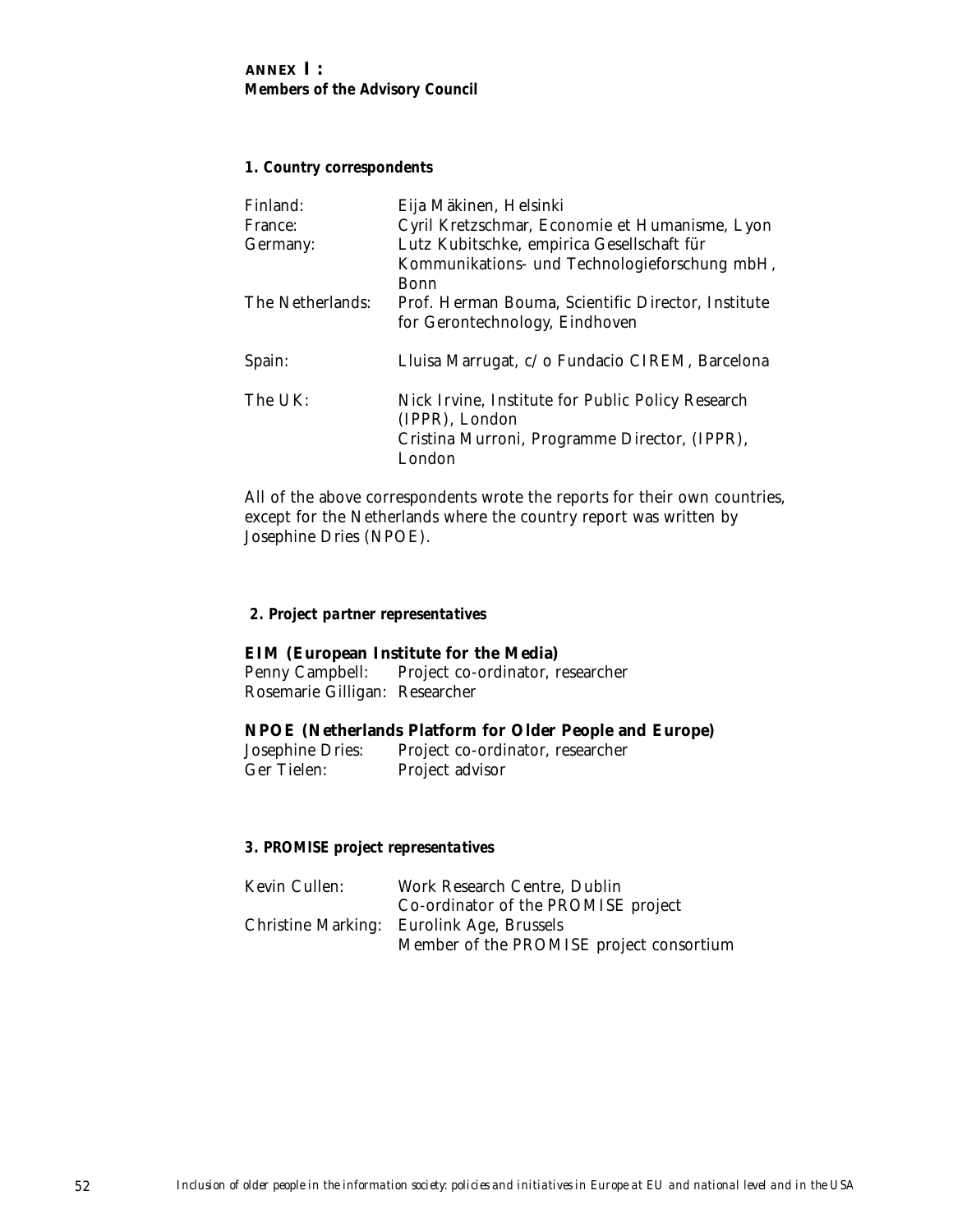**ANNEX I:**
**Members of the Advisory Council**

#### 1. Country correspondents

| | |
|---|---|
| Finland: | Eija Mäkinen, Helsinki |
| France: | Cyril Kretzschmar, Economie et Humanisme, Lyon |
| Germany: | Lutz Kubitschke, empirica Gesellschaft für Kommunikations- und Technologieforschung mbH, Bonn |
| The Netherlands: | Prof. Herman Bouma, Scientific Director, Institute for Gerontechnology, Eindhoven |
| Spain: | Lluisa Marrugat, c/o Fundacio CIREM, Barcelona |
| The UK: | Nick Irvine, Institute for Public Policy Research (IPPR), London<br>Cristina Murroni, Programme Director, (IPPR), London |

All of the above correspondents wrote the reports for their own countries, except for the Netherlands where the country report was written by Josephine Dries (NPOE).

#### 2. Project partner representatives

**EIM (European Institute for the Media)**

| | |
|---|---|
| Penny Campbell: | Project co-ordinator, researcher |
| Rosemarie Gilligan: | Researcher |

**NPOE (Netherlands Platform for Older People and Europe)**

| | |
|---|---|
| Josephine Dries: | Project co-ordinator, researcher |
| Ger Tielen: | Project advisor |

#### 3. PROMISE project representatives

| | |
|---|---|
| Kevin Cullen: | Work Research Centre, Dublin<br>Co-ordinator of the PROMISE project |
| Christine Marking: | Eurolink Age, Brussels<br>Member of the PROMISE project consortium |